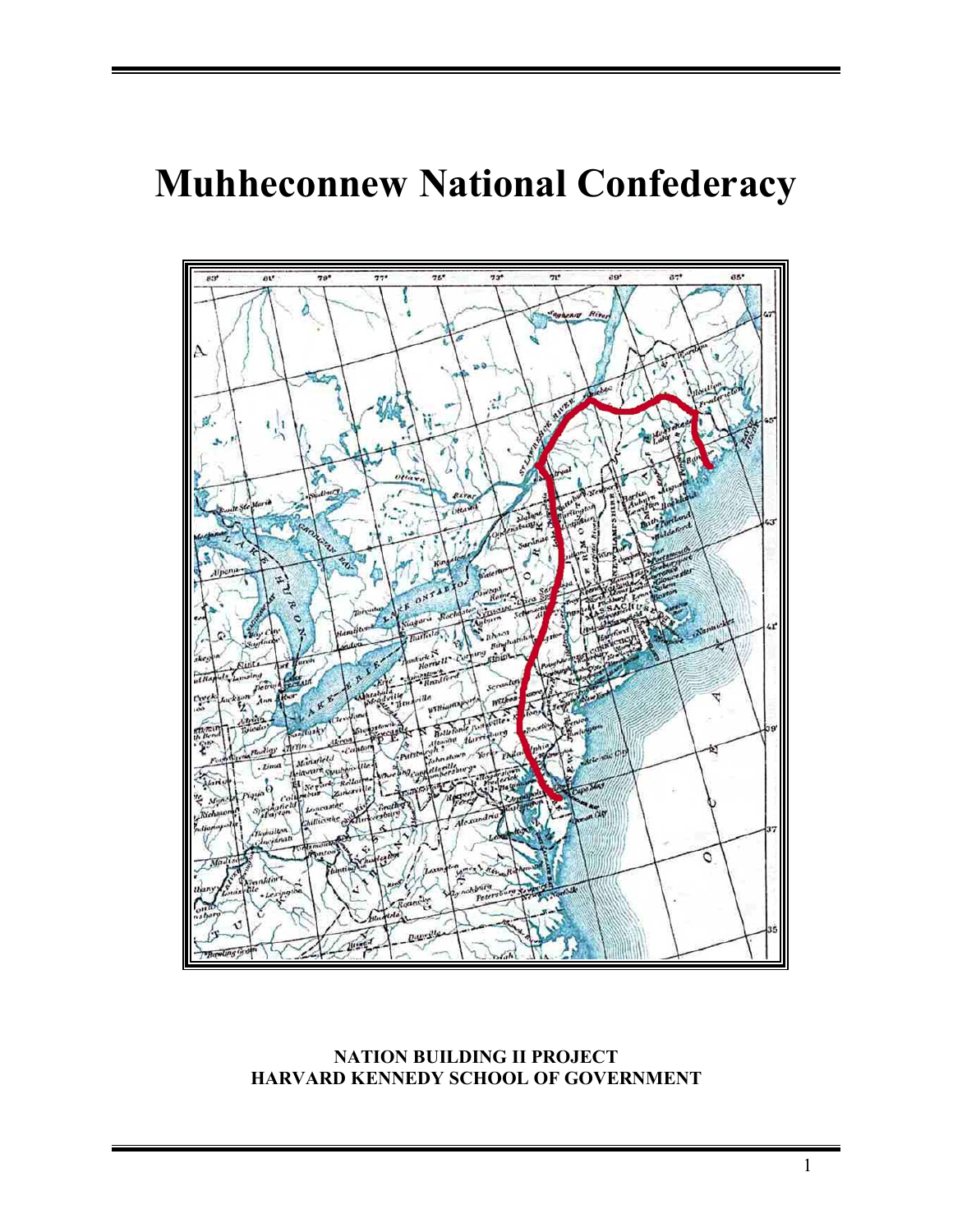# Muhheconnew National Confederacy

**NATION BUILDING II PROJECT**
**HARVARD KENNEDY SCHOOL OF GOVERNMENT**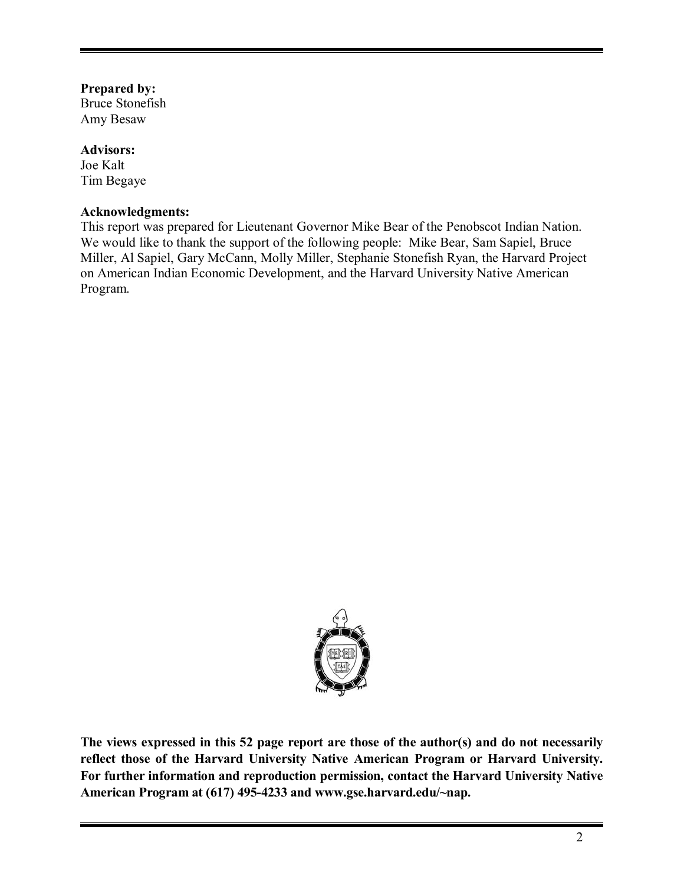**Prepared by:**
Bruce Stonefish
Amy Besaw

**Advisors:**
Joe Kalt
Tim Begaye

**Acknowledgments:**
This report was prepared for Lieutenant Governor Mike Bear of the Penobscot Indian Nation. We would like to thank the support of the following people: Mike Bear, Sam Sapiel, Bruce Miller, Al Sapiel, Gary McCann, Molly Miller, Stephanie Stonefish Ryan, the Harvard Project on American Indian Economic Development, and the Harvard University Native American Program.

**The views expressed in this 52 page report are those of the author(s) and do not necessarily reflect those of the Harvard University Native American Program or Harvard University. For further information and reproduction permission, contact the Harvard University Native American Program at (617) 495-4233 and www.gse.harvard.edu/~nap.**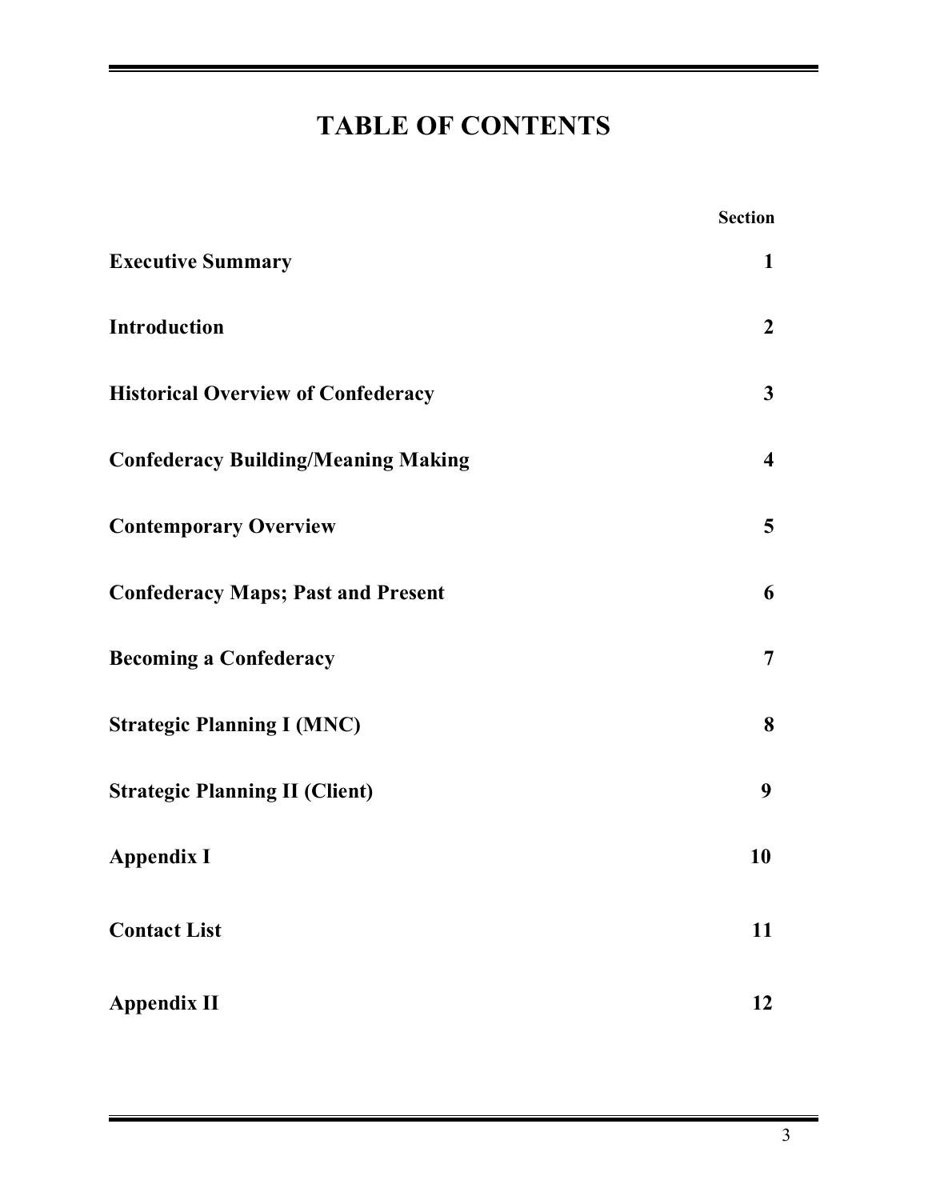# TABLE OF CONTENTS

| | Section |
|---|---|
| **Executive Summary** | **1** |
| **Introduction** | **2** |
| **Historical Overview of Confederacy** | **3** |
| **Confederacy Building/Meaning Making** | **4** |
| **Contemporary Overview** | **5** |
| **Confederacy Maps; Past and Present** | **6** |
| **Becoming a Confederacy** | **7** |
| **Strategic Planning I (MNC)** | **8** |
| **Strategic Planning II (Client)** | **9** |
| **Appendix I** | **10** |
| **Contact List** | **11** |
| **Appendix II** | **12** |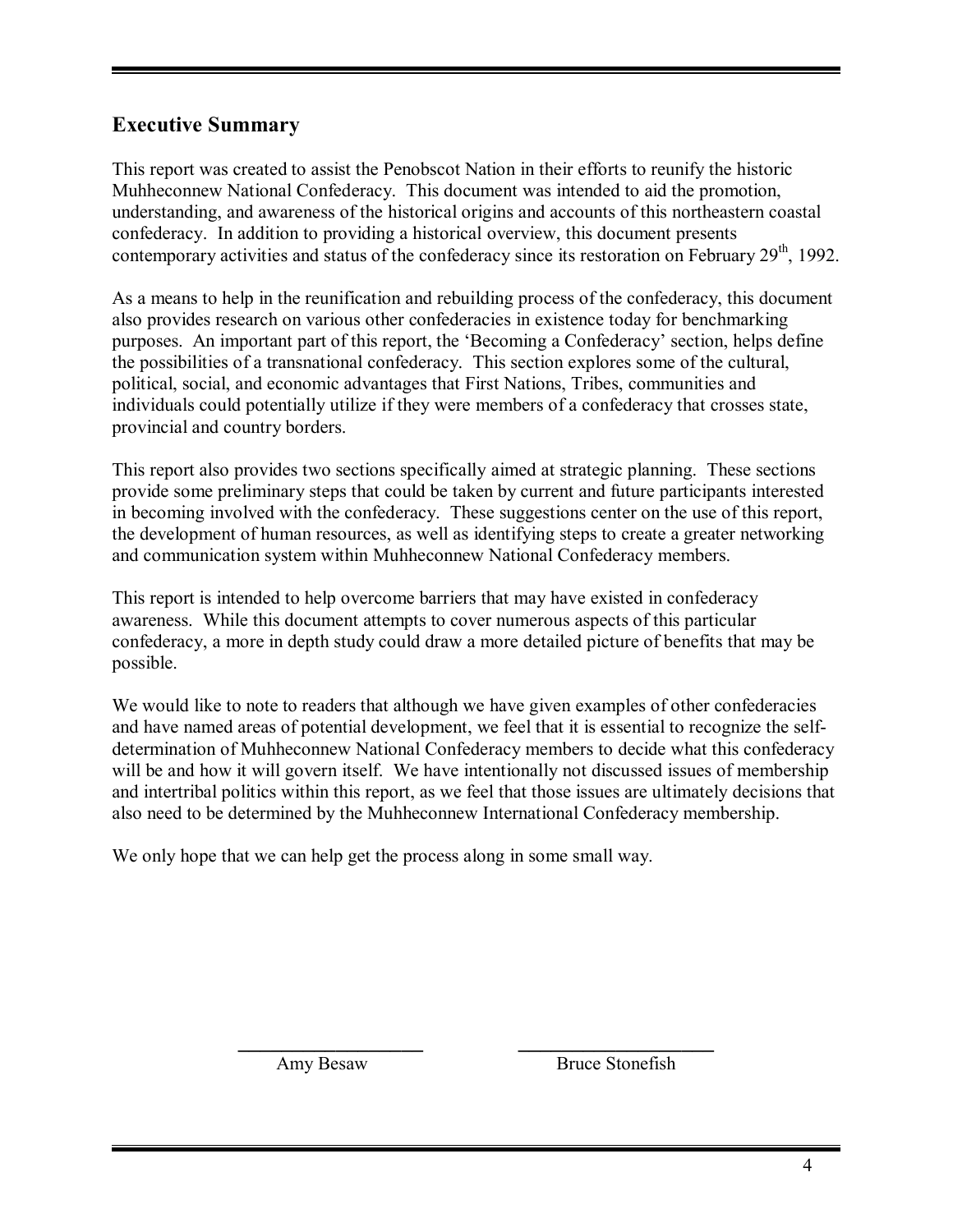## Executive Summary

This report was created to assist the Penobscot Nation in their efforts to reunify the historic Muhheconnew National Confederacy. This document was intended to aid the promotion, understanding, and awareness of the historical origins and accounts of this northeastern coastal confederacy. In addition to providing a historical overview, this document presents contemporary activities and status of the confederacy since its restoration on February 29th, 1992.

As a means to help in the reunification and rebuilding process of the confederacy, this document also provides research on various other confederacies in existence today for benchmarking purposes. An important part of this report, the 'Becoming a Confederacy' section, helps define the possibilities of a transnational confederacy. This section explores some of the cultural, political, social, and economic advantages that First Nations, Tribes, communities and individuals could potentially utilize if they were members of a confederacy that crosses state, provincial and country borders.

This report also provides two sections specifically aimed at strategic planning. These sections provide some preliminary steps that could be taken by current and future participants interested in becoming involved with the confederacy. These suggestions center on the use of this report, the development of human resources, as well as identifying steps to create a greater networking and communication system within Muhheconnew National Confederacy members.

This report is intended to help overcome barriers that may have existed in confederacy awareness. While this document attempts to cover numerous aspects of this particular confederacy, a more in depth study could draw a more detailed picture of benefits that may be possible.

We would like to note to readers that although we have given examples of other confederacies and have named areas of potential development, we feel that it is essential to recognize the self-determination of Muhheconnew National Confederacy members to decide what this confederacy will be and how it will govern itself. We have intentionally not discussed issues of membership and intertribal politics within this report, as we feel that those issues are ultimately decisions that also need to be determined by the Muhheconnew International Confederacy membership.

We only hope that we can help get the process along in some small way.

Amy Besaw

Bruce Stonefish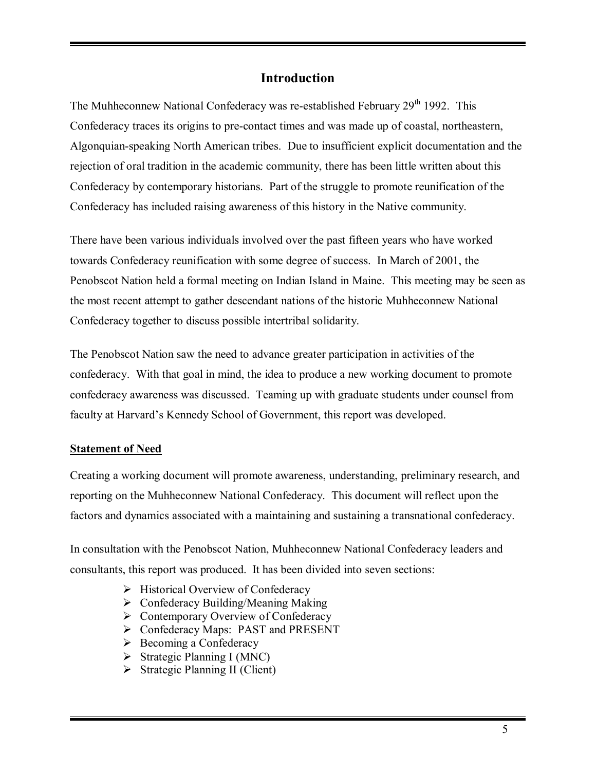# Introduction

The Muhheconnew National Confederacy was re-established February 29th 1992. This Confederacy traces its origins to pre-contact times and was made up of coastal, northeastern, Algonquian-speaking North American tribes. Due to insufficient explicit documentation and the rejection of oral tradition in the academic community, there has been little written about this Confederacy by contemporary historians. Part of the struggle to promote reunification of the Confederacy has included raising awareness of this history in the Native community.

There have been various individuals involved over the past fifteen years who have worked towards Confederacy reunification with some degree of success. In March of 2001, the Penobscot Nation held a formal meeting on Indian Island in Maine. This meeting may be seen as the most recent attempt to gather descendant nations of the historic Muhheconnew National Confederacy together to discuss possible intertribal solidarity.

The Penobscot Nation saw the need to advance greater participation in activities of the confederacy. With that goal in mind, the idea to produce a new working document to promote confederacy awareness was discussed. Teaming up with graduate students under counsel from faculty at Harvard's Kennedy School of Government, this report was developed.

## Statement of Need

Creating a working document will promote awareness, understanding, preliminary research, and reporting on the Muhheconnew National Confederacy. This document will reflect upon the factors and dynamics associated with a maintaining and sustaining a transnational confederacy.

In consultation with the Penobscot Nation, Muhheconnew National Confederacy leaders and consultants, this report was produced. It has been divided into seven sections:

- Historical Overview of Confederacy
- Confederacy Building/Meaning Making
- Contemporary Overview of Confederacy
- Confederacy Maps: PAST and PRESENT
- Becoming a Confederacy
- Strategic Planning I (MNC)
- Strategic Planning II (Client)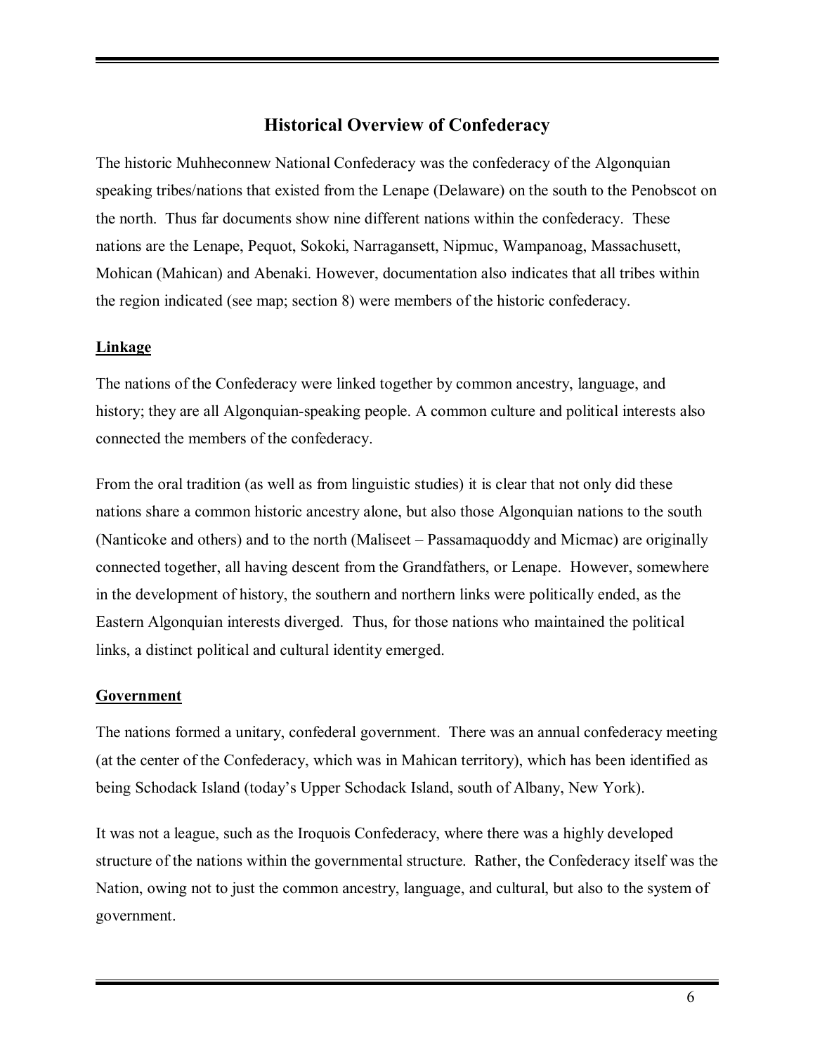## Historical Overview of Confederacy

The historic Muhheconnew National Confederacy was the confederacy of the Algonquian speaking tribes/nations that existed from the Lenape (Delaware) on the south to the Penobscot on the north. Thus far documents show nine different nations within the confederacy. These nations are the Lenape, Pequot, Sokoki, Narragansett, Nipmuc, Wampanoag, Massachusett, Mohican (Mahican) and Abenaki. However, documentation also indicates that all tribes within the region indicated (see map; section 8) were members of the historic confederacy.

### Linkage

The nations of the Confederacy were linked together by common ancestry, language, and history; they are all Algonquian-speaking people. A common culture and political interests also connected the members of the confederacy.

From the oral tradition (as well as from linguistic studies) it is clear that not only did these nations share a common historic ancestry alone, but also those Algonquian nations to the south (Nanticoke and others) and to the north (Maliseet – Passamaquoddy and Micmac) are originally connected together, all having descent from the Grandfathers, or Lenape. However, somewhere in the development of history, the southern and northern links were politically ended, as the Eastern Algonquian interests diverged. Thus, for those nations who maintained the political links, a distinct political and cultural identity emerged.

### Government

The nations formed a unitary, confederal government. There was an annual confederacy meeting (at the center of the Confederacy, which was in Mahican territory), which has been identified as being Schodack Island (today's Upper Schodack Island, south of Albany, New York).

It was not a league, such as the Iroquois Confederacy, where there was a highly developed structure of the nations within the governmental structure. Rather, the Confederacy itself was the Nation, owing not to just the common ancestry, language, and cultural, but also to the system of government.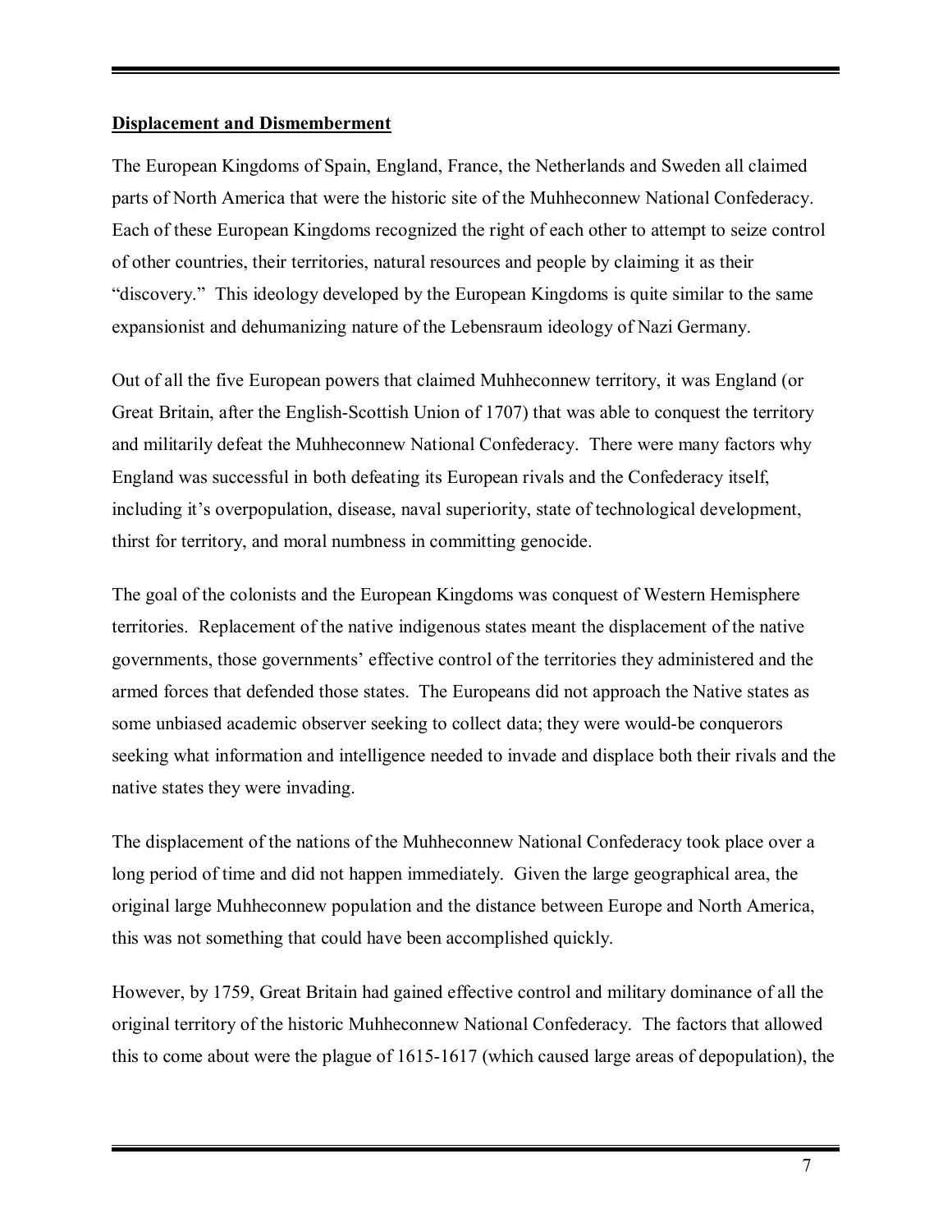**Displacement and Dismemberment**

The European Kingdoms of Spain, England, France, the Netherlands and Sweden all claimed parts of North America that were the historic site of the Muhheconnew National Confederacy. Each of these European Kingdoms recognized the right of each other to attempt to seize control of other countries, their territories, natural resources and people by claiming it as their "discovery." This ideology developed by the European Kingdoms is quite similar to the same expansionist and dehumanizing nature of the Lebensraum ideology of Nazi Germany.

Out of all the five European powers that claimed Muhheconnew territory, it was England (or Great Britain, after the English-Scottish Union of 1707) that was able to conquest the territory and militarily defeat the Muhheconnew National Confederacy. There were many factors why England was successful in both defeating its European rivals and the Confederacy itself, including it's overpopulation, disease, naval superiority, state of technological development, thirst for territory, and moral numbness in committing genocide.

The goal of the colonists and the European Kingdoms was conquest of Western Hemisphere territories. Replacement of the native indigenous states meant the displacement of the native governments, those governments' effective control of the territories they administered and the armed forces that defended those states. The Europeans did not approach the Native states as some unbiased academic observer seeking to collect data; they were would-be conquerors seeking what information and intelligence needed to invade and displace both their rivals and the native states they were invading.

The displacement of the nations of the Muhheconnew National Confederacy took place over a long period of time and did not happen immediately. Given the large geographical area, the original large Muhheconnew population and the distance between Europe and North America, this was not something that could have been accomplished quickly.

However, by 1759, Great Britain had gained effective control and military dominance of all the original territory of the historic Muhheconnew National Confederacy. The factors that allowed this to come about were the plague of 1615-1617 (which caused large areas of depopulation), the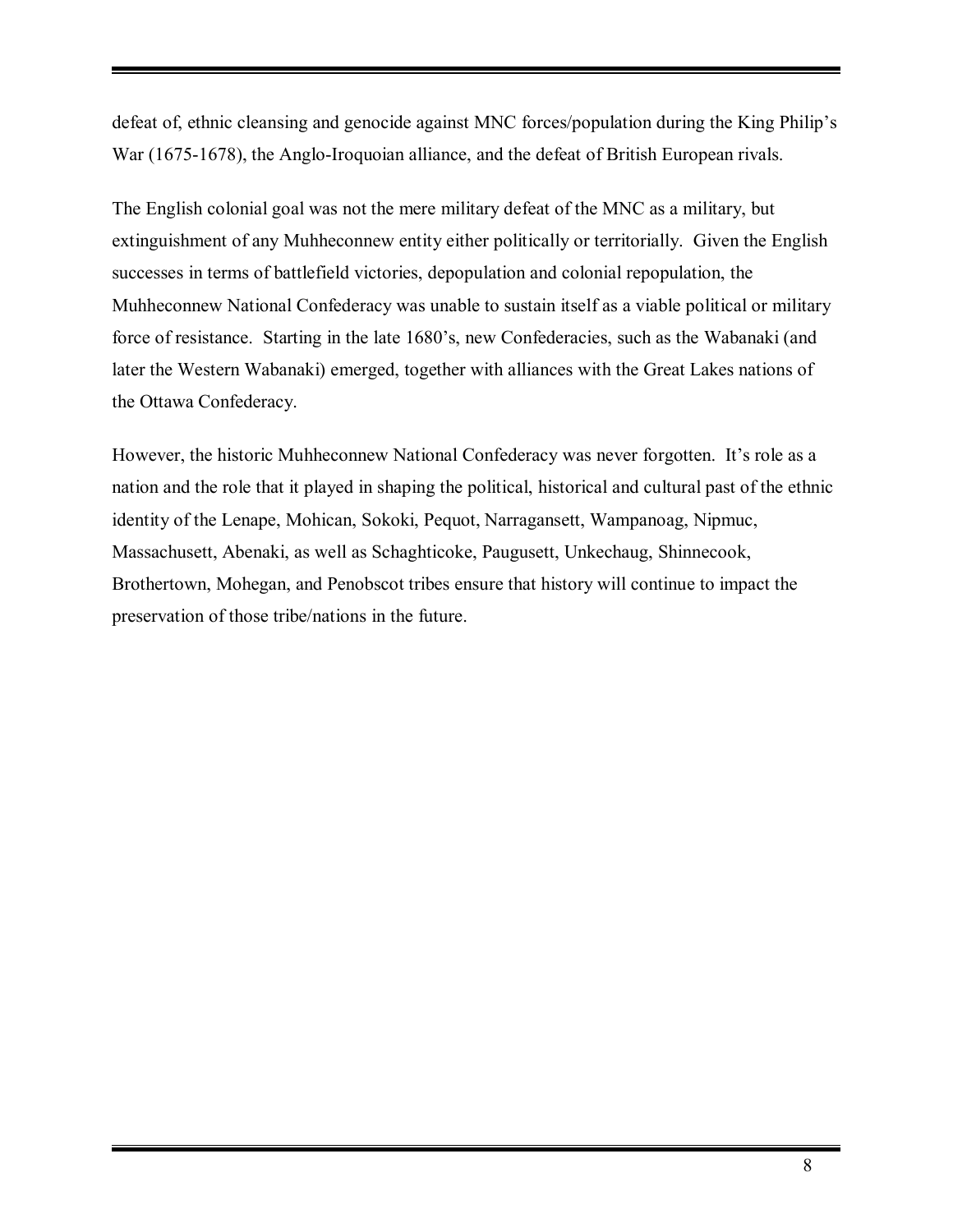defeat of, ethnic cleansing and genocide against MNC forces/population during the King Philip's War (1675-1678), the Anglo-Iroquoian alliance, and the defeat of British European rivals.

The English colonial goal was not the mere military defeat of the MNC as a military, but extinguishment of any Muhheconnew entity either politically or territorially. Given the English successes in terms of battlefield victories, depopulation and colonial repopulation, the Muhheconnew National Confederacy was unable to sustain itself as a viable political or military force of resistance. Starting in the late 1680's, new Confederacies, such as the Wabanaki (and later the Western Wabanaki) emerged, together with alliances with the Great Lakes nations of the Ottawa Confederacy.

However, the historic Muhheconnew National Confederacy was never forgotten. It's role as a nation and the role that it played in shaping the political, historical and cultural past of the ethnic identity of the Lenape, Mohican, Sokoki, Pequot, Narragansett, Wampanoag, Nipmuc, Massachusett, Abenaki, as well as Schaghticoke, Paugusett, Unkechaug, Shinnecook, Brothertown, Mohegan, and Penobscot tribes ensure that history will continue to impact the preservation of those tribe/nations in the future.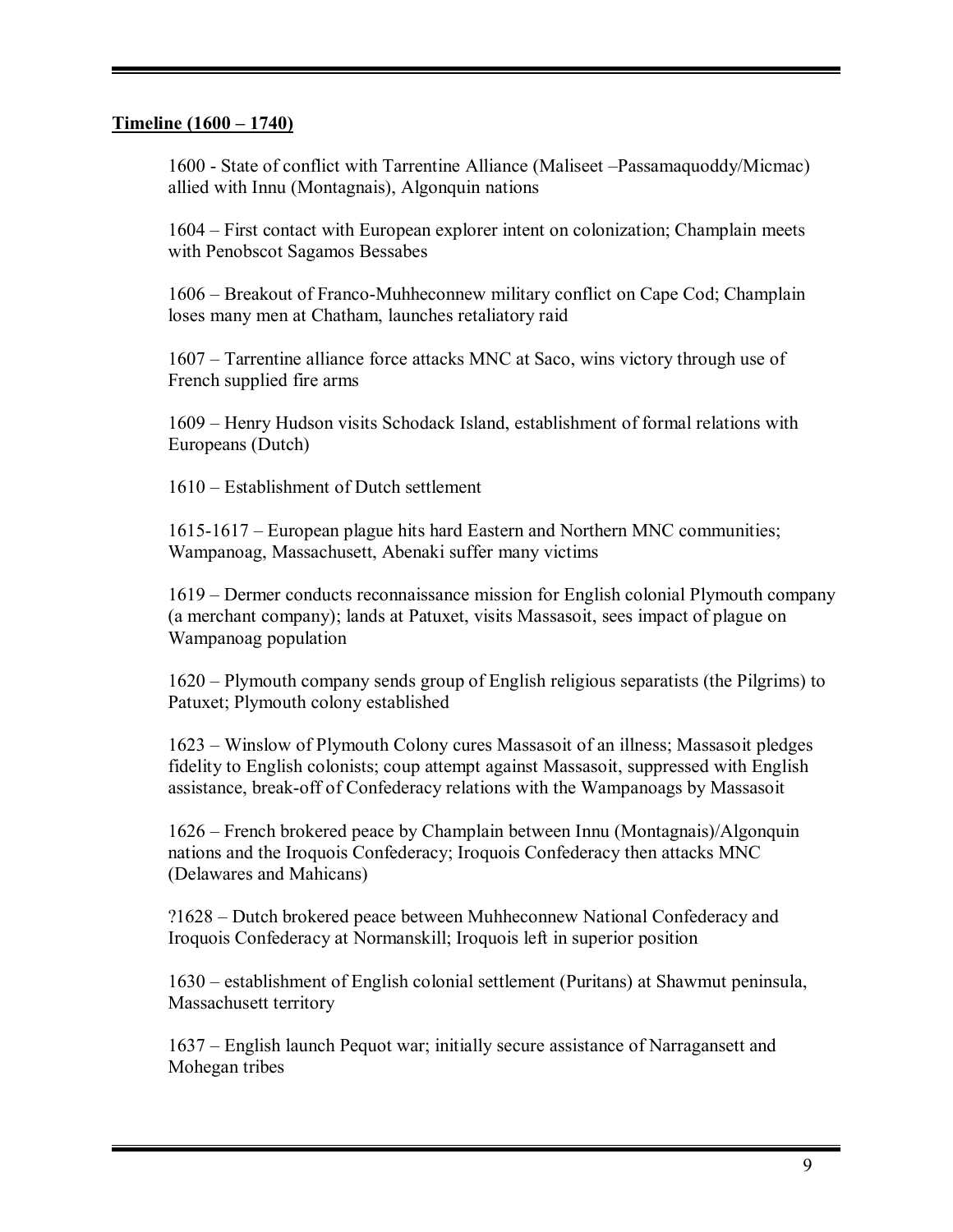**Timeline (1600 – 1740)**

1600 - State of conflict with Tarrentine Alliance (Maliseet –Passamaquoddy/Micmac) allied with Innu (Montagnais), Algonquin nations

1604 – First contact with European explorer intent on colonization; Champlain meets with Penobscot Sagamos Bessabes

1606 – Breakout of Franco-Muhheconnew military conflict on Cape Cod; Champlain loses many men at Chatham, launches retaliatory raid

1607 – Tarrentine alliance force attacks MNC at Saco, wins victory through use of French supplied fire arms

1609 – Henry Hudson visits Schodack Island, establishment of formal relations with Europeans (Dutch)

1610 – Establishment of Dutch settlement

1615-1617 – European plague hits hard Eastern and Northern MNC communities; Wampanoag, Massachusett, Abenaki suffer many victims

1619 – Dermer conducts reconnaissance mission for English colonial Plymouth company (a merchant company); lands at Patuxet, visits Massasoit, sees impact of plague on Wampanoag population

1620 – Plymouth company sends group of English religious separatists (the Pilgrims) to Patuxet; Plymouth colony established

1623 – Winslow of Plymouth Colony cures Massasoit of an illness; Massasoit pledges fidelity to English colonists; coup attempt against Massasoit, suppressed with English assistance, break-off of Confederacy relations with the Wampanoags by Massasoit

1626 – French brokered peace by Champlain between Innu (Montagnais)/Algonquin nations and the Iroquois Confederacy; Iroquois Confederacy then attacks MNC (Delawares and Mahicans)

?1628 – Dutch brokered peace between Muhheconnew National Confederacy and Iroquois Confederacy at Normanskill; Iroquois left in superior position

1630 – establishment of English colonial settlement (Puritans) at Shawmut peninsula, Massachusett territory

1637 – English launch Pequot war; initially secure assistance of Narragansett and Mohegan tribes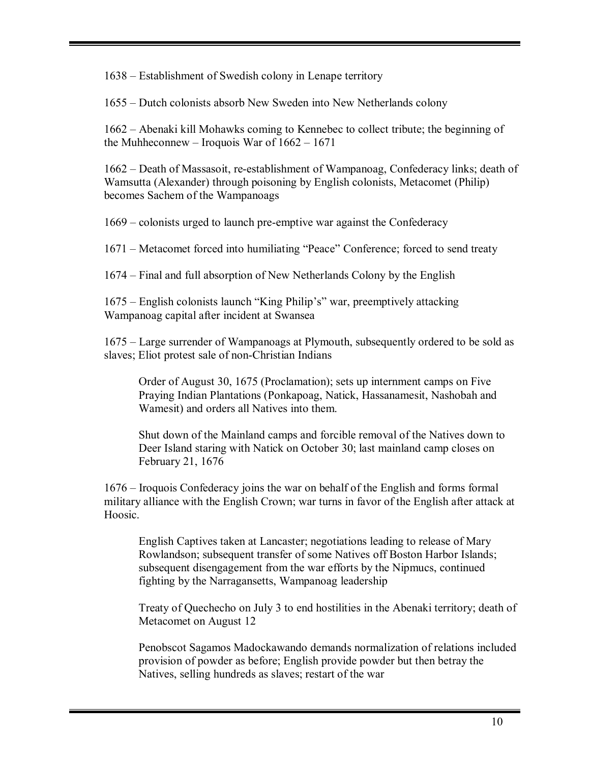1638 – Establishment of Swedish colony in Lenape territory

1655 – Dutch colonists absorb New Sweden into New Netherlands colony

1662 – Abenaki kill Mohawks coming to Kennebec to collect tribute; the beginning of the Muhheconnew – Iroquois War of 1662 – 1671

1662 – Death of Massasoit, re-establishment of Wampanoag, Confederacy links; death of Wamsutta (Alexander) through poisoning by English colonists, Metacomet (Philip) becomes Sachem of the Wampanoags

1669 – colonists urged to launch pre-emptive war against the Confederacy

1671 – Metacomet forced into humiliating "Peace" Conference; forced to send treaty

1674 – Final and full absorption of New Netherlands Colony by the English

1675 – English colonists launch "King Philip's" war, preemptively attacking Wampanoag capital after incident at Swansea

1675 – Large surrender of Wampanoags at Plymouth, subsequently ordered to be sold as slaves; Eliot protest sale of non-Christian Indians

> Order of August 30, 1675 (Proclamation); sets up internment camps on Five Praying Indian Plantations (Ponkapoag, Natick, Hassanamesit, Nashobah and Wamesit) and orders all Natives into them.
>
> Shut down of the Mainland camps and forcible removal of the Natives down to Deer Island staring with Natick on October 30; last mainland camp closes on February 21, 1676

1676 – Iroquois Confederacy joins the war on behalf of the English and forms formal military alliance with the English Crown; war turns in favor of the English after attack at Hoosic.

> English Captives taken at Lancaster; negotiations leading to release of Mary Rowlandson; subsequent transfer of some Natives off Boston Harbor Islands; subsequent disengagement from the war efforts by the Nipmucs, continued fighting by the Narragansetts, Wampanoag leadership
>
> Treaty of Quechecho on July 3 to end hostilities in the Abenaki territory; death of Metacomet on August 12
>
> Penobscot Sagamos Madockawando demands normalization of relations included provision of powder as before; English provide powder but then betray the Natives, selling hundreds as slaves; restart of the war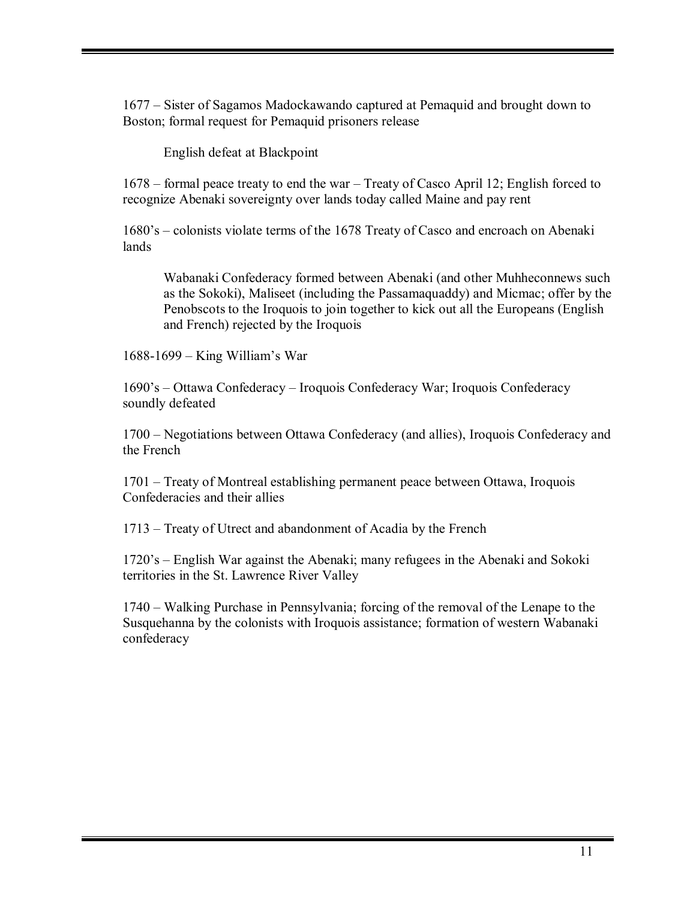1677 – Sister of Sagamos Madockawando captured at Pemaquid and brought down to Boston; formal request for Pemaquid prisoners release

English defeat at Blackpoint

1678 – formal peace treaty to end the war – Treaty of Casco April 12; English forced to recognize Abenaki sovereignty over lands today called Maine and pay rent

1680's – colonists violate terms of the 1678 Treaty of Casco and encroach on Abenaki lands

Wabanaki Confederacy formed between Abenaki (and other Muhheconnews such as the Sokoki), Maliseet (including the Passamaquaddy) and Micmac; offer by the Penobscots to the Iroquois to join together to kick out all the Europeans (English and French) rejected by the Iroquois

1688-1699 – King William's War

1690's – Ottawa Confederacy – Iroquois Confederacy War; Iroquois Confederacy soundly defeated

1700 – Negotiations between Ottawa Confederacy (and allies), Iroquois Confederacy and the French

1701 – Treaty of Montreal establishing permanent peace between Ottawa, Iroquois Confederacies and their allies

1713 – Treaty of Utrect and abandonment of Acadia by the French

1720's – English War against the Abenaki; many refugees in the Abenaki and Sokoki territories in the St. Lawrence River Valley

1740 – Walking Purchase in Pennsylvania; forcing of the removal of the Lenape to the Susquehanna by the colonists with Iroquois assistance; formation of western Wabanaki confederacy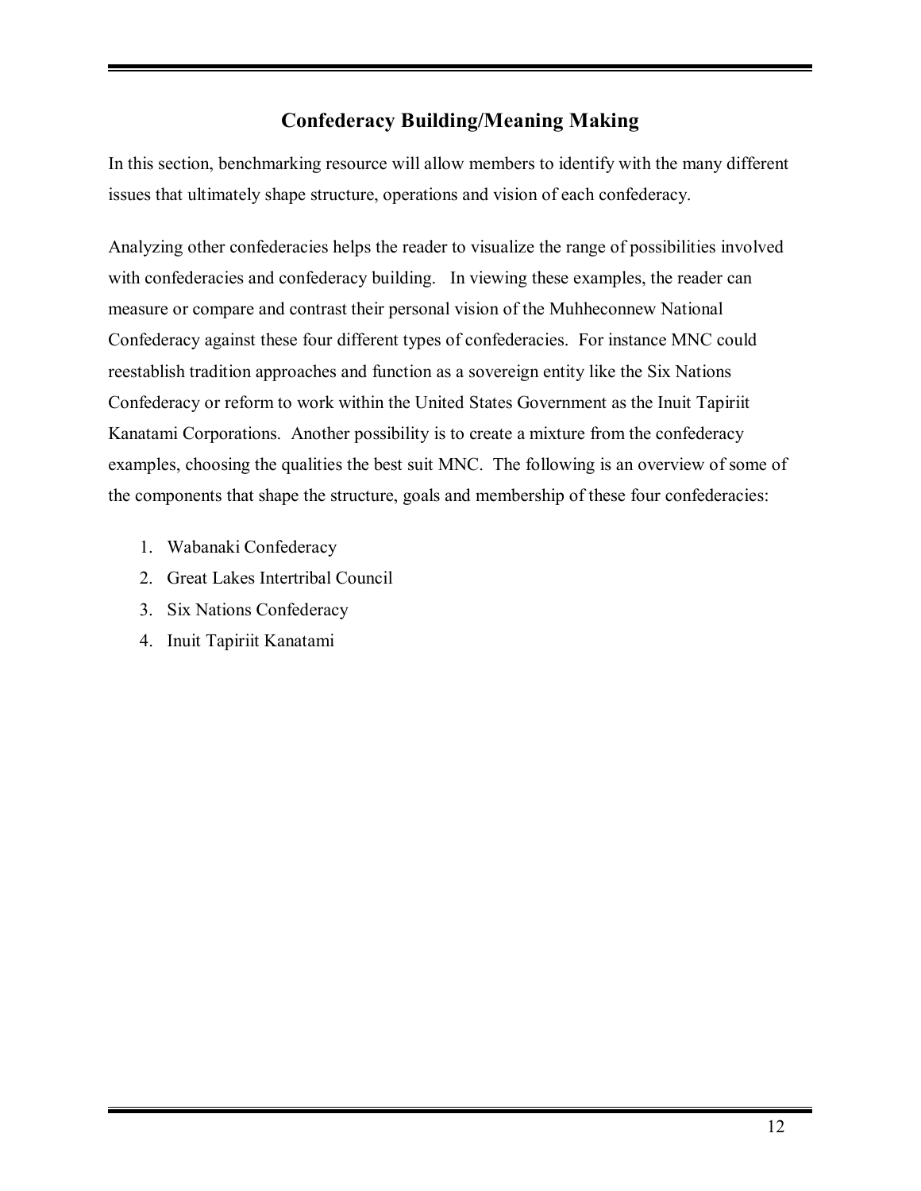## Confederacy Building/Meaning Making

In this section, benchmarking resource will allow members to identify with the many different issues that ultimately shape structure, operations and vision of each confederacy.

Analyzing other confederacies helps the reader to visualize the range of possibilities involved with confederacies and confederacy building. In viewing these examples, the reader can measure or compare and contrast their personal vision of the Muhheconnew National Confederacy against these four different types of confederacies. For instance MNC could reestablish tradition approaches and function as a sovereign entity like the Six Nations Confederacy or reform to work within the United States Government as the Inuit Tapiriit Kanatami Corporations. Another possibility is to create a mixture from the confederacy examples, choosing the qualities the best suit MNC. The following is an overview of some of the components that shape the structure, goals and membership of these four confederacies:

1. Wabanaki Confederacy
2. Great Lakes Intertribal Council
3. Six Nations Confederacy
4. Inuit Tapiriit Kanatami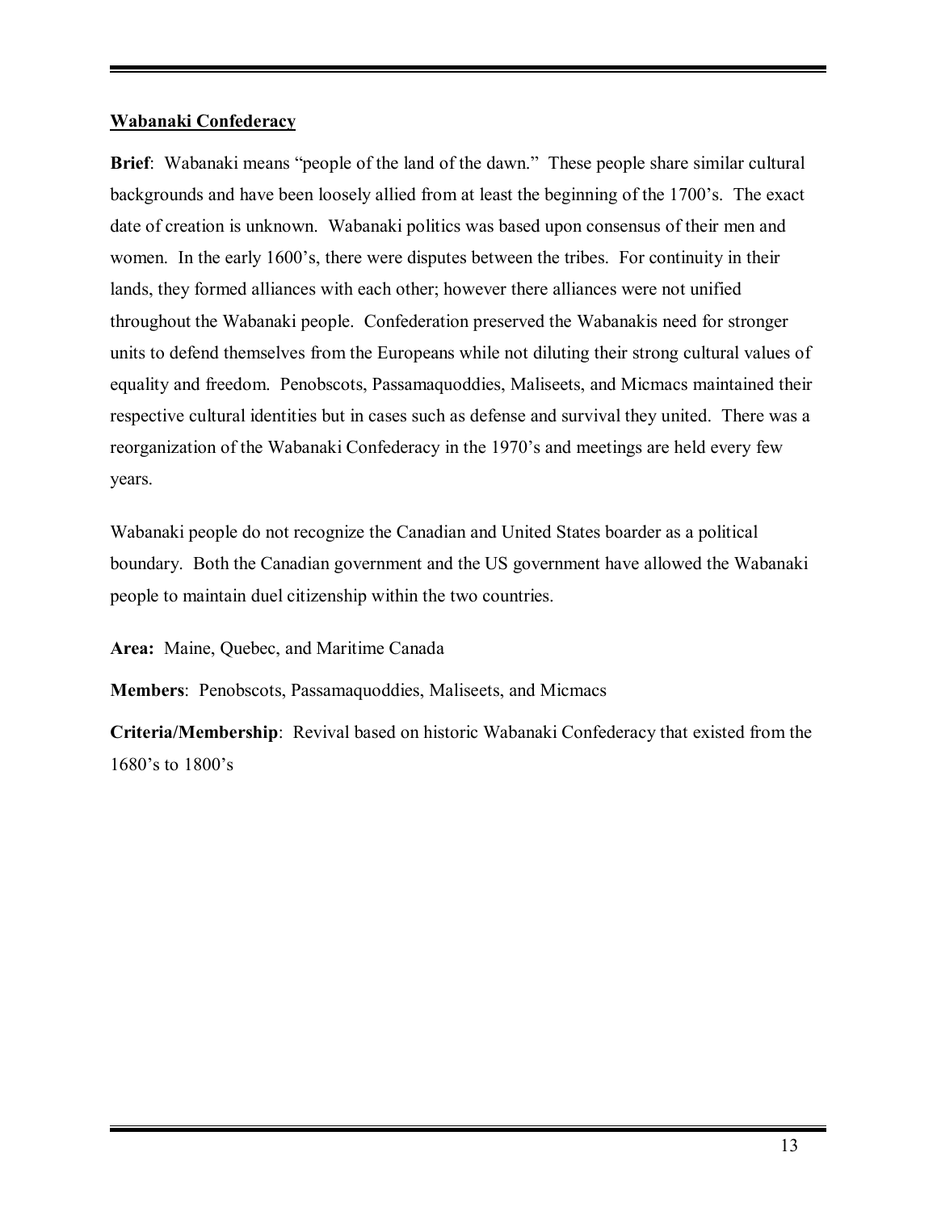## <u>Wabanaki Confederacy</u>

**Brief**: Wabanaki means "people of the land of the dawn." These people share similar cultural backgrounds and have been loosely allied from at least the beginning of the 1700's. The exact date of creation is unknown. Wabanaki politics was based upon consensus of their men and women. In the early 1600's, there were disputes between the tribes. For continuity in their lands, they formed alliances with each other; however there alliances were not unified throughout the Wabanaki people. Confederation preserved the Wabanakis need for stronger units to defend themselves from the Europeans while not diluting their strong cultural values of equality and freedom. Penobscots, Passamaquoddies, Maliseets, and Micmacs maintained their respective cultural identities but in cases such as defense and survival they united. There was a reorganization of the Wabanaki Confederacy in the 1970's and meetings are held every few years.

Wabanaki people do not recognize the Canadian and United States boarder as a political boundary. Both the Canadian government and the US government have allowed the Wabanaki people to maintain duel citizenship within the two countries.

**Area:** Maine, Quebec, and Maritime Canada

**Members**: Penobscots, Passamaquoddies, Maliseets, and Micmacs

**Criteria/Membership**: Revival based on historic Wabanaki Confederacy that existed from the 1680's to 1800's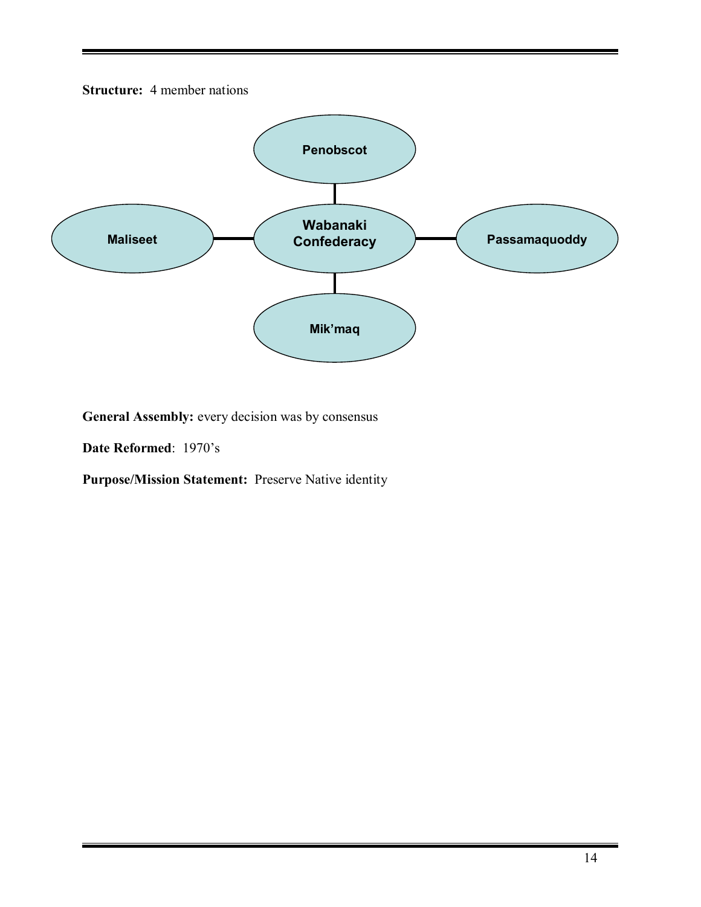**Structure:** 4 member nations

Penobscot

Maliseet

Wabanaki Confederacy

Passamaquoddy

Mik'maq

**General Assembly:** every decision was by consensus

**Date Reformed**: 1970's

**Purpose/Mission Statement:** Preserve Native identity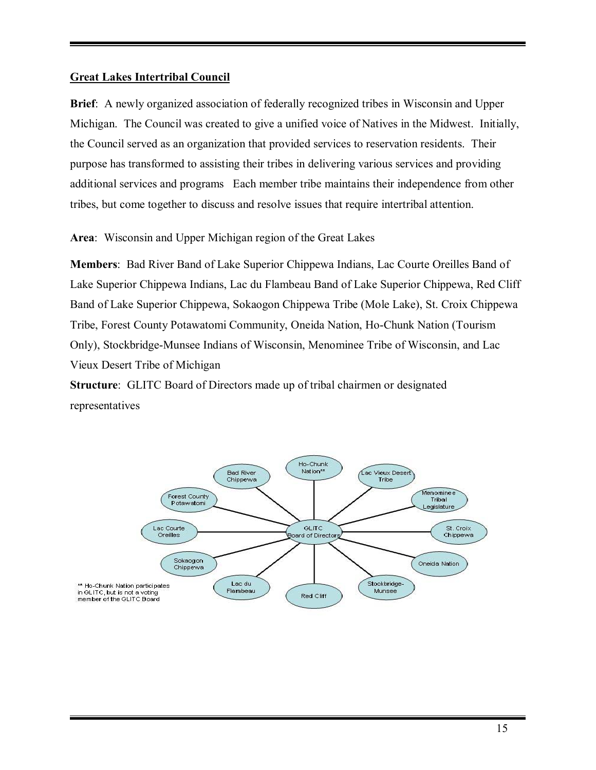## Great Lakes Intertribal Council

**Brief**: A newly organized association of federally recognized tribes in Wisconsin and Upper Michigan. The Council was created to give a unified voice of Natives in the Midwest. Initially, the Council served as an organization that provided services to reservation residents. Their purpose has transformed to assisting their tribes in delivering various services and providing additional services and programs Each member tribe maintains their independence from other tribes, but come together to discuss and resolve issues that require intertribal attention.

**Area**: Wisconsin and Upper Michigan region of the Great Lakes

**Members**: Bad River Band of Lake Superior Chippewa Indians, Lac Courte Oreilles Band of Lake Superior Chippewa Indians, Lac du Flambeau Band of Lake Superior Chippewa, Red Cliff Band of Lake Superior Chippewa, Sokaogon Chippewa Tribe (Mole Lake), St. Croix Chippewa Tribe, Forest County Potawatomi Community, Oneida Nation, Ho-Chunk Nation (Tourism Only), Stockbridge-Munsee Indians of Wisconsin, Menominee Tribe of Wisconsin, and Lac Vieux Desert Tribe of Michigan

**Structure**: GLITC Board of Directors made up of tribal chairmen or designated representatives

** Ho-Chunk Nation participates in GLITC, but is not a voting member of the GLITC Board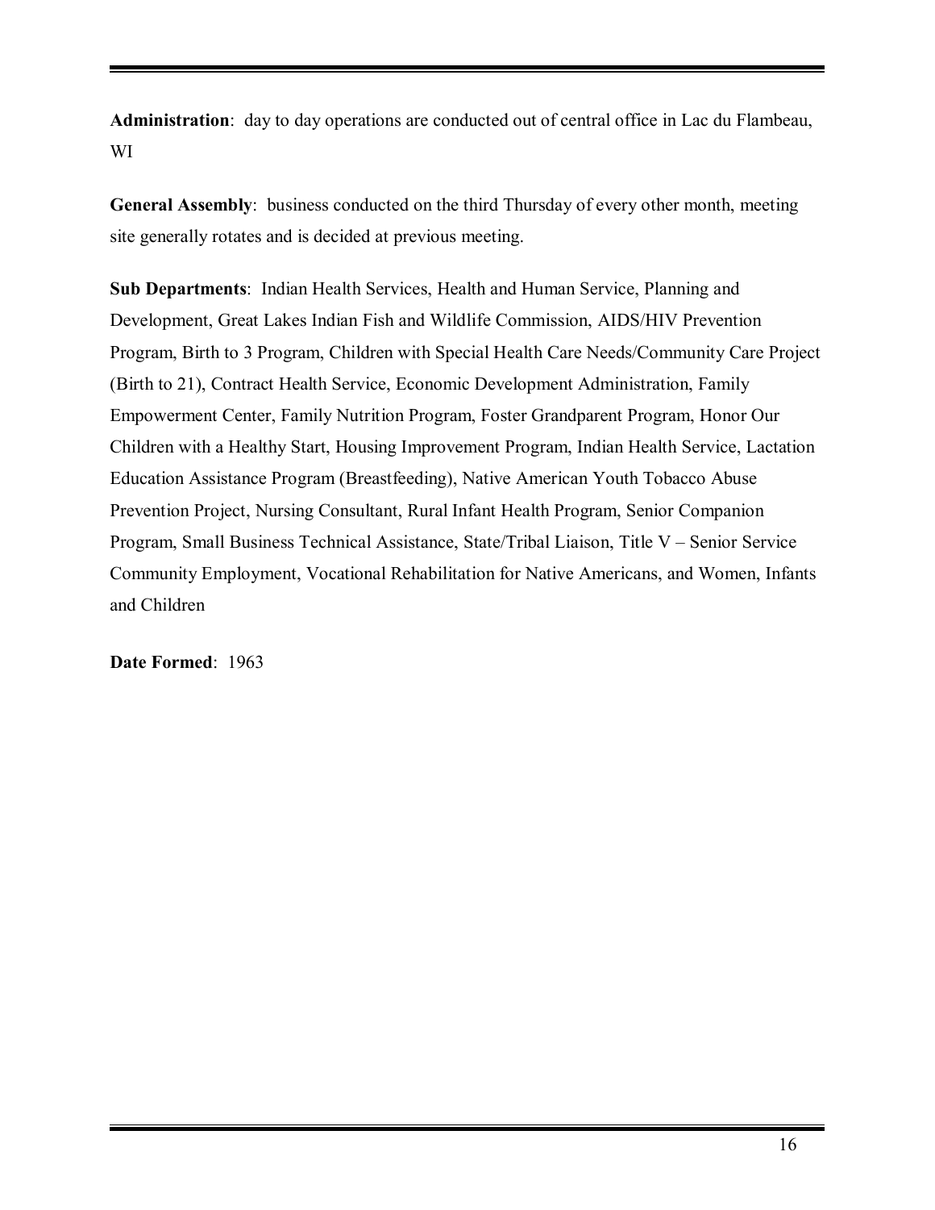**Administration**: day to day operations are conducted out of central office in Lac du Flambeau, WI

**General Assembly**: business conducted on the third Thursday of every other month, meeting site generally rotates and is decided at previous meeting.

**Sub Departments**: Indian Health Services, Health and Human Service, Planning and Development, Great Lakes Indian Fish and Wildlife Commission, AIDS/HIV Prevention Program, Birth to 3 Program, Children with Special Health Care Needs/Community Care Project (Birth to 21), Contract Health Service, Economic Development Administration, Family Empowerment Center, Family Nutrition Program, Foster Grandparent Program, Honor Our Children with a Healthy Start, Housing Improvement Program, Indian Health Service, Lactation Education Assistance Program (Breastfeeding), Native American Youth Tobacco Abuse Prevention Project, Nursing Consultant, Rural Infant Health Program, Senior Companion Program, Small Business Technical Assistance, State/Tribal Liaison, Title V – Senior Service Community Employment, Vocational Rehabilitation for Native Americans, and Women, Infants and Children

**Date Formed**: 1963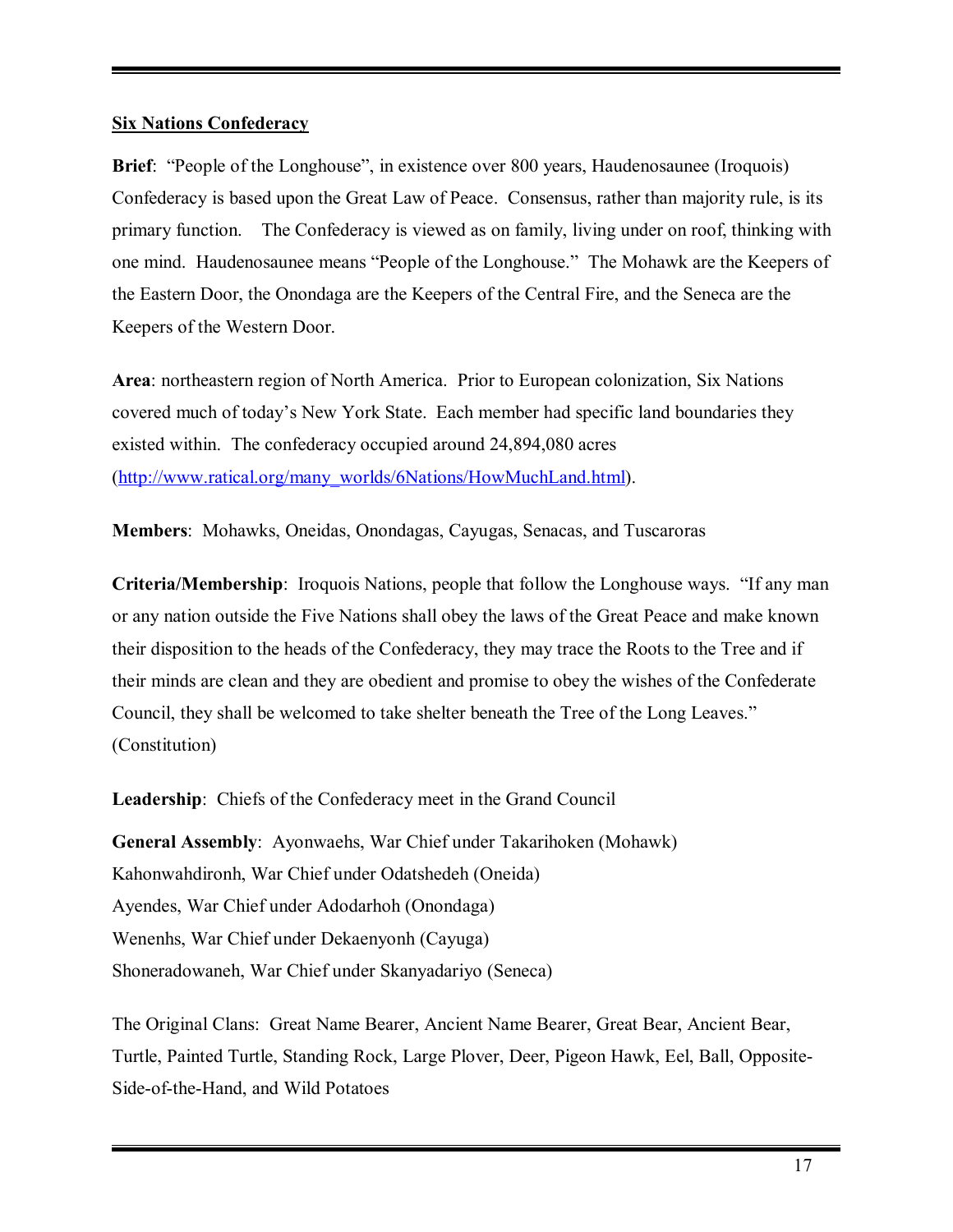**Six Nations Confederacy**

**Brief**: "People of the Longhouse", in existence over 800 years, Haudenosaunee (Iroquois) Confederacy is based upon the Great Law of Peace. Consensus, rather than majority rule, is its primary function. The Confederacy is viewed as on family, living under on roof, thinking with one mind. Haudenosaunee means "People of the Longhouse." The Mohawk are the Keepers of the Eastern Door, the Onondaga are the Keepers of the Central Fire, and the Seneca are the Keepers of the Western Door.

**Area**: northeastern region of North America. Prior to European colonization, Six Nations covered much of today's New York State. Each member had specific land boundaries they existed within. The confederacy occupied around 24,894,080 acres (http://www.ratical.org/many_worlds/6Nations/HowMuchLand.html).

**Members**: Mohawks, Oneidas, Onondagas, Cayugas, Senacas, and Tuscaroras

**Criteria/Membership**: Iroquois Nations, people that follow the Longhouse ways. "If any man or any nation outside the Five Nations shall obey the laws of the Great Peace and make known their disposition to the heads of the Confederacy, they may trace the Roots to the Tree and if their minds are clean and they are obedient and promise to obey the wishes of the Confederate Council, they shall be welcomed to take shelter beneath the Tree of the Long Leaves." (Constitution)

**Leadership**: Chiefs of the Confederacy meet in the Grand Council

**General Assembly**: Ayonwaehs, War Chief under Takarihoken (Mohawk)
Kahonwahdironh, War Chief under Odatshedeh (Oneida)
Ayendes, War Chief under Adodarhoh (Onondaga)
Wenenhs, War Chief under Dekaenyonh (Cayuga)
Shoneradowaneh, War Chief under Skanyadariyo (Seneca)

The Original Clans: Great Name Bearer, Ancient Name Bearer, Great Bear, Ancient Bear, Turtle, Painted Turtle, Standing Rock, Large Plover, Deer, Pigeon Hawk, Eel, Ball, Opposite-Side-of-the-Hand, and Wild Potatoes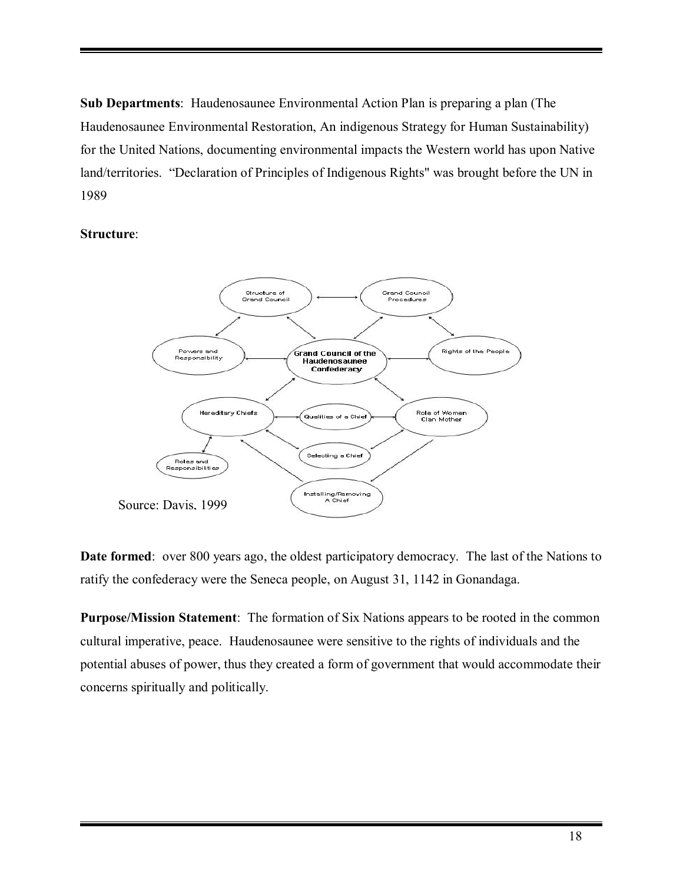**Sub Departments**: Haudenosaunee Environmental Action Plan is preparing a plan (The Haudenosaunee Environmental Restoration, An indigenous Strategy for Human Sustainability) for the United Nations, documenting environmental impacts the Western world has upon Native land/territories. "Declaration of Principles of Indigenous Rights" was brought before the UN in 1989

**Structure**:

Source: Davis, 1999

**Date formed**: over 800 years ago, the oldest participatory democracy. The last of the Nations to ratify the confederacy were the Seneca people, on August 31, 1142 in Gonandaga.

**Purpose/Mission Statement**: The formation of Six Nations appears to be rooted in the common cultural imperative, peace. Haudenosaunee were sensitive to the rights of individuals and the potential abuses of power, thus they created a form of government that would accommodate their concerns spiritually and politically.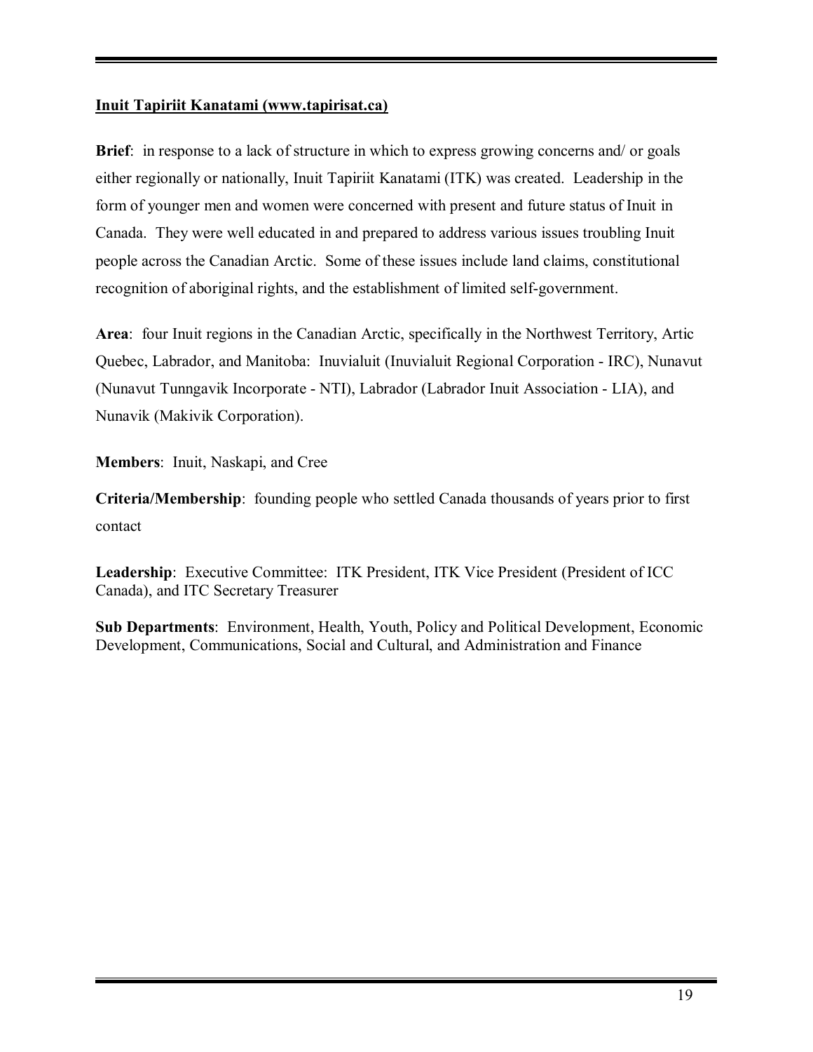**Inuit Tapiriit Kanatami (www.tapirisat.ca)**

**Brief**: in response to a lack of structure in which to express growing concerns and/ or goals either regionally or nationally, Inuit Tapiriit Kanatami (ITK) was created. Leadership in the form of younger men and women were concerned with present and future status of Inuit in Canada. They were well educated in and prepared to address various issues troubling Inuit people across the Canadian Arctic. Some of these issues include land claims, constitutional recognition of aboriginal rights, and the establishment of limited self-government.

**Area**: four Inuit regions in the Canadian Arctic, specifically in the Northwest Territory, Artic Quebec, Labrador, and Manitoba: Inuvialuit (Inuvialuit Regional Corporation - IRC), Nunavut (Nunavut Tunngavik Incorporate - NTI), Labrador (Labrador Inuit Association - LIA), and Nunavik (Makivik Corporation).

**Members**: Inuit, Naskapi, and Cree

**Criteria/Membership**: founding people who settled Canada thousands of years prior to first contact

**Leadership**: Executive Committee: ITK President, ITK Vice President (President of ICC Canada), and ITC Secretary Treasurer

**Sub Departments**: Environment, Health, Youth, Policy and Political Development, Economic Development, Communications, Social and Cultural, and Administration and Finance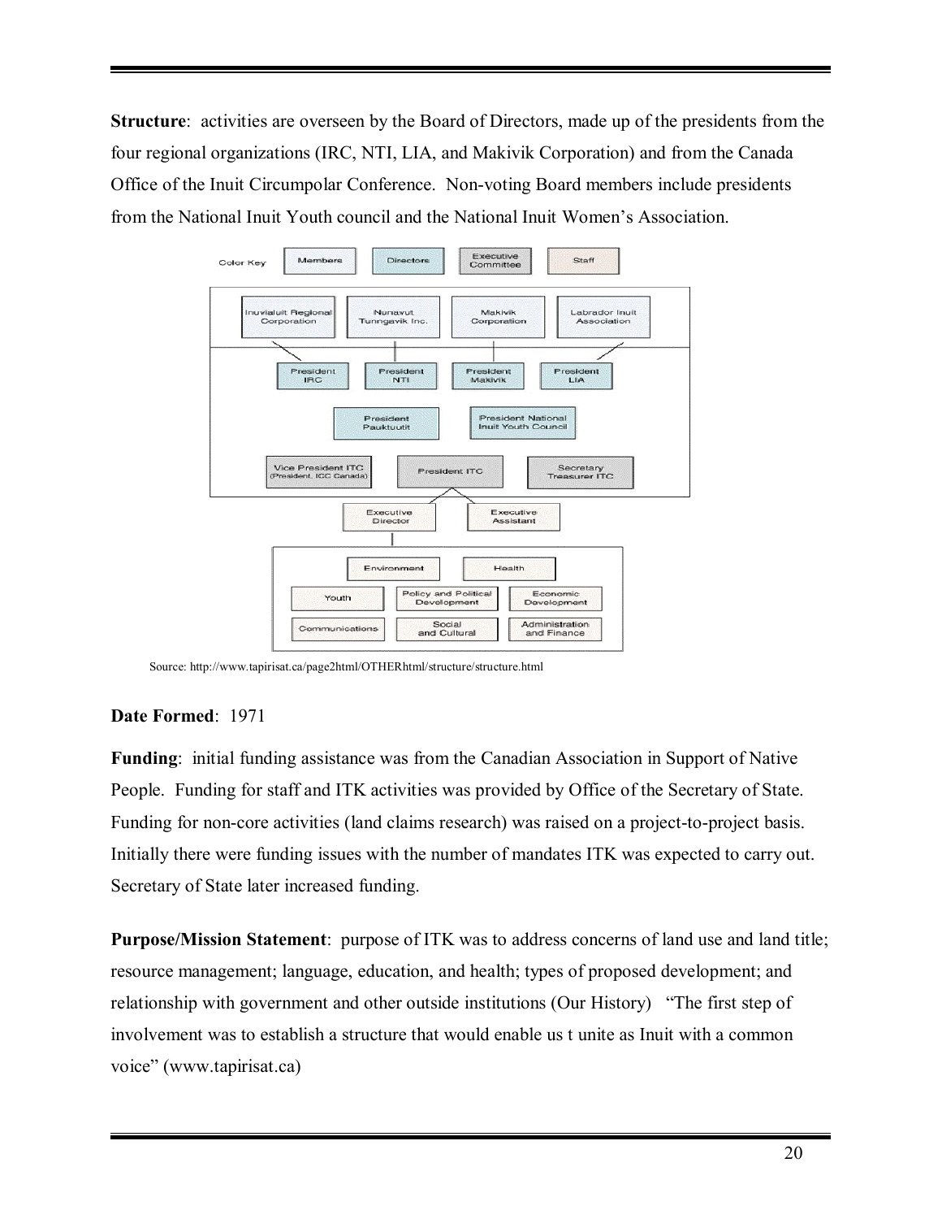**Structure**: activities are overseen by the Board of Directors, made up of the presidents from the four regional organizations (IRC, NTI, LIA, and Makivik Corporation) and from the Canada Office of the Inuit Circumpolar Conference. Non-voting Board members include presidents from the National Inuit Youth council and the National Inuit Women's Association.

Source: http://www.tapirisat.ca/page2html/OTHERhtml/structure/structure.html

**Date Formed**: 1971

**Funding**: initial funding assistance was from the Canadian Association in Support of Native People. Funding for staff and ITK activities was provided by Office of the Secretary of State. Funding for non-core activities (land claims research) was raised on a project-to-project basis. Initially there were funding issues with the number of mandates ITK was expected to carry out. Secretary of State later increased funding.

**Purpose/Mission Statement**: purpose of ITK was to address concerns of land use and land title; resource management; language, education, and health; types of proposed development; and relationship with government and other outside institutions (Our History) "The first step of involvement was to establish a structure that would enable us t unite as Inuit with a common voice" (www.tapirisat.ca)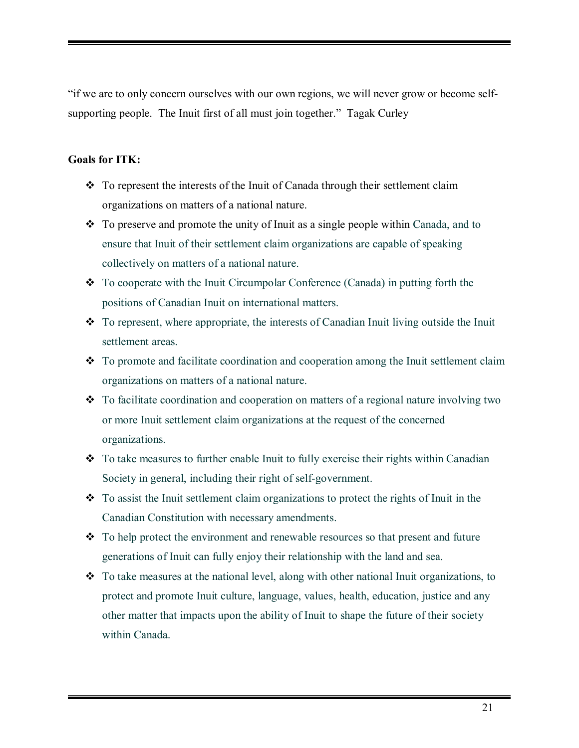“if we are to only concern ourselves with our own regions, we will never grow or become self-supporting people.  The Inuit first of all must join together.”  Tagak Curley

**Goals for ITK:**

- To represent the interests of the Inuit of Canada through their settlement claim organizations on matters of a national nature.
- To preserve and promote the unity of Inuit as a single people within Canada, and to ensure that Inuit of their settlement claim organizations are capable of speaking collectively on matters of a national nature.
- To cooperate with the Inuit Circumpolar Conference (Canada) in putting forth the positions of Canadian Inuit on international matters.
- To represent, where appropriate, the interests of Canadian Inuit living outside the Inuit settlement areas.
- To promote and facilitate coordination and cooperation among the Inuit settlement claim organizations on matters of a national nature.
- To facilitate coordination and cooperation on matters of a regional nature involving two or more Inuit settlement claim organizations at the request of the concerned organizations.
- To take measures to further enable Inuit to fully exercise their rights within Canadian Society in general, including their right of self-government.
- To assist the Inuit settlement claim organizations to protect the rights of Inuit in the Canadian Constitution with necessary amendments.
- To help protect the environment and renewable resources so that present and future generations of Inuit can fully enjoy their relationship with the land and sea.
- To take measures at the national level, along with other national Inuit organizations, to protect and promote Inuit culture, language, values, health, education, justice and any other matter that impacts upon the ability of Inuit to shape the future of their society within Canada.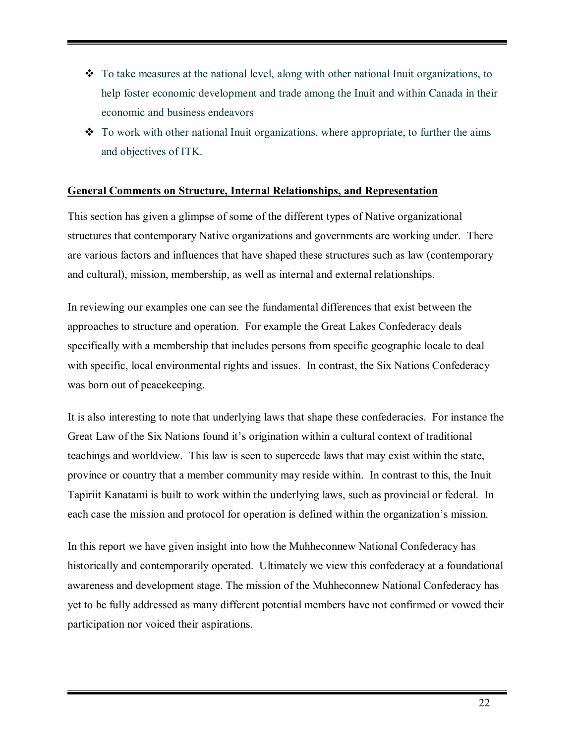- To take measures at the national level, along with other national Inuit organizations, to help foster economic development and trade among the Inuit and within Canada in their economic and business endeavors
- To work with other national Inuit organizations, where appropriate, to further the aims and objectives of ITK.

## General Comments on Structure, Internal Relationships, and Representation

This section has given a glimpse of some of the different types of Native organizational structures that contemporary Native organizations and governments are working under. There are various factors and influences that have shaped these structures such as law (contemporary and cultural), mission, membership, as well as internal and external relationships.

In reviewing our examples one can see the fundamental differences that exist between the approaches to structure and operation. For example the Great Lakes Confederacy deals specifically with a membership that includes persons from specific geographic locale to deal with specific, local environmental rights and issues. In contrast, the Six Nations Confederacy was born out of peacekeeping.

It is also interesting to note that underlying laws that shape these confederacies. For instance the Great Law of the Six Nations found it's origination within a cultural context of traditional teachings and worldview. This law is seen to supercede laws that may exist within the state, province or country that a member community may reside within. In contrast to this, the Inuit Tapiriit Kanatami is built to work within the underlying laws, such as provincial or federal. In each case the mission and protocol for operation is defined within the organization's mission.

In this report we have given insight into how the Muhheconnew National Confederacy has historically and contemporarily operated. Ultimately we view this confederacy at a foundational awareness and development stage. The mission of the Muhheconnew National Confederacy has yet to be fully addressed as many different potential members have not confirmed or vowed their participation nor voiced their aspirations.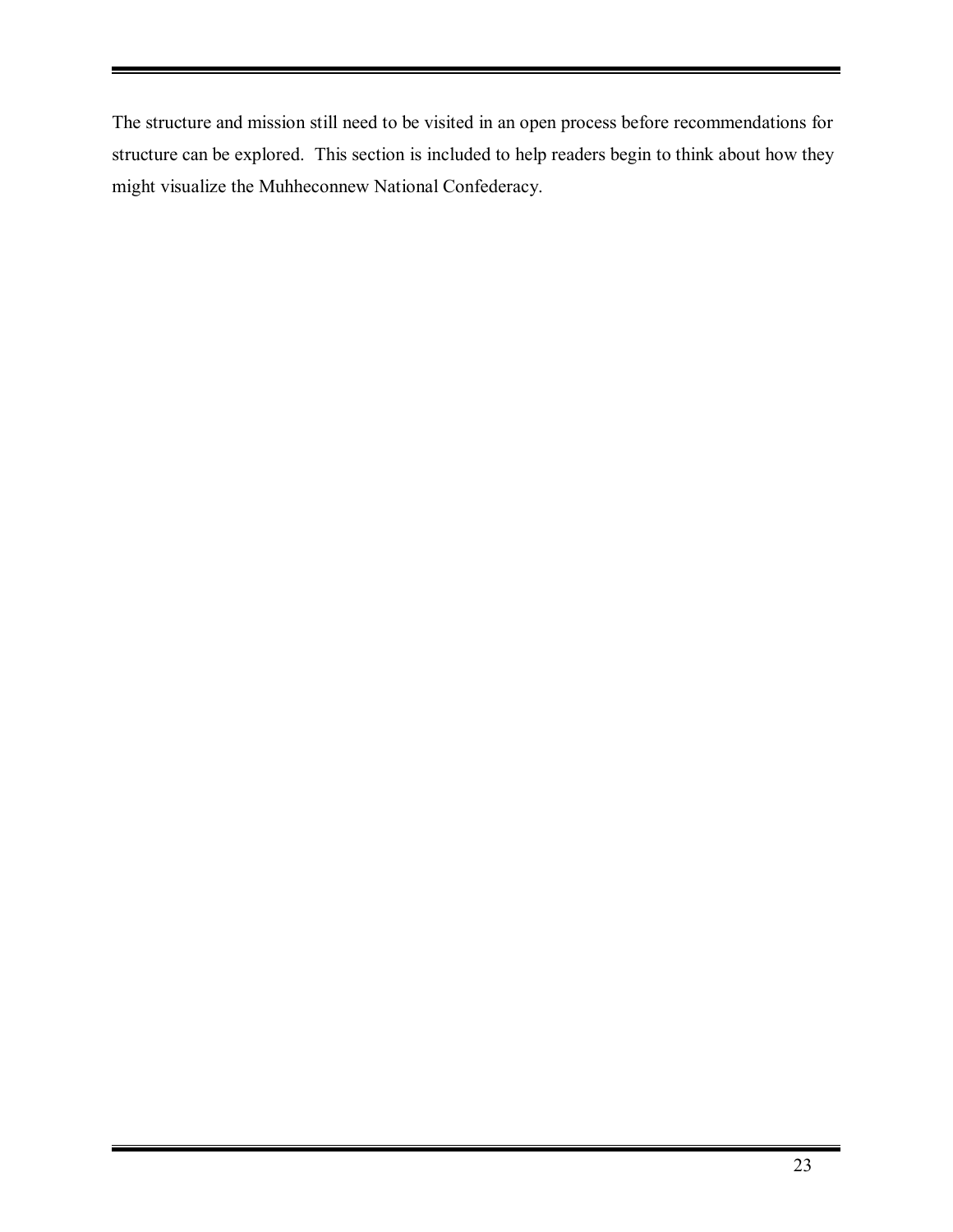The structure and mission still need to be visited in an open process before recommendations for structure can be explored. This section is included to help readers begin to think about how they might visualize the Muhheconnew National Confederacy.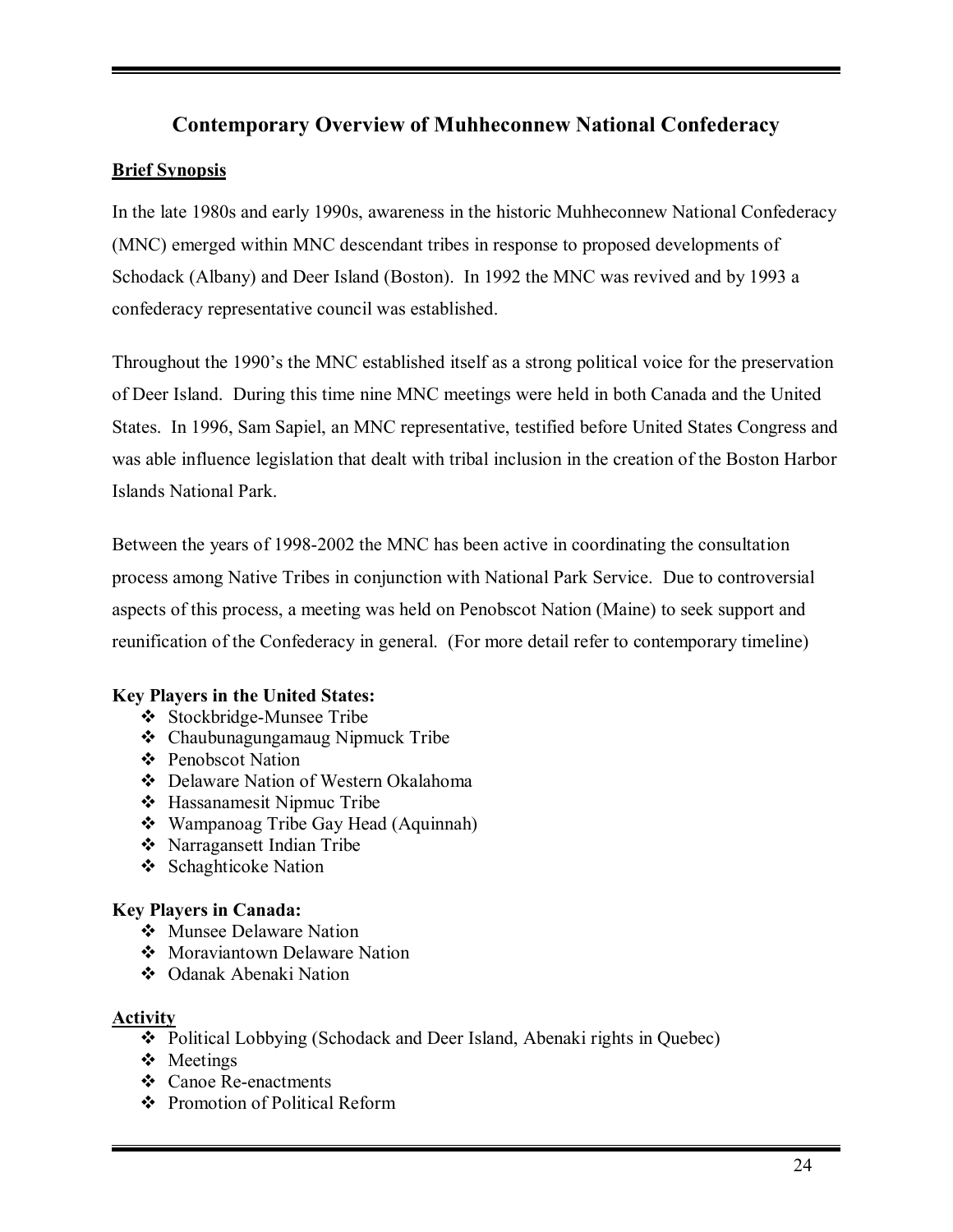## Contemporary Overview of Muhheconnew National Confederacy

**Brief Synopsis**

In the late 1980s and early 1990s, awareness in the historic Muhheconnew National Confederacy (MNC) emerged within MNC descendant tribes in response to proposed developments of Schodack (Albany) and Deer Island (Boston). In 1992 the MNC was revived and by 1993 a confederacy representative council was established.

Throughout the 1990's the MNC established itself as a strong political voice for the preservation of Deer Island. During this time nine MNC meetings were held in both Canada and the United States. In 1996, Sam Sapiel, an MNC representative, testified before United States Congress and was able influence legislation that dealt with tribal inclusion in the creation of the Boston Harbor Islands National Park.

Between the years of 1998-2002 the MNC has been active in coordinating the consultation process among Native Tribes in conjunction with National Park Service. Due to controversial aspects of this process, a meeting was held on Penobscot Nation (Maine) to seek support and reunification of the Confederacy in general. (For more detail refer to contemporary timeline)

**Key Players in the United States:**

- Stockbridge-Munsee Tribe
- Chaubunagungamaug Nipmuck Tribe
- Penobscot Nation
- Delaware Nation of Western Okalahoma
- Hassanamesit Nipmuc Tribe
- Wampanoag Tribe Gay Head (Aquinnah)
- Narragansett Indian Tribe
- Schaghticoke Nation

**Key Players in Canada:**

- Munsee Delaware Nation
- Moraviantown Delaware Nation
- Odanak Abenaki Nation

**Activity**

- Political Lobbying (Schodack and Deer Island, Abenaki rights in Quebec)
- Meetings
- Canoe Re-enactments
- Promotion of Political Reform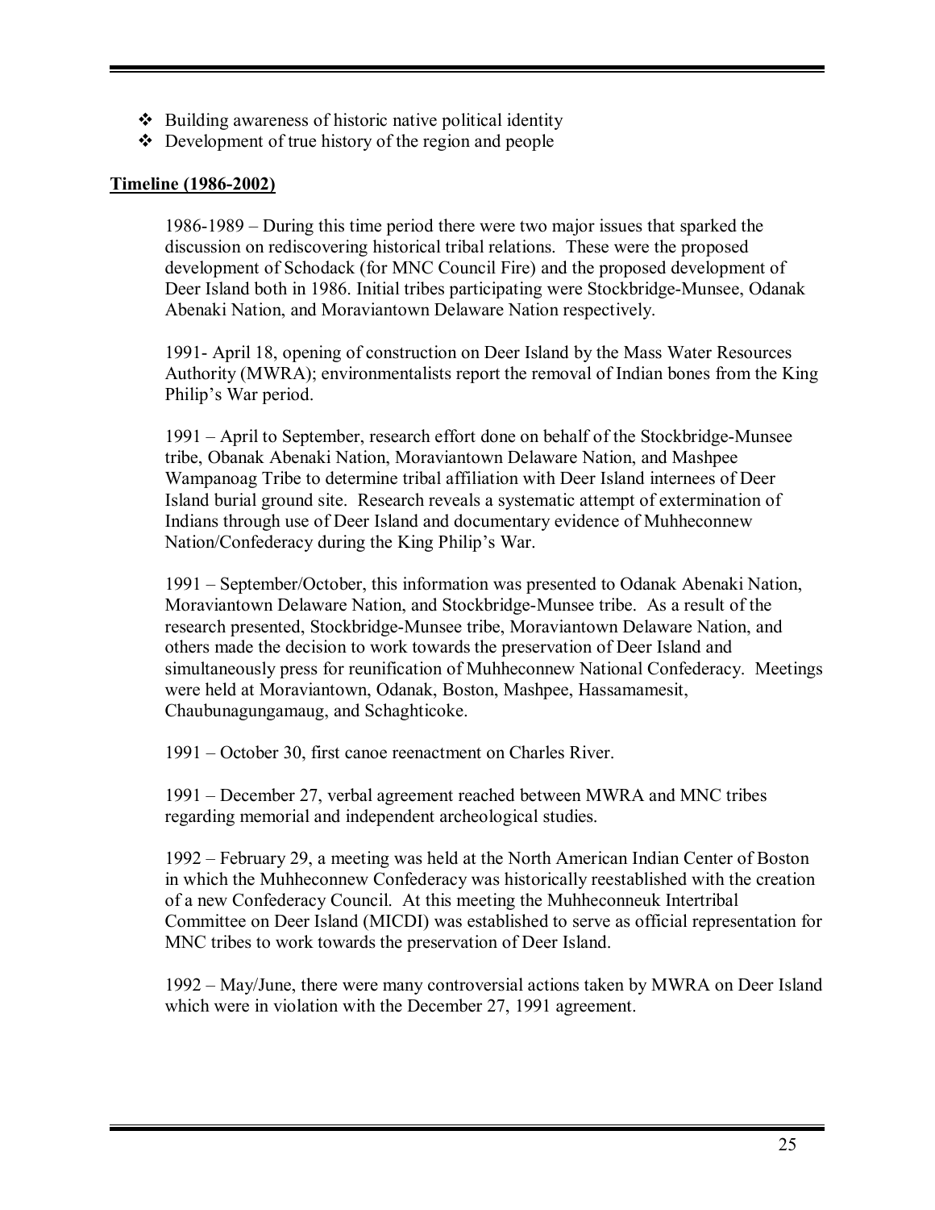- Building awareness of historic native political identity
- Development of true history of the region and people

**Timeline (1986-2002)**

1986-1989 – During this time period there were two major issues that sparked the discussion on rediscovering historical tribal relations. These were the proposed development of Schodack (for MNC Council Fire) and the proposed development of Deer Island both in 1986. Initial tribes participating were Stockbridge-Munsee, Odanak Abenaki Nation, and Moraviantown Delaware Nation respectively.

1991- April 18, opening of construction on Deer Island by the Mass Water Resources Authority (MWRA); environmentalists report the removal of Indian bones from the King Philip's War period.

1991 – April to September, research effort done on behalf of the Stockbridge-Munsee tribe, Obanak Abenaki Nation, Moraviantown Delaware Nation, and Mashpee Wampanoag Tribe to determine tribal affiliation with Deer Island internees of Deer Island burial ground site. Research reveals a systematic attempt of extermination of Indians through use of Deer Island and documentary evidence of Muhheconnew Nation/Confederacy during the King Philip's War.

1991 – September/October, this information was presented to Odanak Abenaki Nation, Moraviantown Delaware Nation, and Stockbridge-Munsee tribe. As a result of the research presented, Stockbridge-Munsee tribe, Moraviantown Delaware Nation, and others made the decision to work towards the preservation of Deer Island and simultaneously press for reunification of Muhheconnew National Confederacy. Meetings were held at Moraviantown, Odanak, Boston, Mashpee, Hassamamesit, Chaubunagungamaug, and Schaghticoke.

1991 – October 30, first canoe reenactment on Charles River.

1991 – December 27, verbal agreement reached between MWRA and MNC tribes regarding memorial and independent archeological studies.

1992 – February 29, a meeting was held at the North American Indian Center of Boston in which the Muhheconnew Confederacy was historically reestablished with the creation of a new Confederacy Council. At this meeting the Muhheconneuk Intertribal Committee on Deer Island (MICDI) was established to serve as official representation for MNC tribes to work towards the preservation of Deer Island.

1992 – May/June, there were many controversial actions taken by MWRA on Deer Island which were in violation with the December 27, 1991 agreement.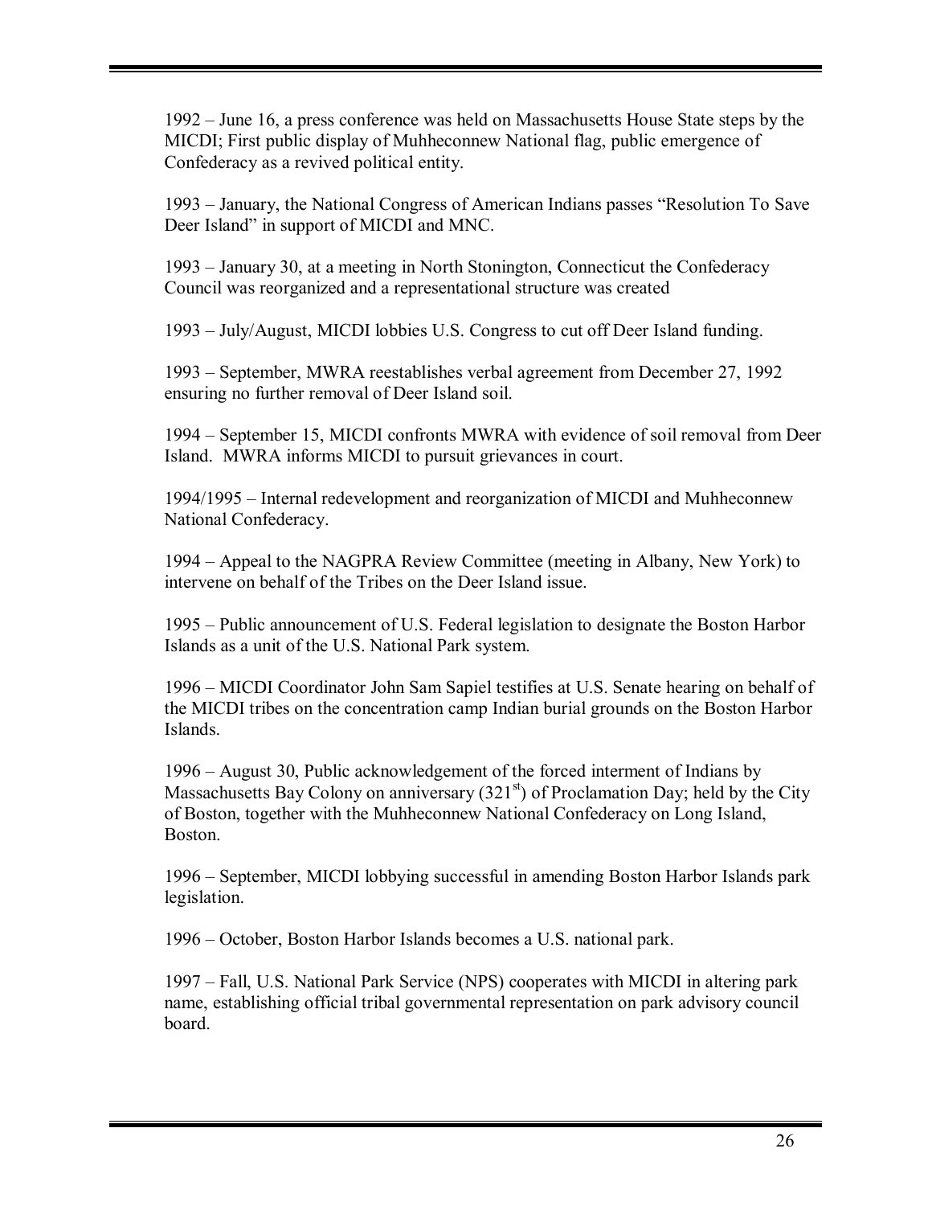1992 – June 16, a press conference was held on Massachusetts House State steps by the MICDI; First public display of Muhheconnew National flag, public emergence of Confederacy as a revived political entity.

1993 – January, the National Congress of American Indians passes "Resolution To Save Deer Island" in support of MICDI and MNC.

1993 – January 30, at a meeting in North Stonington, Connecticut the Confederacy Council was reorganized and a representational structure was created

1993 – July/August, MICDI lobbies U.S. Congress to cut off Deer Island funding.

1993 – September, MWRA reestablishes verbal agreement from December 27, 1992 ensuring no further removal of Deer Island soil.

1994 – September 15, MICDI confronts MWRA with evidence of soil removal from Deer Island. MWRA informs MICDI to pursuit grievances in court.

1994/1995 – Internal redevelopment and reorganization of MICDI and Muhheconnew National Confederacy.

1994 – Appeal to the NAGPRA Review Committee (meeting in Albany, New York) to intervene on behalf of the Tribes on the Deer Island issue.

1995 – Public announcement of U.S. Federal legislation to designate the Boston Harbor Islands as a unit of the U.S. National Park system.

1996 – MICDI Coordinator John Sam Sapiel testifies at U.S. Senate hearing on behalf of the MICDI tribes on the concentration camp Indian burial grounds on the Boston Harbor Islands.

1996 – August 30, Public acknowledgement of the forced interment of Indians by Massachusetts Bay Colony on anniversary (321st) of Proclamation Day; held by the City of Boston, together with the Muhheconnew National Confederacy on Long Island, Boston.

1996 – September, MICDI lobbying successful in amending Boston Harbor Islands park legislation.

1996 – October, Boston Harbor Islands becomes a U.S. national park.

1997 – Fall, U.S. National Park Service (NPS) cooperates with MICDI in altering park name, establishing official tribal governmental representation on park advisory council board.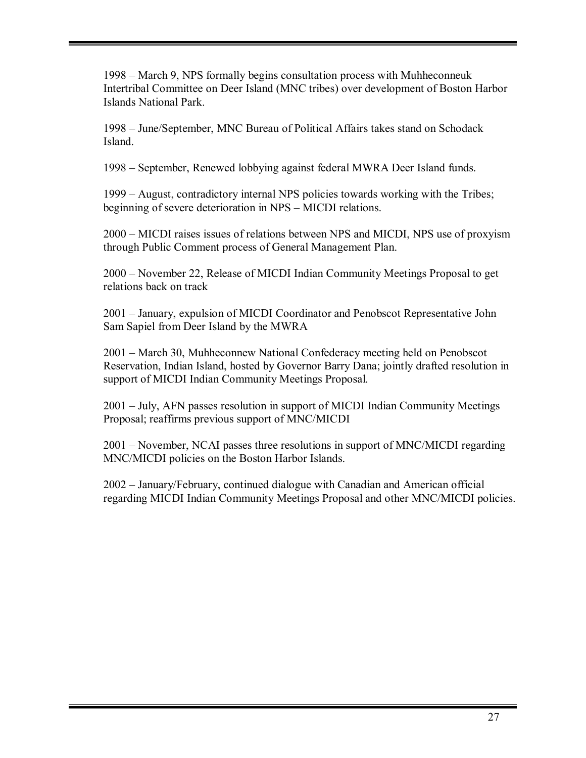1998 – March 9, NPS formally begins consultation process with Muhheconneuk Intertribal Committee on Deer Island (MNC tribes) over development of Boston Harbor Islands National Park.

1998 – June/September, MNC Bureau of Political Affairs takes stand on Schodack Island.

1998 – September, Renewed lobbying against federal MWRA Deer Island funds.

1999 – August, contradictory internal NPS policies towards working with the Tribes; beginning of severe deterioration in NPS – MICDI relations.

2000 – MICDI raises issues of relations between NPS and MICDI, NPS use of proxyism through Public Comment process of General Management Plan.

2000 – November 22, Release of MICDI Indian Community Meetings Proposal to get relations back on track

2001 – January, expulsion of MICDI Coordinator and Penobscot Representative John Sam Sapiel from Deer Island by the MWRA

2001 – March 30, Muhheconnew National Confederacy meeting held on Penobscot Reservation, Indian Island, hosted by Governor Barry Dana; jointly drafted resolution in support of MICDI Indian Community Meetings Proposal.

2001 – July, AFN passes resolution in support of MICDI Indian Community Meetings Proposal; reaffirms previous support of MNC/MICDI

2001 – November, NCAI passes three resolutions in support of MNC/MICDI regarding MNC/MICDI policies on the Boston Harbor Islands.

2002 – January/February, continued dialogue with Canadian and American official regarding MICDI Indian Community Meetings Proposal and other MNC/MICDI policies.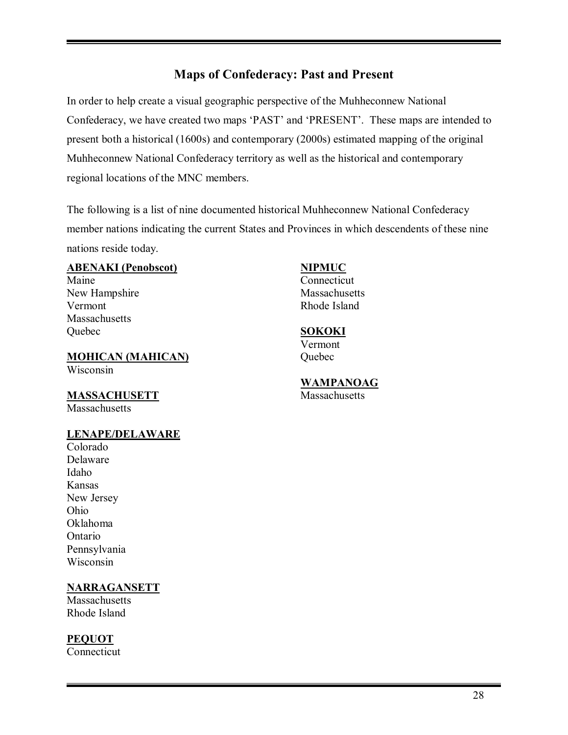## Maps of Confederacy: Past and Present

In order to help create a visual geographic perspective of the Muhheconnew National Confederacy, we have created two maps 'PAST' and 'PRESENT'. These maps are intended to present both a historical (1600s) and contemporary (2000s) estimated mapping of the original Muhheconnew National Confederacy territory as well as the historical and contemporary regional locations of the MNC members.

The following is a list of nine documented historical Muhheconnew National Confederacy member nations indicating the current States and Provinces in which descendents of these nine nations reside today.

**ABENAKI (Penobscot)**
Maine
New Hampshire
Vermont
Massachusetts
Quebec

**MOHICAN (MAHICAN)**
Wisconsin

**MASSACHUSETT**
Massachusetts

**LENAPE/DELAWARE**
Colorado
Delaware
Idaho
Kansas
New Jersey
Ohio
Oklahoma
Ontario
Pennsylvania
Wisconsin

**NARRAGANSETT**
Massachusetts
Rhode Island

**PEQUOT**
Connecticut

**NIPMUC**
Connecticut
Massachusetts
Rhode Island

**SOKOKI**
Vermont
Quebec

**WAMPANOAG**
Massachusetts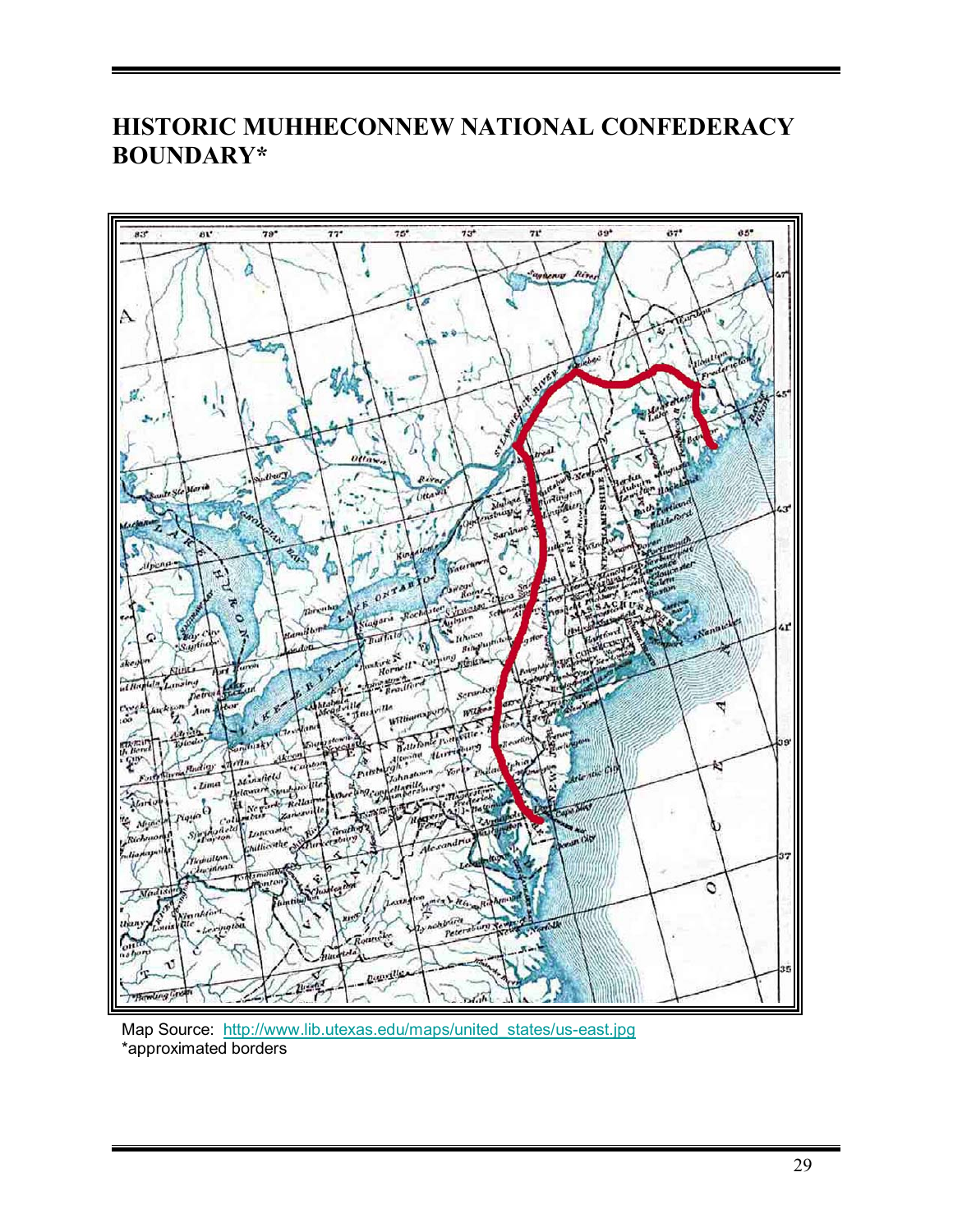## HISTORIC MUHHECONNEW NATIONAL CONFEDERACY BOUNDARY*

Map Source: http://www.lib.utexas.edu/maps/united_states/us-east.jpg
*approximated borders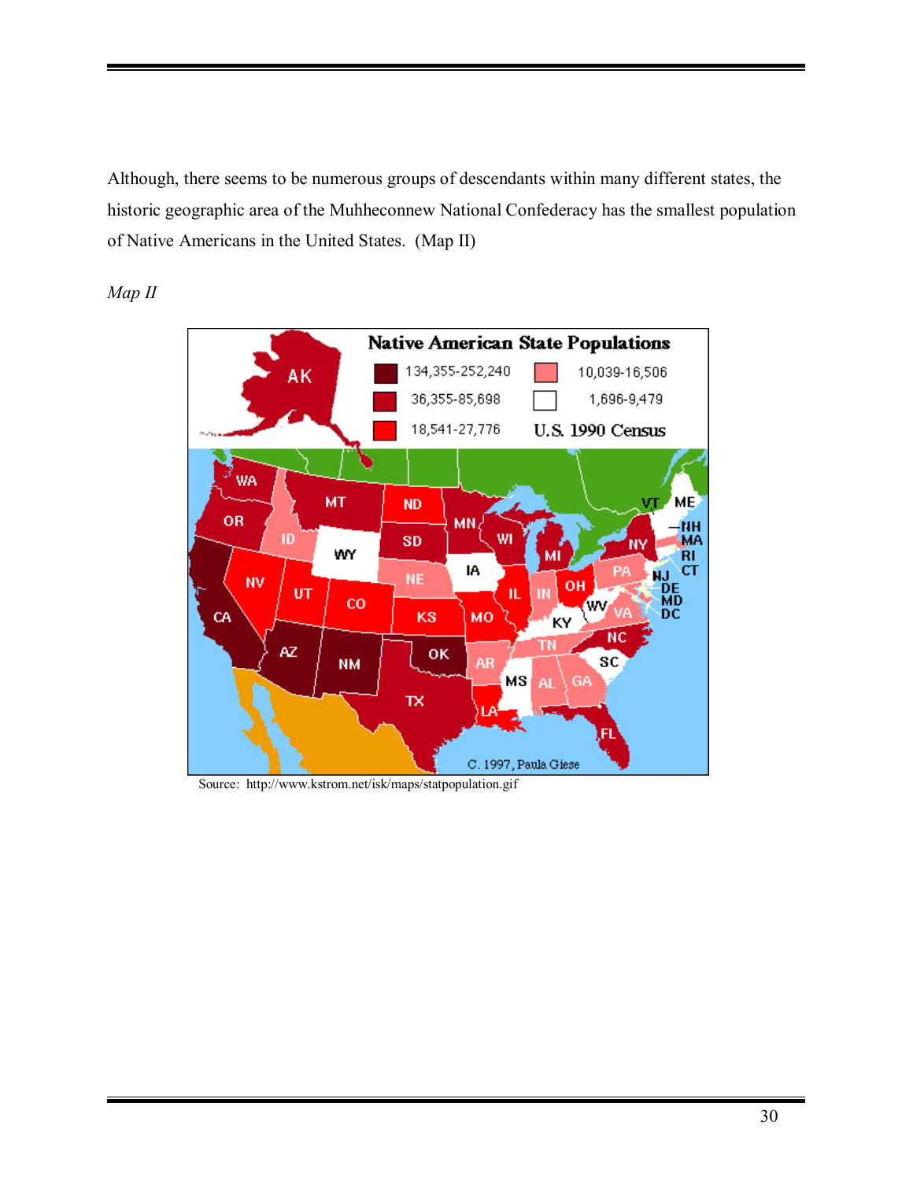Although, there seems to be numerous groups of descendants within many different states, the historic geographic area of the Muhheconnew National Confederacy has the smallest population of Native Americans in the United States. (Map II)

*Map II*

Source: http://www.kstrom.net/isk/maps/statpopulation.gif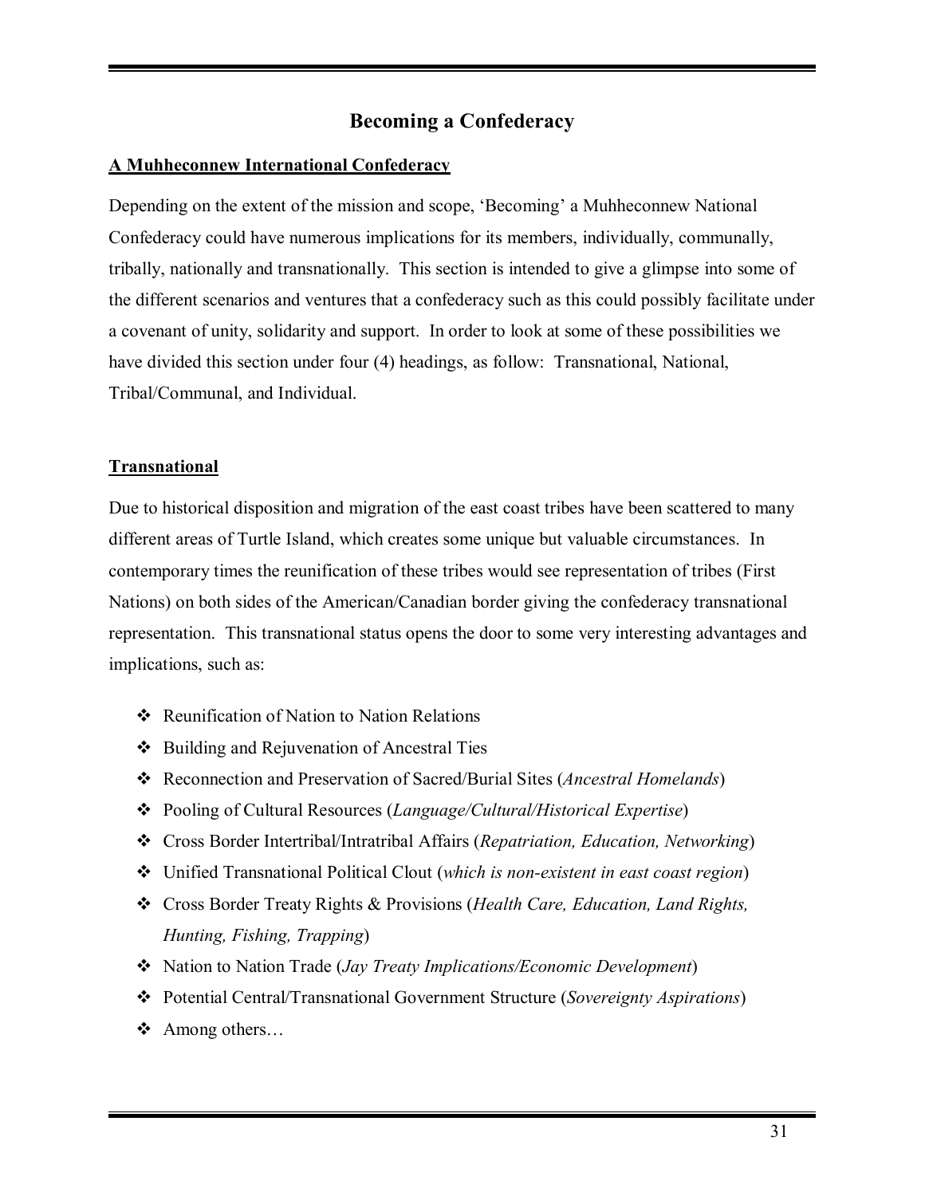# Becoming a Confederacy

**A Muhheconnew International Confederacy**

Depending on the extent of the mission and scope, 'Becoming' a Muhheconnew National Confederacy could have numerous implications for its members, individually, communally, tribally, nationally and transnationally. This section is intended to give a glimpse into some of the different scenarios and ventures that a confederacy such as this could possibly facilitate under a covenant of unity, solidarity and support. In order to look at some of these possibilities we have divided this section under four (4) headings, as follow: Transnational, National, Tribal/Communal, and Individual.

**Transnational**

Due to historical disposition and migration of the east coast tribes have been scattered to many different areas of Turtle Island, which creates some unique but valuable circumstances. In contemporary times the reunification of these tribes would see representation of tribes (First Nations) on both sides of the American/Canadian border giving the confederacy transnational representation. This transnational status opens the door to some very interesting advantages and implications, such as:

- Reunification of Nation to Nation Relations
- Building and Rejuvenation of Ancestral Ties
- Reconnection and Preservation of Sacred/Burial Sites (*Ancestral Homelands*)
- Pooling of Cultural Resources (*Language/Cultural/Historical Expertise*)
- Cross Border Intertribal/Intratribal Affairs (*Repatriation, Education, Networking*)
- Unified Transnational Political Clout (*which is non-existent in east coast region*)
- Cross Border Treaty Rights & Provisions (*Health Care, Education, Land Rights, Hunting, Fishing, Trapping*)
- Nation to Nation Trade (*Jay Treaty Implications/Economic Development*)
- Potential Central/Transnational Government Structure (*Sovereignty Aspirations*)
- Among others…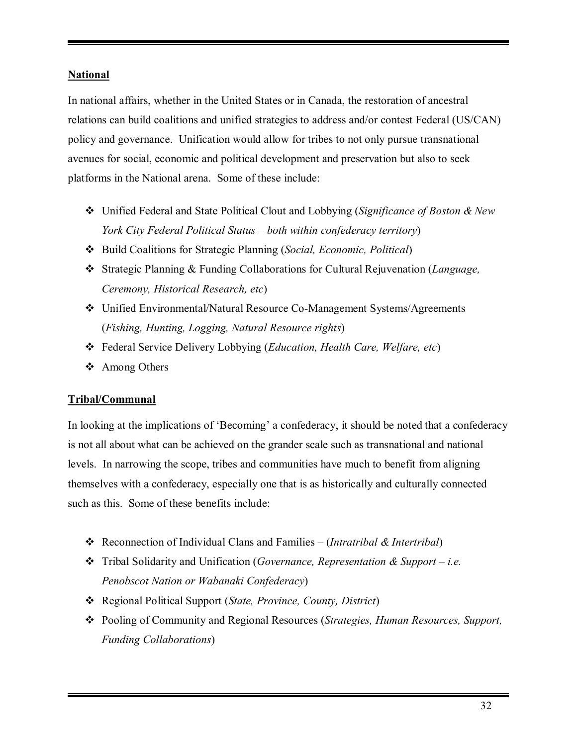**National**

In national affairs, whether in the United States or in Canada, the restoration of ancestral relations can build coalitions and unified strategies to address and/or contest Federal (US/CAN) policy and governance. Unification would allow for tribes to not only pursue transnational avenues for social, economic and political development and preservation but also to seek platforms in the National arena. Some of these include:

- Unified Federal and State Political Clout and Lobbying (*Significance of Boston & New York City Federal Political Status – both within confederacy territory*)
- Build Coalitions for Strategic Planning (*Social, Economic, Political*)
- Strategic Planning & Funding Collaborations for Cultural Rejuvenation (*Language, Ceremony, Historical Research, etc*)
- Unified Environmental/Natural Resource Co-Management Systems/Agreements (*Fishing, Hunting, Logging, Natural Resource rights*)
- Federal Service Delivery Lobbying (*Education, Health Care, Welfare, etc*)
- Among Others

**Tribal/Communal**

In looking at the implications of 'Becoming' a confederacy, it should be noted that a confederacy is not all about what can be achieved on the grander scale such as transnational and national levels. In narrowing the scope, tribes and communities have much to benefit from aligning themselves with a confederacy, especially one that is as historically and culturally connected such as this. Some of these benefits include:

- Reconnection of Individual Clans and Families – (*Intratribal & Intertribal*)
- Tribal Solidarity and Unification (*Governance, Representation & Support – i.e. Penobscot Nation or Wabanaki Confederacy*)
- Regional Political Support (*State, Province, County, District*)
- Pooling of Community and Regional Resources (*Strategies, Human Resources, Support, Funding Collaborations*)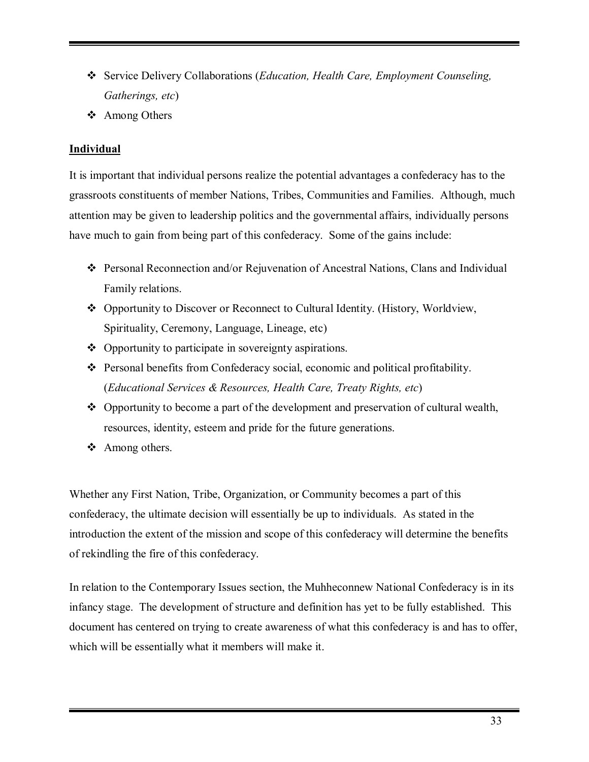- Service Delivery Collaborations (*Education, Health Care, Employment Counseling, Gatherings, etc*)
- Among Others

**<u>Individual</u>**

It is important that individual persons realize the potential advantages a confederacy has to the grassroots constituents of member Nations, Tribes, Communities and Families. Although, much attention may be given to leadership politics and the governmental affairs, individually persons have much to gain from being part of this confederacy. Some of the gains include:

- Personal Reconnection and/or Rejuvenation of Ancestral Nations, Clans and Individual Family relations.
- Opportunity to Discover or Reconnect to Cultural Identity. (History, Worldview, Spirituality, Ceremony, Language, Lineage, etc)
- Opportunity to participate in sovereignty aspirations.
- Personal benefits from Confederacy social, economic and political profitability. (*Educational Services & Resources, Health Care, Treaty Rights, etc*)
- Opportunity to become a part of the development and preservation of cultural wealth, resources, identity, esteem and pride for the future generations.
- Among others.

Whether any First Nation, Tribe, Organization, or Community becomes a part of this confederacy, the ultimate decision will essentially be up to individuals. As stated in the introduction the extent of the mission and scope of this confederacy will determine the benefits of rekindling the fire of this confederacy.

In relation to the Contemporary Issues section, the Muhheconnew National Confederacy is in its infancy stage. The development of structure and definition has yet to be fully established. This document has centered on trying to create awareness of what this confederacy is and has to offer, which will be essentially what it members will make it.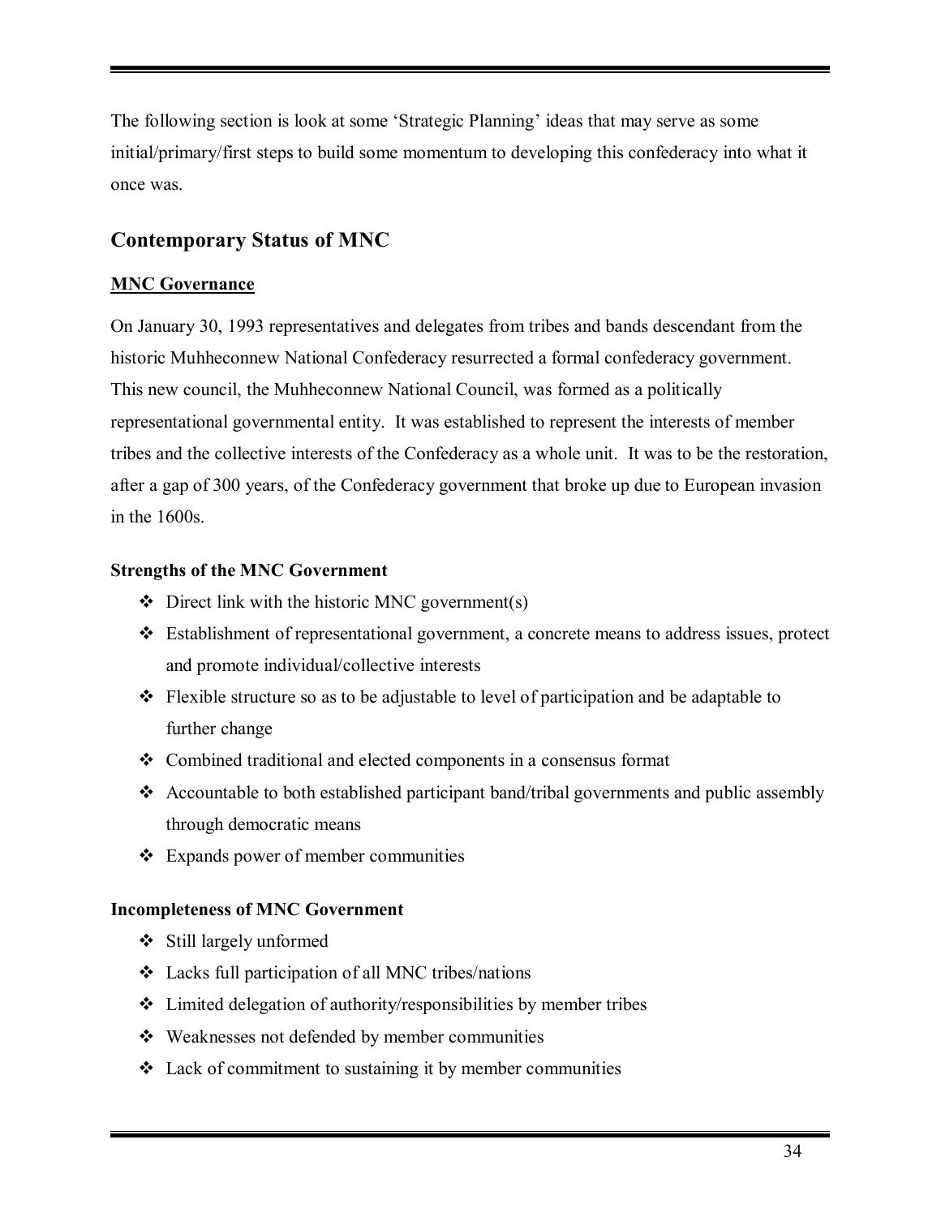The following section is look at some 'Strategic Planning' ideas that may serve as some initial/primary/first steps to build some momentum to developing this confederacy into what it once was.

## Contemporary Status of MNC

### MNC Governance

On January 30, 1993 representatives and delegates from tribes and bands descendant from the historic Muhheconnew National Confederacy resurrected a formal confederacy government. This new council, the Muhheconnew National Council, was formed as a politically representational governmental entity. It was established to represent the interests of member tribes and the collective interests of the Confederacy as a whole unit. It was to be the restoration, after a gap of 300 years, of the Confederacy government that broke up due to European invasion in the 1600s.

**Strengths of the MNC Government**

- Direct link with the historic MNC government(s)
- Establishment of representational government, a concrete means to address issues, protect and promote individual/collective interests
- Flexible structure so as to be adjustable to level of participation and be adaptable to further change
- Combined traditional and elected components in a consensus format
- Accountable to both established participant band/tribal governments and public assembly through democratic means
- Expands power of member communities

**Incompleteness of MNC Government**

- Still largely unformed
- Lacks full participation of all MNC tribes/nations
- Limited delegation of authority/responsibilities by member tribes
- Weaknesses not defended by member communities
- Lack of commitment to sustaining it by member communities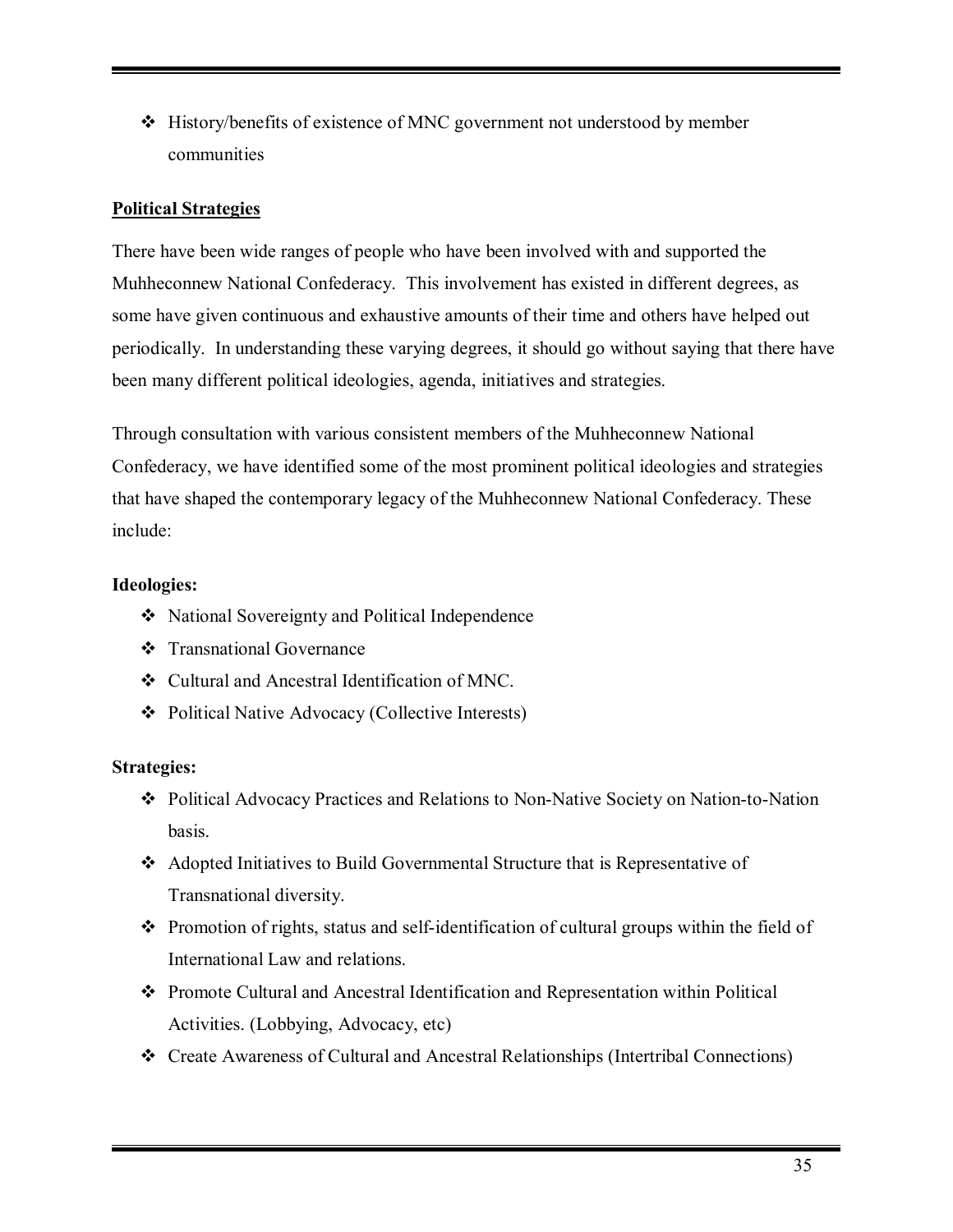- History/benefits of existence of MNC government not understood by member communities

## Political Strategies

There have been wide ranges of people who have been involved with and supported the Muhheconnew National Confederacy. This involvement has existed in different degrees, as some have given continuous and exhaustive amounts of their time and others have helped out periodically. In understanding these varying degrees, it should go without saying that there have been many different political ideologies, agenda, initiatives and strategies.

Through consultation with various consistent members of the Muhheconnew National Confederacy, we have identified some of the most prominent political ideologies and strategies that have shaped the contemporary legacy of the Muhheconnew National Confederacy. These include:

**Ideologies:**

- National Sovereignty and Political Independence
- Transnational Governance
- Cultural and Ancestral Identification of MNC.
- Political Native Advocacy (Collective Interests)

**Strategies:**

- Political Advocacy Practices and Relations to Non-Native Society on Nation-to-Nation basis.
- Adopted Initiatives to Build Governmental Structure that is Representative of Transnational diversity.
- Promotion of rights, status and self-identification of cultural groups within the field of International Law and relations.
- Promote Cultural and Ancestral Identification and Representation within Political Activities. (Lobbying, Advocacy, etc)
- Create Awareness of Cultural and Ancestral Relationships (Intertribal Connections)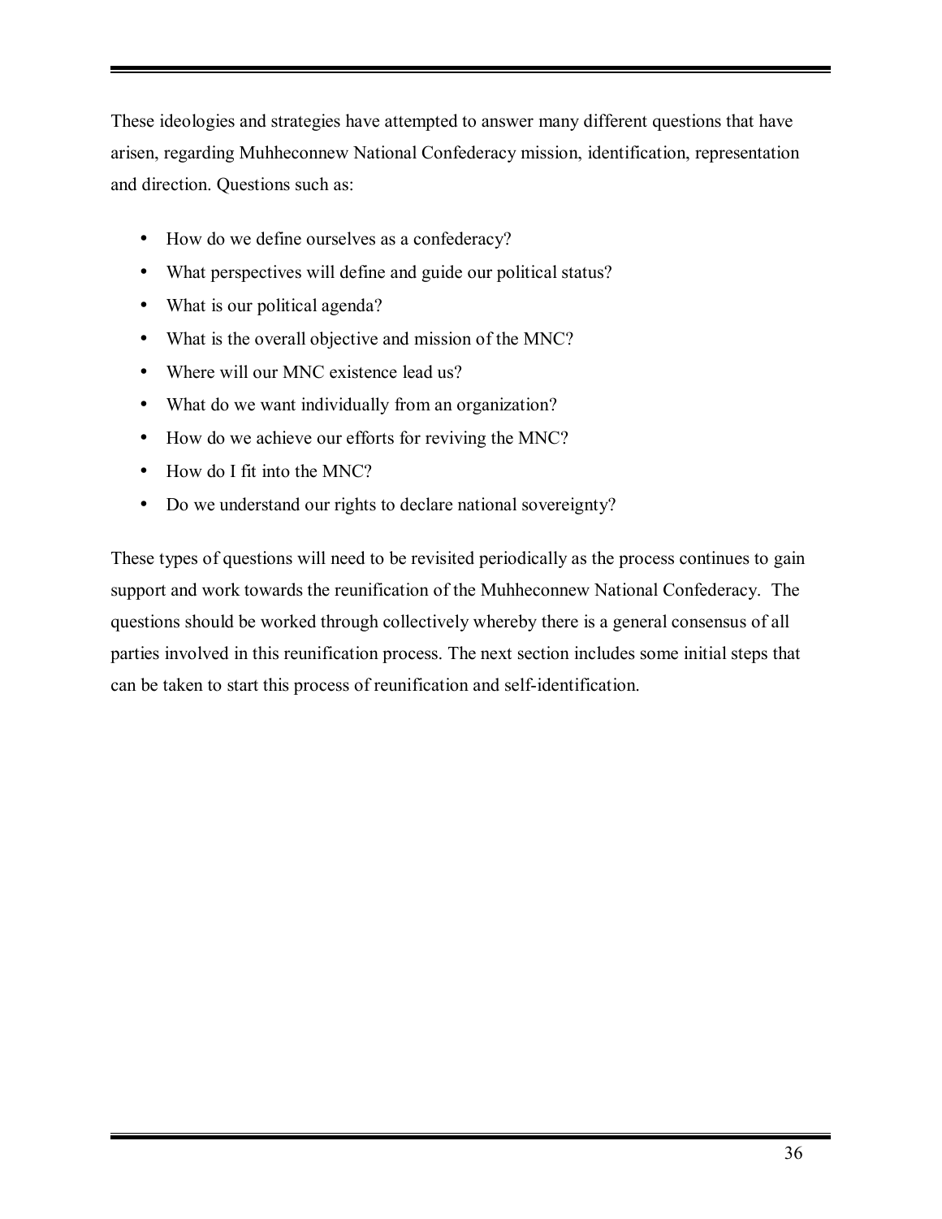These ideologies and strategies have attempted to answer many different questions that have arisen, regarding Muhheconnew National Confedecracy mission, identification, representation and direction. Questions such as:

- How do we define ourselves as a confederacy?
- What perspectives will define and guide our political status?
- What is our political agenda?
- What is the overall objective and mission of the MNC?
- Where will our MNC existence lead us?
- What do we want individually from an organization?
- How do we achieve our efforts for reviving the MNC?
- How do I fit into the MNC?
- Do we understand our rights to declare national sovereignty?

These types of questions will need to be revisited periodically as the process continues to gain support and work towards the reunification of the Muhheconnew National Confederacy. The questions should be worked through collectively whereby there is a general consensus of all parties involved in this reunification process. The next section includes some initial steps that can be taken to start this process of reunification and self-identification.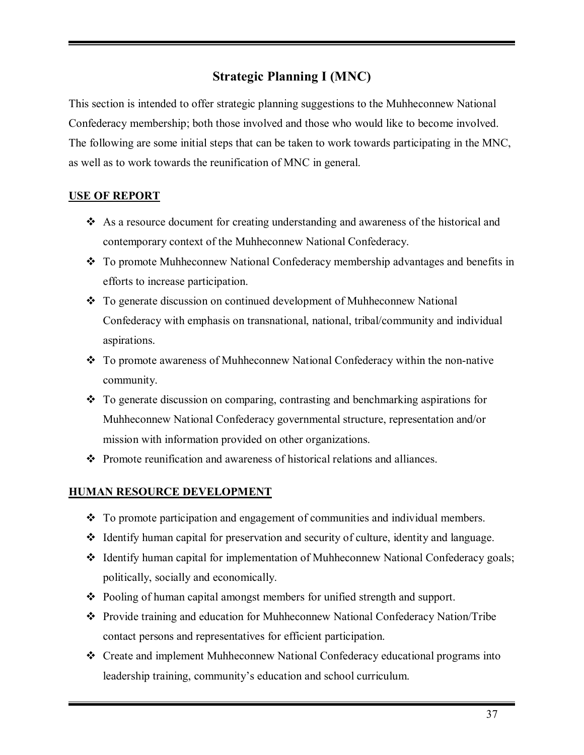## Strategic Planning I (MNC)

This section is intended to offer strategic planning suggestions to the Muhheconnew National Confederacy membership; both those involved and those who would like to become involved. The following are some initial steps that can be taken to work towards participating in the MNC, as well as to work towards the reunification of MNC in general.

**USE OF REPORT**

- As a resource document for creating understanding and awareness of the historical and contemporary context of the Muhheconnew National Confederacy.
- To promote Muhheconnew National Confederacy membership advantages and benefits in efforts to increase participation.
- To generate discussion on continued development of Muhheconnew National Confederacy with emphasis on transnational, national, tribal/community and individual aspirations.
- To promote awareness of Muhheconnew National Confederacy within the non-native community.
- To generate discussion on comparing, contrasting and benchmarking aspirations for Muhheconnew National Confederacy governmental structure, representation and/or mission with information provided on other organizations.
- Promote reunification and awareness of historical relations and alliances.

**HUMAN RESOURCE DEVELOPMENT**

- To promote participation and engagement of communities and individual members.
- Identify human capital for preservation and security of culture, identity and language.
- Identify human capital for implementation of Muhheconnew National Confederacy goals; politically, socially and economically.
- Pooling of human capital amongst members for unified strength and support.
- Provide training and education for Muhheconnew National Confederacy Nation/Tribe contact persons and representatives for efficient participation.
- Create and implement Muhheconnew National Confederacy educational programs into leadership training, community's education and school curriculum.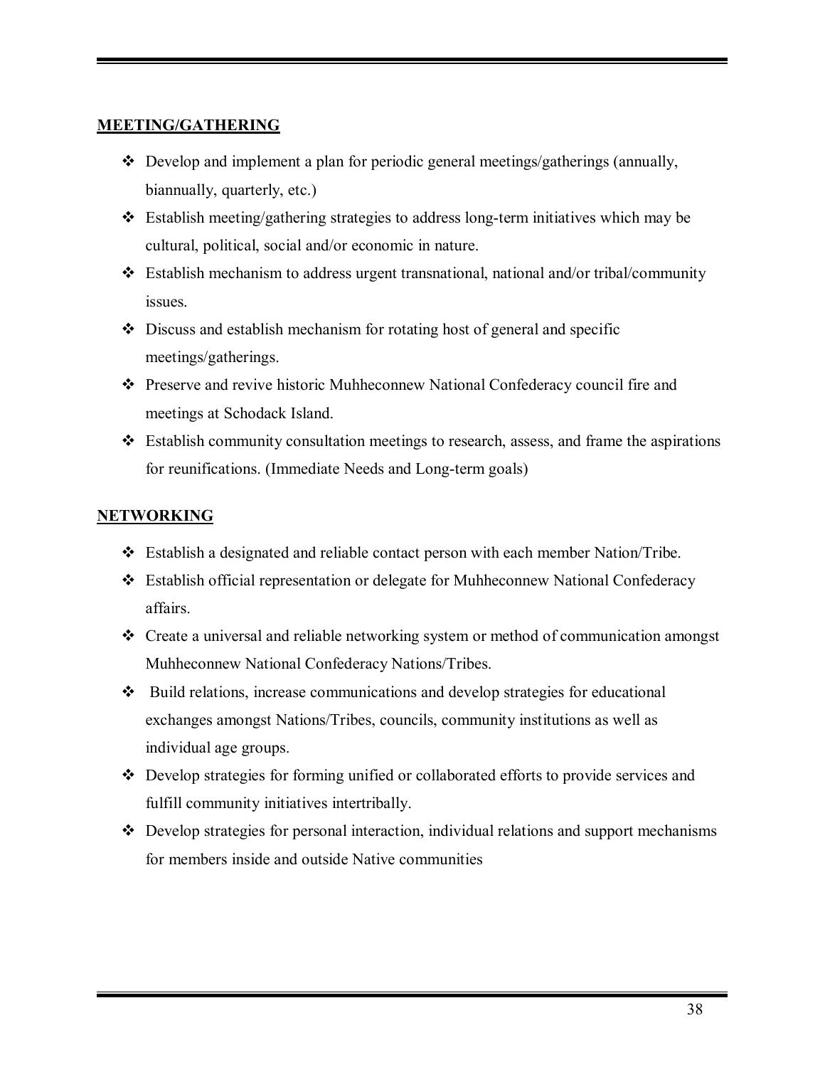**MEETING/GATHERING**

- Develop and implement a plan for periodic general meetings/gatherings (annually, biannually, quarterly, etc.)
- Establish meeting/gathering strategies to address long-term initiatives which may be cultural, political, social and/or economic in nature.
- Establish mechanism to address urgent transnational, national and/or tribal/community issues.
- Discuss and establish mechanism for rotating host of general and specific meetings/gatherings.
- Preserve and revive historic Muhheconnew National Confederacy council fire and meetings at Schodack Island.
- Establish community consultation meetings to research, assess, and frame the aspirations for reunifications. (Immediate Needs and Long-term goals)

**NETWORKING**

- Establish a designated and reliable contact person with each member Nation/Tribe.
- Establish official representation or delegate for Muhheconnew National Confederacy affairs.
- Create a universal and reliable networking system or method of communication amongst Muhheconnew National Confederacy Nations/Tribes.
- Build relations, increase communications and develop strategies for educational exchanges amongst Nations/Tribes, councils, community institutions as well as individual age groups.
- Develop strategies for forming unified or collaborated efforts to provide services and fulfill community initiatives intertribally.
- Develop strategies for personal interaction, individual relations and support mechanisms for members inside and outside Native communities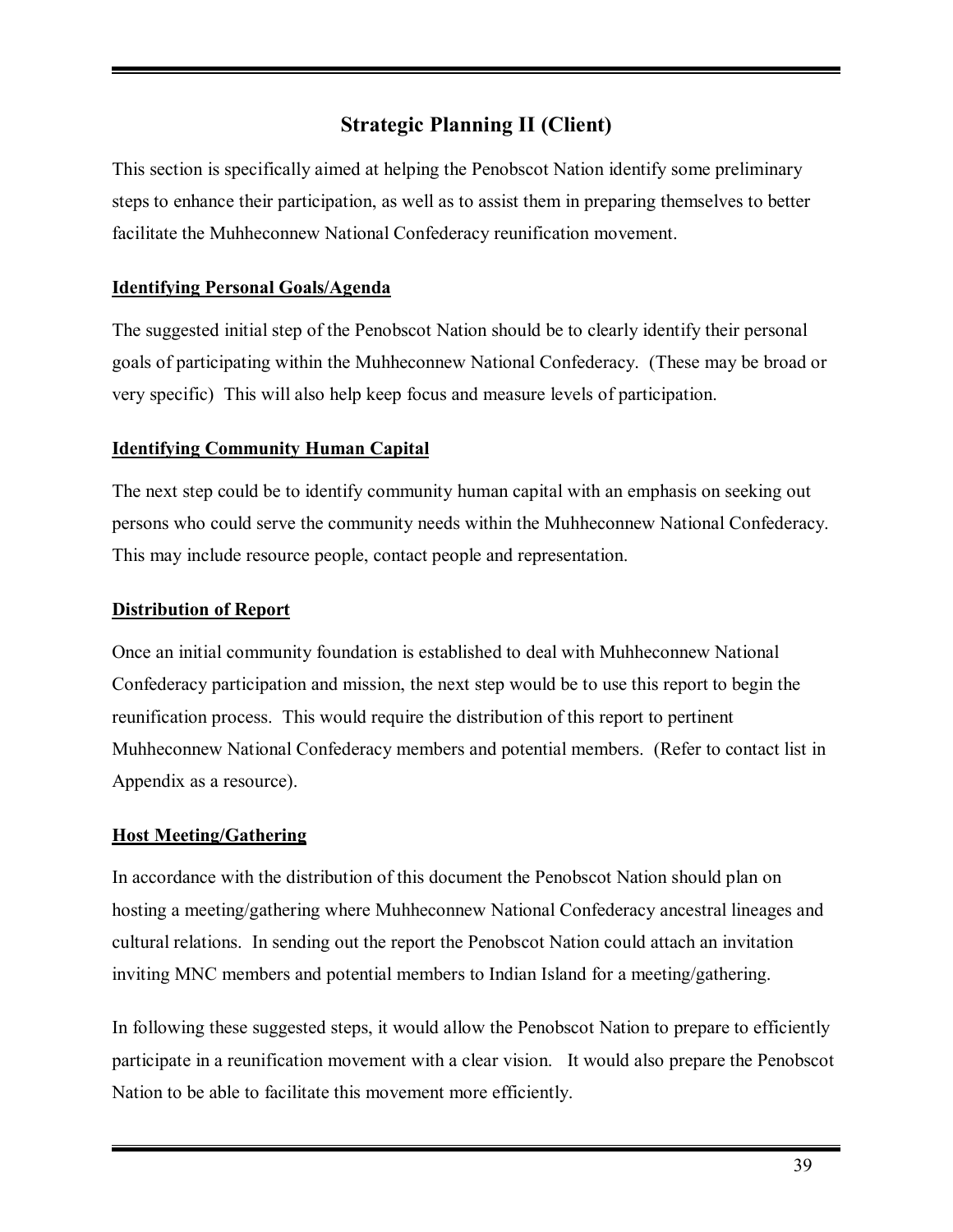## Strategic Planning II (Client)

This section is specifically aimed at helping the Penobscot Nation identify some preliminary steps to enhance their participation, as well as to assist them in preparing themselves to better facilitate the Muhheconnew National Confederacy reunification movement.

**Identifying Personal Goals/Agenda**

The suggested initial step of the Penobscot Nation should be to clearly identify their personal goals of participating within the Muhheconnew National Confederacy. (These may be broad or very specific) This will also help keep focus and measure levels of participation.

**Identifying Community Human Capital**

The next step could be to identify community human capital with an emphasis on seeking out persons who could serve the community needs within the Muhheconnew National Confederacy. This may include resource people, contact people and representation.

**Distribution of Report**

Once an initial community foundation is established to deal with Muhheconnew National Confederacy participation and mission, the next step would be to use this report to begin the reunification process. This would require the distribution of this report to pertinent Muhheconnew National Confederacy members and potential members. (Refer to contact list in Appendix as a resource).

**Host Meeting/Gathering**

In accordance with the distribution of this document the Penobscot Nation should plan on hosting a meeting/gathering where Muhheconnew National Confederacy ancestral lineages and cultural relations. In sending out the report the Penobscot Nation could attach an invitation inviting MNC members and potential members to Indian Island for a meeting/gathering.

In following these suggested steps, it would allow the Penobscot Nation to prepare to efficiently participate in a reunification movement with a clear vision. It would also prepare the Penobscot Nation to be able to facilitate this movement more efficiently.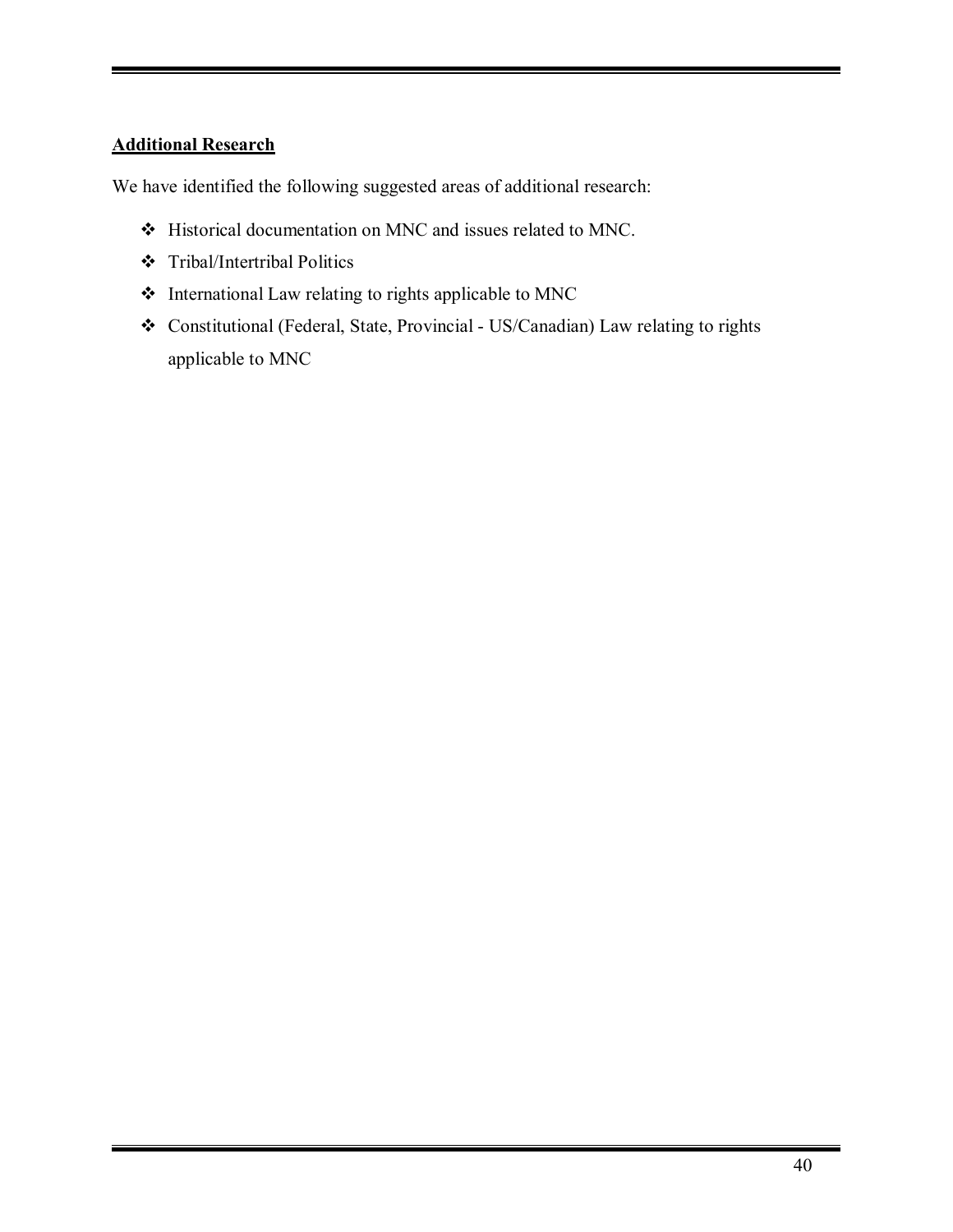## Additional Research

We have identified the following suggested areas of additional research:

- Historical documentation on MNC and issues related to MNC.
- Tribal/Intertribal Politics
- International Law relating to rights applicable to MNC
- Constitutional (Federal, State, Provincial - US/Canadian) Law relating to rights applicable to MNC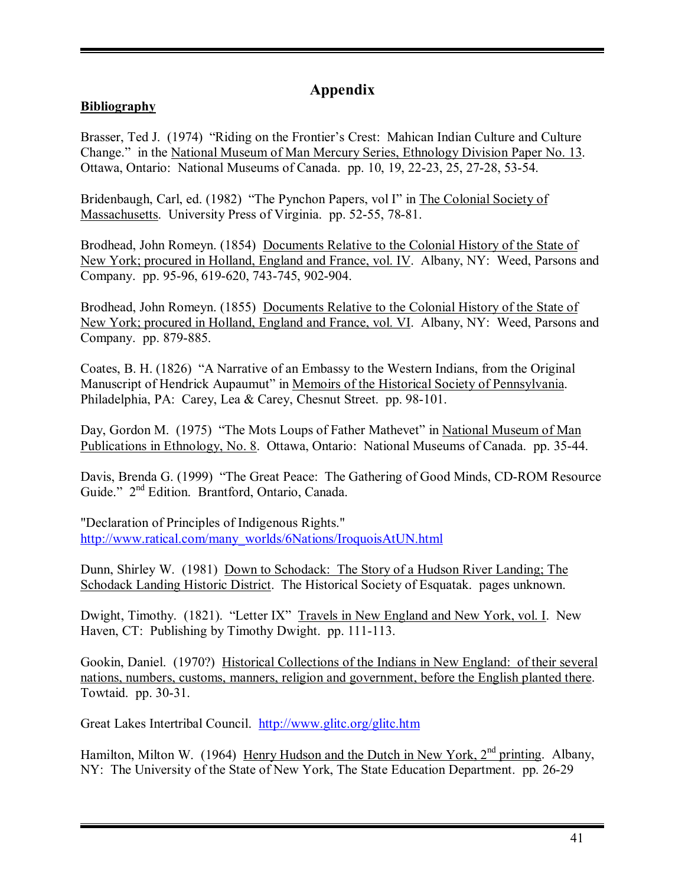# Appendix

**Bibliography**

Brasser, Ted J. (1974) "Riding on the Frontier's Crest: Mahican Indian Culture and Culture Change." in the National Museum of Man Mercury Series, Ethnology Division Paper No. 13. Ottawa, Ontario: National Museums of Canada. pp. 10, 19, 22-23, 25, 27-28, 53-54.

Bridenbaugh, Carl, ed. (1982) "The Pynchon Papers, vol I" in The Colonial Society of Massachusetts. University Press of Virginia. pp. 52-55, 78-81.

Brodhead, John Romeyn. (1854) Documents Relative to the Colonial History of the State of New York; procured in Holland, England and France, vol. IV. Albany, NY: Weed, Parsons and Company. pp. 95-96, 619-620, 743-745, 902-904.

Brodhead, John Romeyn. (1855) Documents Relative to the Colonial History of the State of New York; procured in Holland, England and France, vol. VI. Albany, NY: Weed, Parsons and Company. pp. 879-885.

Coates, B. H. (1826) "A Narrative of an Embassy to the Western Indians, from the Original Manuscript of Hendrick Aupaumut" in Memoirs of the Historical Society of Pennsylvania. Philadelphia, PA: Carey, Lea & Carey, Chesnut Street. pp. 98-101.

Day, Gordon M. (1975) "The Mots Loups of Father Mathevet" in National Museum of Man Publications in Ethnology, No. 8. Ottawa, Ontario: National Museums of Canada. pp. 35-44.

Davis, Brenda G. (1999) "The Great Peace: The Gathering of Good Minds, CD-ROM Resource Guide." 2nd Edition. Brantford, Ontario, Canada.

"Declaration of Principles of Indigenous Rights." http://www.ratical.com/many_worlds/6Nations/IroquoisAtUN.html

Dunn, Shirley W. (1981) Down to Schodack: The Story of a Hudson River Landing; The Schodack Landing Historic District. The Historical Society of Esquatak. pages unknown.

Dwight, Timothy. (1821). "Letter IX" Travels in New England and New York, vol. I. New Haven, CT: Publishing by Timothy Dwight. pp. 111-113.

Gookin, Daniel. (1970?) Historical Collections of the Indians in New England: of their several nations, numbers, customs, manners, religion and government, before the English planted there. Towtaid. pp. 30-31.

Great Lakes Intertribal Council. http://www.glitc.org/glitc.htm

Hamilton, Milton W. (1964) Henry Hudson and the Dutch in New York, 2nd printing. Albany, NY: The University of the State of New York, The State Education Department. pp. 26-29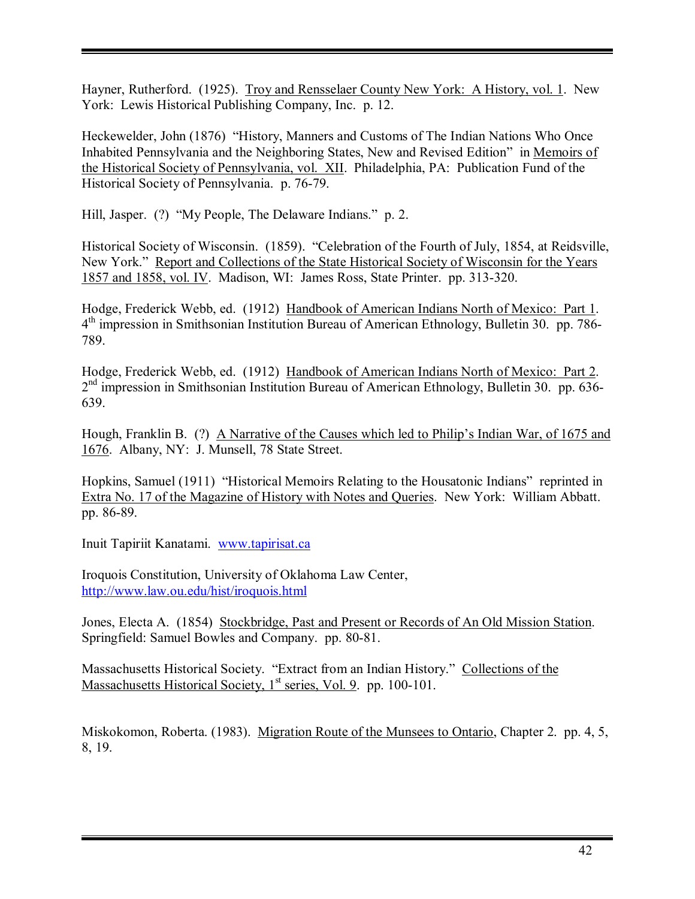Hayner, Rutherford. (1925). Troy and Rensselaer County New York: A History, vol. 1. New York: Lewis Historical Publishing Company, Inc. p. 12.

Heckewelder, John (1876) "History, Manners and Customs of The Indian Nations Who Once Inhabited Pennsylvania and the Neighboring States, New and Revised Edition" in Memoirs of the Historical Society of Pennsylvania, vol. XII. Philadelphia, PA: Publication Fund of the Historical Society of Pennsylvania. p. 76-79.

Hill, Jasper. (?) "My People, The Delaware Indians." p. 2.

Historical Society of Wisconsin. (1859). "Celebration of the Fourth of July, 1854, at Reidsville, New York." Report and Collections of the State Historical Society of Wisconsin for the Years 1857 and 1858, vol. IV. Madison, WI: James Ross, State Printer. pp. 313-320.

Hodge, Frederick Webb, ed. (1912) Handbook of American Indians North of Mexico: Part 1. 4th impression in Smithsonian Institution Bureau of American Ethnology, Bulletin 30. pp. 786-789.

Hodge, Frederick Webb, ed. (1912) Handbook of American Indians North of Mexico: Part 2. 2nd impression in Smithsonian Institution Bureau of American Ethnology, Bulletin 30. pp. 636-639.

Hough, Franklin B. (?) A Narrative of the Causes which led to Philip's Indian War, of 1675 and 1676. Albany, NY: J. Munsell, 78 State Street.

Hopkins, Samuel (1911) "Historical Memoirs Relating to the Housatonic Indians" reprinted in Extra No. 17 of the Magazine of History with Notes and Queries. New York: William Abbatt. pp. 86-89.

Inuit Tapiriit Kanatami. www.tapirisat.ca

Iroquois Constitution, University of Oklahoma Law Center, http://www.law.ou.edu/hist/iroquois.html

Jones, Electa A. (1854) Stockbridge, Past and Present or Records of An Old Mission Station. Springfield: Samuel Bowles and Company. pp. 80-81.

Massachusetts Historical Society. "Extract from an Indian History." Collections of the Massachusetts Historical Society, 1st series, Vol. 9. pp. 100-101.

Miskokomon, Roberta. (1983). Migration Route of the Munsees to Ontario, Chapter 2. pp. 4, 5, 8, 19.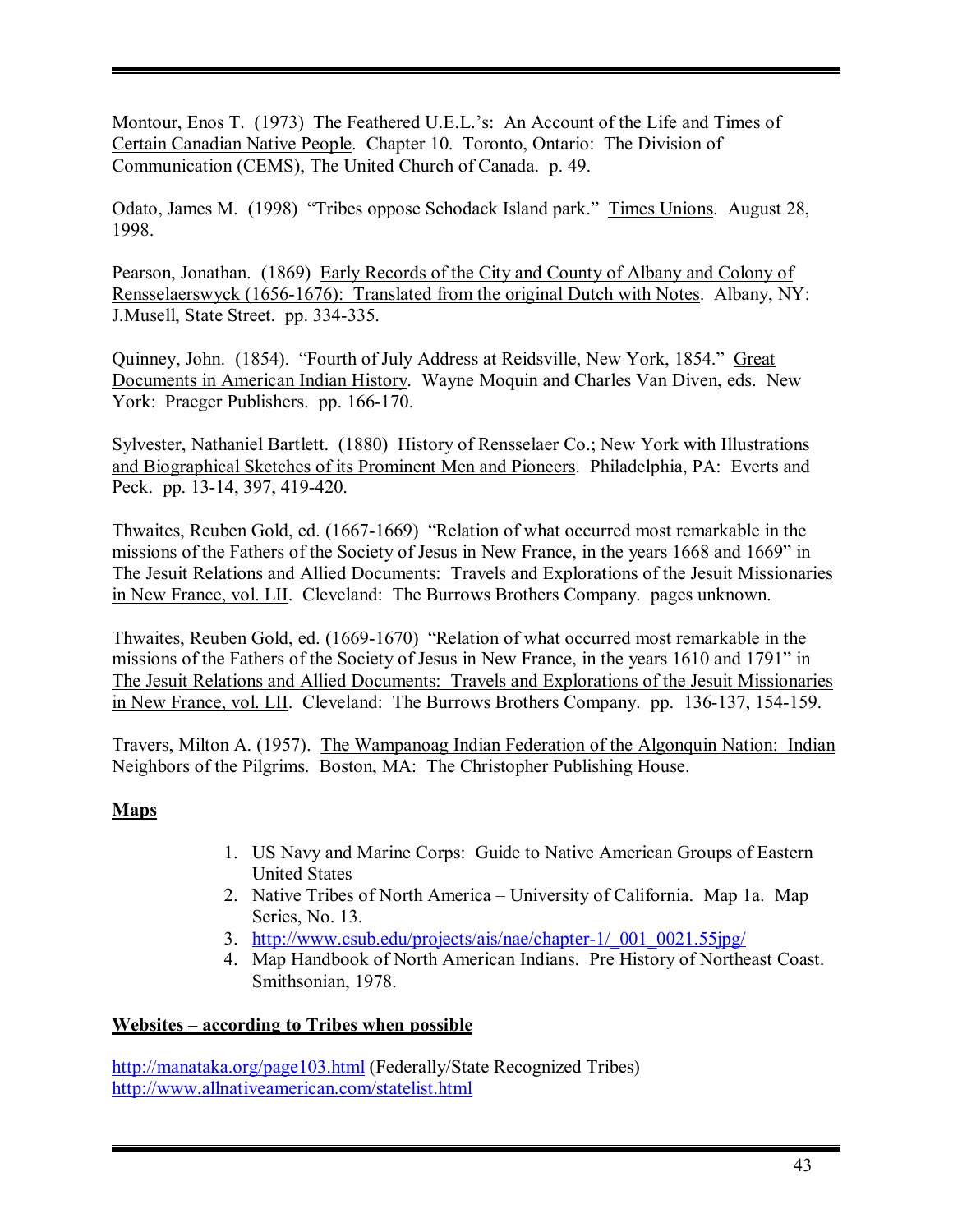Montour, Enos T. (1973) The Feathered U.E.L.'s: An Account of the Life and Times of Certain Canadian Native People. Chapter 10. Toronto, Ontario: The Division of Communication (CEMS), The United Church of Canada. p. 49.

Odato, James M. (1998) "Tribes oppose Schodack Island park." Times Unions. August 28, 1998.

Pearson, Jonathan. (1869) Early Records of the City and County of Albany and Colony of Rensselaerswyck (1656-1676): Translated from the original Dutch with Notes. Albany, NY: J.Musell, State Street. pp. 334-335.

Quinney, John. (1854). "Fourth of July Address at Reidsville, New York, 1854." Great Documents in American Indian History. Wayne Moquin and Charles Van Diven, eds. New York: Praeger Publishers. pp. 166-170.

Sylvester, Nathaniel Bartlett. (1880) History of Rensselaer Co.; New York with Illustrations and Biographical Sketches of its Prominent Men and Pioneers. Philadelphia, PA: Everts and Peck. pp. 13-14, 397, 419-420.

Thwaites, Reuben Gold, ed. (1667-1669) "Relation of what occurred most remarkable in the missions of the Fathers of the Society of Jesus in New France, in the years 1668 and 1669" in The Jesuit Relations and Allied Documents: Travels and Explorations of the Jesuit Missionaries in New France, vol. LII. Cleveland: The Burrows Brothers Company. pages unknown.

Thwaites, Reuben Gold, ed. (1669-1670) "Relation of what occurred most remarkable in the missions of the Fathers of the Society of Jesus in New France, in the years 1610 and 1791" in The Jesuit Relations and Allied Documents: Travels and Explorations of the Jesuit Missionaries in New France, vol. LII. Cleveland: The Burrows Brothers Company. pp. 136-137, 154-159.

Travers, Milton A. (1957). The Wampanoag Indian Federation of the Algonquin Nation: Indian Neighbors of the Pilgrims. Boston, MA: The Christopher Publishing House.

**Maps**

1. US Navy and Marine Corps: Guide to Native American Groups of Eastern United States
2. Native Tribes of North America – University of California. Map 1a. Map Series, No. 13.
3. http://www.csub.edu/projects/ais/nae/chapter-1/_001_0021.55jpg/
4. Map Handbook of North American Indians. Pre History of Northeast Coast. Smithsonian, 1978.

**Websites – according to Tribes when possible**

http://manataka.org/page103.html (Federally/State Recognized Tribes)
http://www.allnativeamerican.com/statelist.html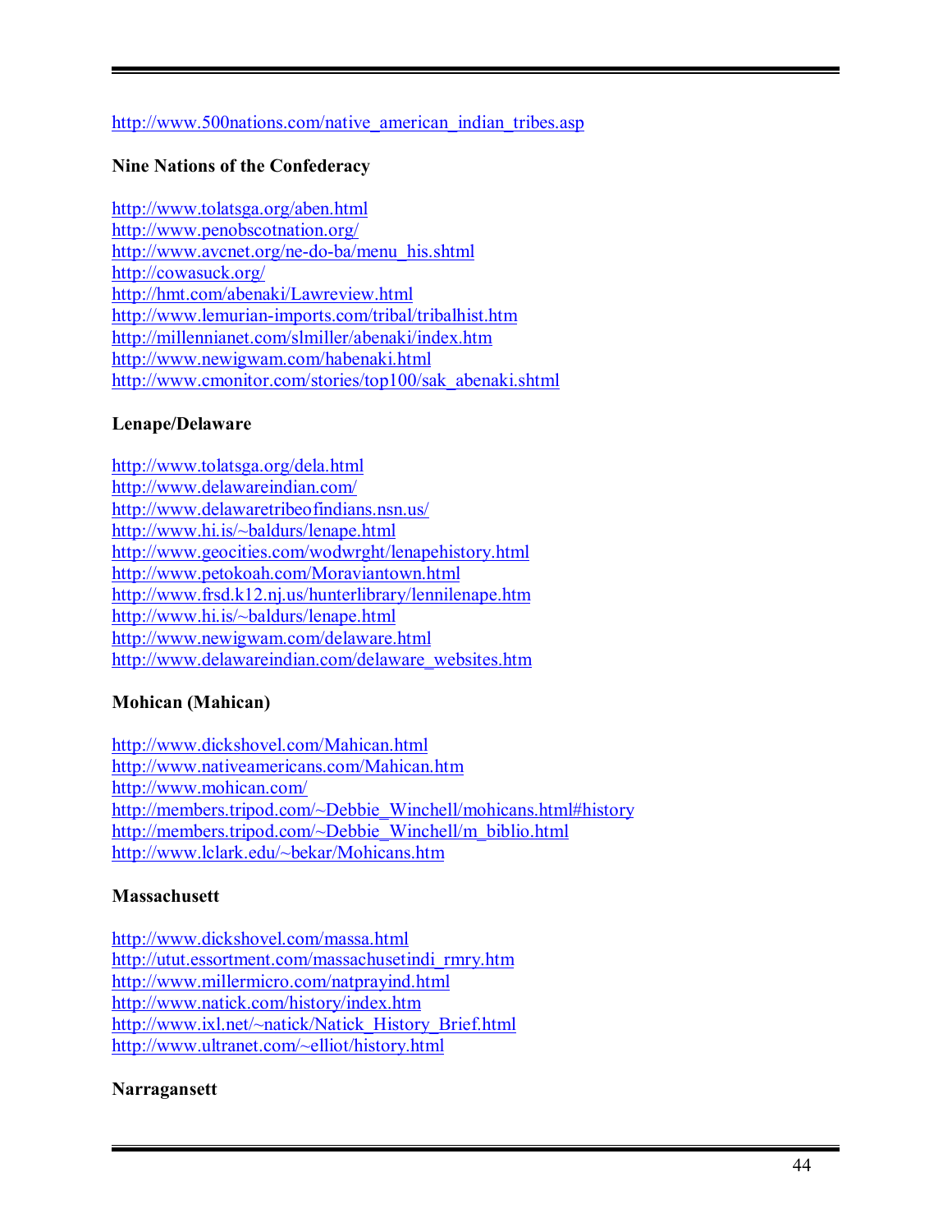http://www.500nations.com/native_american_indian_tribes.asp

**Nine Nations of the Confederacy**

http://www.tolatsga.org/aben.html
http://www.penobscotnation.org/
http://www.avcnet.org/ne-do-ba/menu_his.shtml
http://cowasuck.org/
http://hmt.com/abenaki/Lawreview.html
http://www.lemurian-imports.com/tribal/tribalhist.htm
http://millennianet.com/slmiller/abenaki/index.htm
http://www.newigwam.com/habenaki.html
http://www.cmonitor.com/stories/top100/sak_abenaki.shtml

**Lenape/Delaware**

http://www.tolatsga.org/dela.html
http://www.delawareindian.com/
http://www.delawaretribeofindians.nsn.us/
http://www.hi.is/~baldurs/lenape.html
http://www.geocities.com/wodwrght/lenapehistory.html
http://www.petokoah.com/Moraviantown.html
http://www.frsd.k12.nj.us/hunterlibrary/lennilenape.htm
http://www.hi.is/~baldurs/lenape.html
http://www.newigwam.com/delaware.html
http://www.delawareindian.com/delaware_websites.htm

**Mohican (Mahican)**

http://www.dickshovel.com/Mahican.html
http://www.nativeamericans.com/Mahican.htm
http://www.mohican.com/
http://members.tripod.com/~Debbie_Winchell/mohicans.html#history
http://members.tripod.com/~Debbie_Winchell/m_biblio.html
http://www.lclark.edu/~bekar/Mohicans.htm

**Massachusett**

http://www.dickshovel.com/massa.html
http://utut.essortment.com/massachusetindi_rmry.htm
http://www.millermicro.com/natprayind.html
http://www.natick.com/history/index.htm
http://www.ixl.net/~natick/Natick_History_Brief.html
http://www.ultranet.com/~elliot/history.html

**Narragansett**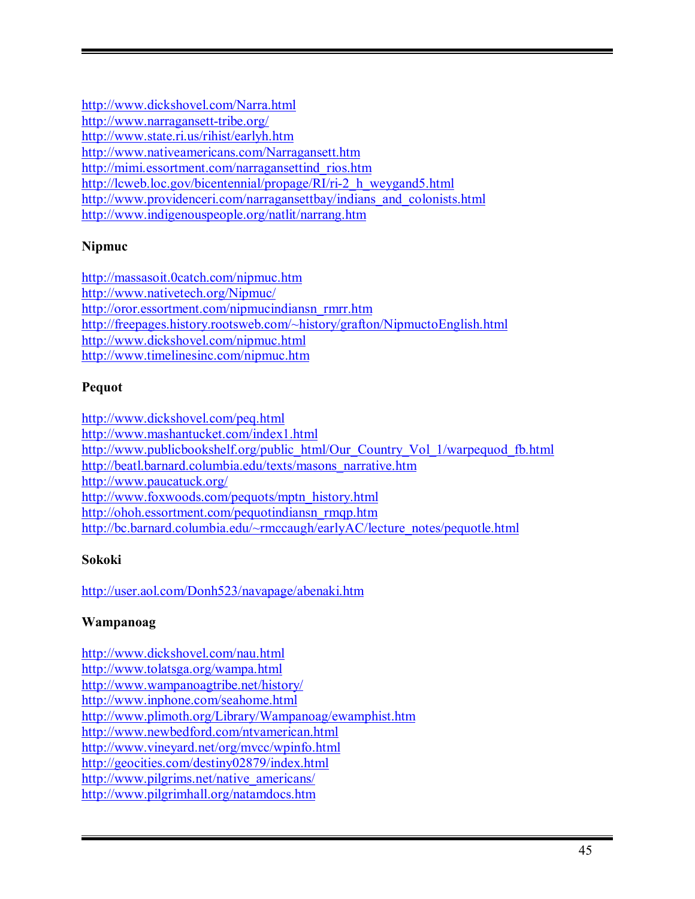http://www.dickshovel.com/Narra.html
http://www.narragansett-tribe.org/
http://www.state.ri.us/rihist/earlyh.htm
http://www.nativeamericans.com/Narragansett.htm
http://mimi.essortment.com/narragansettind_rios.htm
http://lcweb.loc.gov/bicentennial/propage/RI/ri-2_h_weygand5.html
http://www.providenceri.com/narragansettbay/indians_and_colonists.html
http://www.indigenouspeople.org/natlit/narrang.htm

**Nipmuc**

http://massasoit.0catch.com/nipmuc.htm
http://www.nativetech.org/Nipmuc/
http://oror.essortment.com/nipmucindiansn_rmrr.htm
http://freepages.history.rootsweb.com/~history/grafton/NipmuctoEnglish.html
http://www.dickshovel.com/nipmuc.html
http://www.timelinesinc.com/nipmuc.htm

**Pequot**

http://www.dickshovel.com/peq.html
http://www.mashantucket.com/index1.html
http://www.publicbookshelf.org/public_html/Our_Country_Vol_1/warpequod_fb.html
http://beatl.barnard.columbia.edu/texts/masons_narrative.htm
http://www.paucatuck.org/
http://www.foxwoods.com/pequots/mptn_history.html
http://ohoh.essortment.com/pequotindiansn_rmqp.htm
http://bc.barnard.columbia.edu/~rmccaugh/earlyAC/lecture_notes/pequotle.html

**Sokoki**

http://user.aol.com/Donh523/navapage/abenaki.htm

**Wampanoag**

http://www.dickshovel.com/nau.html
http://www.tolatsga.org/wampa.html
http://www.wampanoagtribe.net/history/
http://www.inphone.com/seahome.html
http://www.plimoth.org/Library/Wampanoag/ewamphist.htm
http://www.newbedford.com/ntvamerican.html
http://www.vineyard.net/org/mvcc/wpinfo.html
http://geocities.com/destiny02879/index.html
http://www.pilgrims.net/native_americans/
http://www.pilgrimhall.org/natamdocs.htm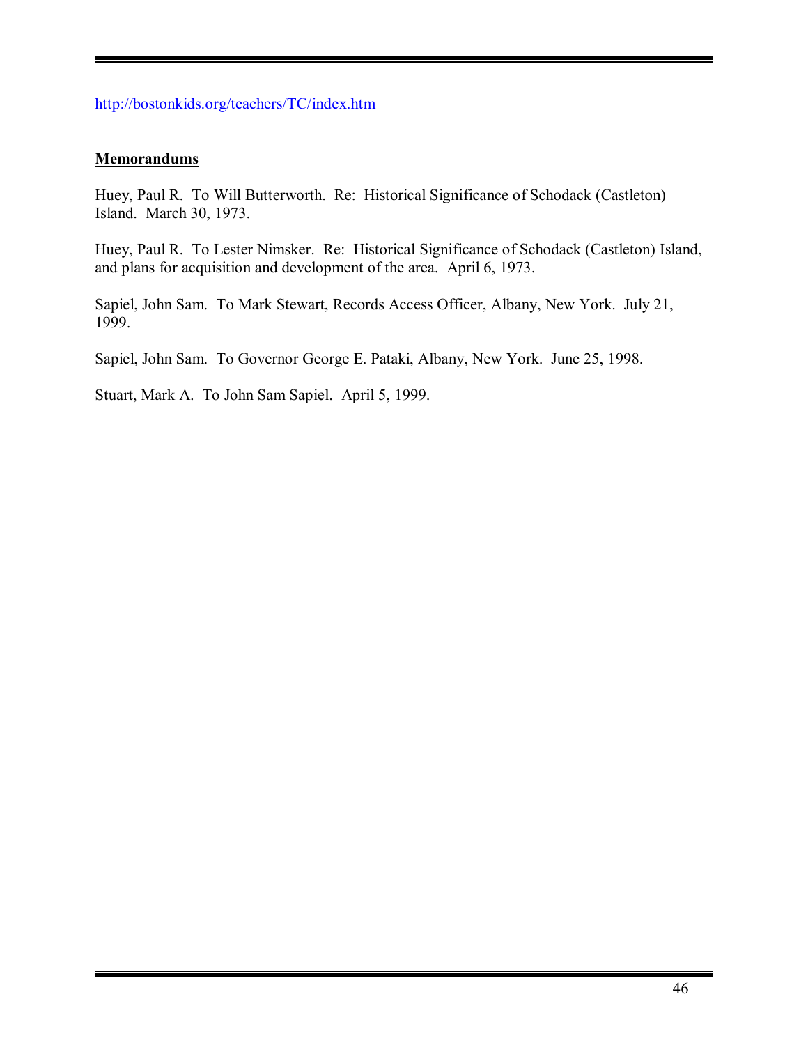http://bostonkids.org/teachers/TC/index.htm

**Memorandums**

Huey, Paul R. To Will Butterworth. Re: Historical Significance of Schodack (Castleton) Island. March 30, 1973.

Huey, Paul R. To Lester Nimsker. Re: Historical Significance of Schodack (Castleton) Island, and plans for acquisition and development of the area. April 6, 1973.

Sapiel, John Sam. To Mark Stewart, Records Access Officer, Albany, New York. July 21, 1999.

Sapiel, John Sam. To Governor George E. Pataki, Albany, New York. June 25, 1998.

Stuart, Mark A. To John Sam Sapiel. April 5, 1999.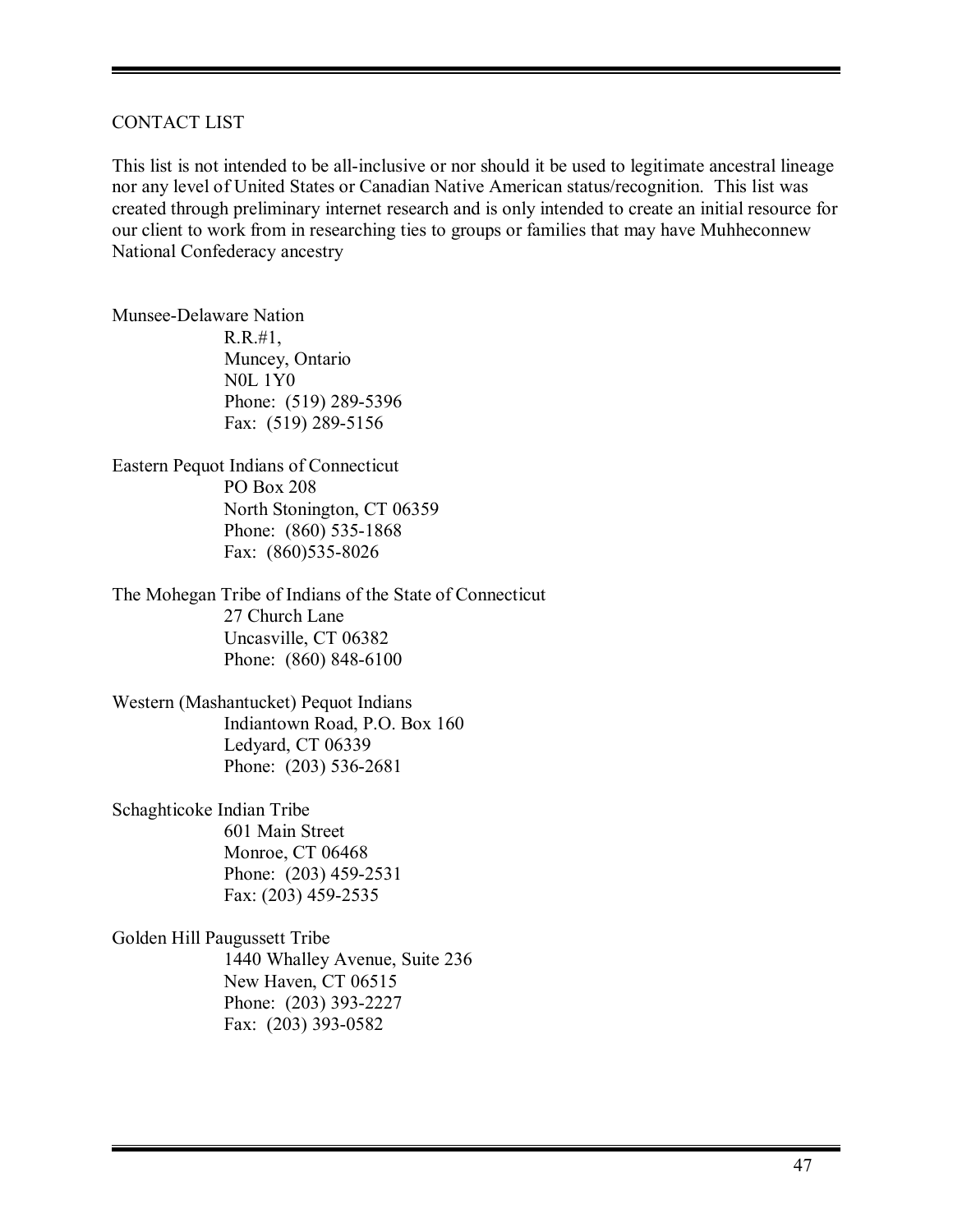CONTACT LIST

This list is not intended to be all-inclusive or nor should it be used to legitimate ancestral lineage nor any level of United States or Canadian Native American status/recognition. This list was created through preliminary internet research and is only intended to create an initial resource for our client to work from in researching ties to groups or families that may have Muhheconnew National Confederacy ancestry

Munsee-Delaware Nation  
R.R.#1,  
Muncey, Ontario  
N0L 1Y0  
Phone: (519) 289-5396  
Fax: (519) 289-5156

Eastern Pequot Indians of Connecticut  
PO Box 208  
North Stonington, CT 06359  
Phone: (860) 535-1868  
Fax: (860)535-8026

The Mohegan Tribe of Indians of the State of Connecticut  
27 Church Lane  
Uncasville, CT 06382  
Phone: (860) 848-6100

Western (Mashantucket) Pequot Indians  
Indiantown Road, P.O. Box 160  
Ledyard, CT 06339  
Phone: (203) 536-2681

Schaghticoke Indian Tribe  
601 Main Street  
Monroe, CT 06468  
Phone: (203) 459-2531  
Fax: (203) 459-2535

Golden Hill Paugussett Tribe  
1440 Whalley Avenue, Suite 236  
New Haven, CT 06515  
Phone: (203) 393-2227  
Fax: (203) 393-0582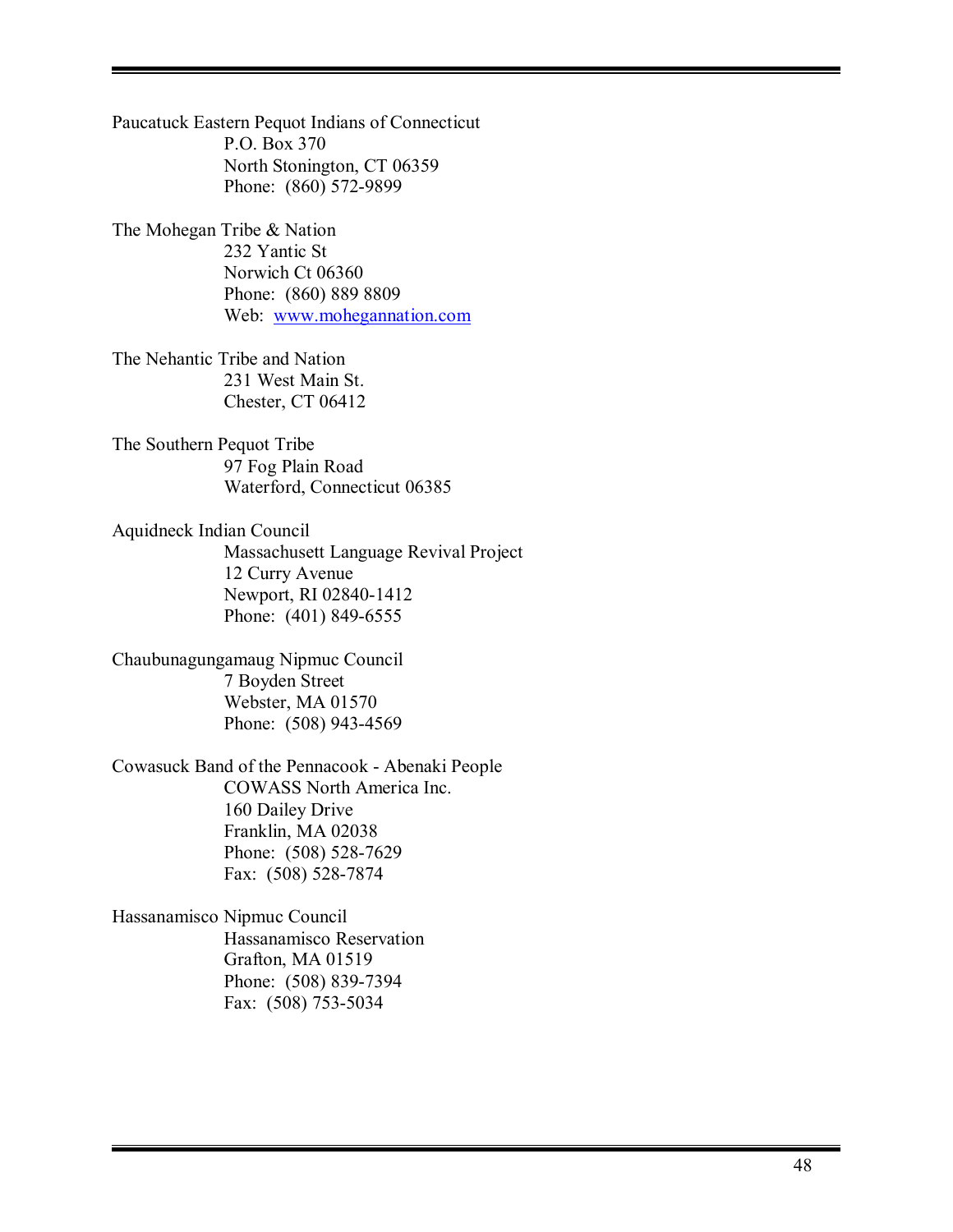Paucatuck Eastern Pequot Indians of Connecticut
P.O. Box 370
North Stonington, CT 06359
Phone: (860) 572-9899

The Mohegan Tribe & Nation
232 Yantic St
Norwich Ct 06360
Phone: (860) 889 8809
Web: [www.mohegannation.com](http://www.mohegannation.com)

The Nehantic Tribe and Nation
231 West Main St.
Chester, CT 06412

The Southern Pequot Tribe
97 Fog Plain Road
Waterford, Connecticut 06385

Aquidneck Indian Council
Massachusett Language Revival Project
12 Curry Avenue
Newport, RI 02840-1412
Phone: (401) 849-6555

Chaubunagungamaug Nipmuc Council
7 Boyden Street
Webster, MA 01570
Phone: (508) 943-4569

Cowasuck Band of the Pennacook - Abenaki People
COWASS North America Inc.
160 Dailey Drive
Franklin, MA 02038
Phone: (508) 528-7629
Fax: (508) 528-7874

Hassanamisco Nipmuc Council
Hassanamisco Reservation
Grafton, MA 01519
Phone: (508) 839-7394
Fax: (508) 753-5034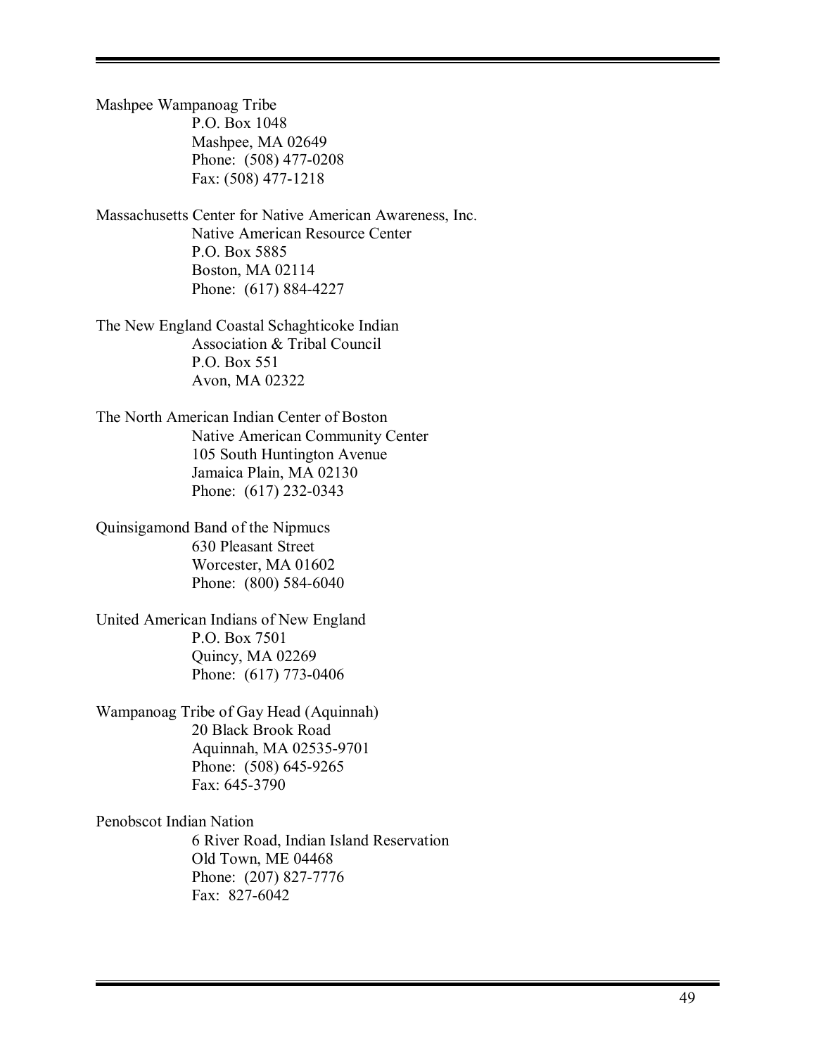Mashpee Wampanoag Tribe
P.O. Box 1048
Mashpee, MA 02649
Phone: (508) 477-0208
Fax: (508) 477-1218

Massachusetts Center for Native American Awareness, Inc.
Native American Resource Center
P.O. Box 5885
Boston, MA 02114
Phone: (617) 884-4227

The New England Coastal Schaghticoke Indian
Association & Tribal Council
P.O. Box 551
Avon, MA 02322

The North American Indian Center of Boston
Native American Community Center
105 South Huntington Avenue
Jamaica Plain, MA 02130
Phone: (617) 232-0343

Quinsigamond Band of the Nipmucs
630 Pleasant Street
Worcester, MA 01602
Phone: (800) 584-6040

United American Indians of New England
P.O. Box 7501
Quincy, MA 02269
Phone: (617) 773-0406

Wampanoag Tribe of Gay Head (Aquinnah)
20 Black Brook Road
Aquinnah, MA 02535-9701
Phone: (508) 645-9265
Fax: 645-3790

Penobscot Indian Nation
6 River Road, Indian Island Reservation
Old Town, ME 04468
Phone: (207) 827-7776
Fax: 827-6042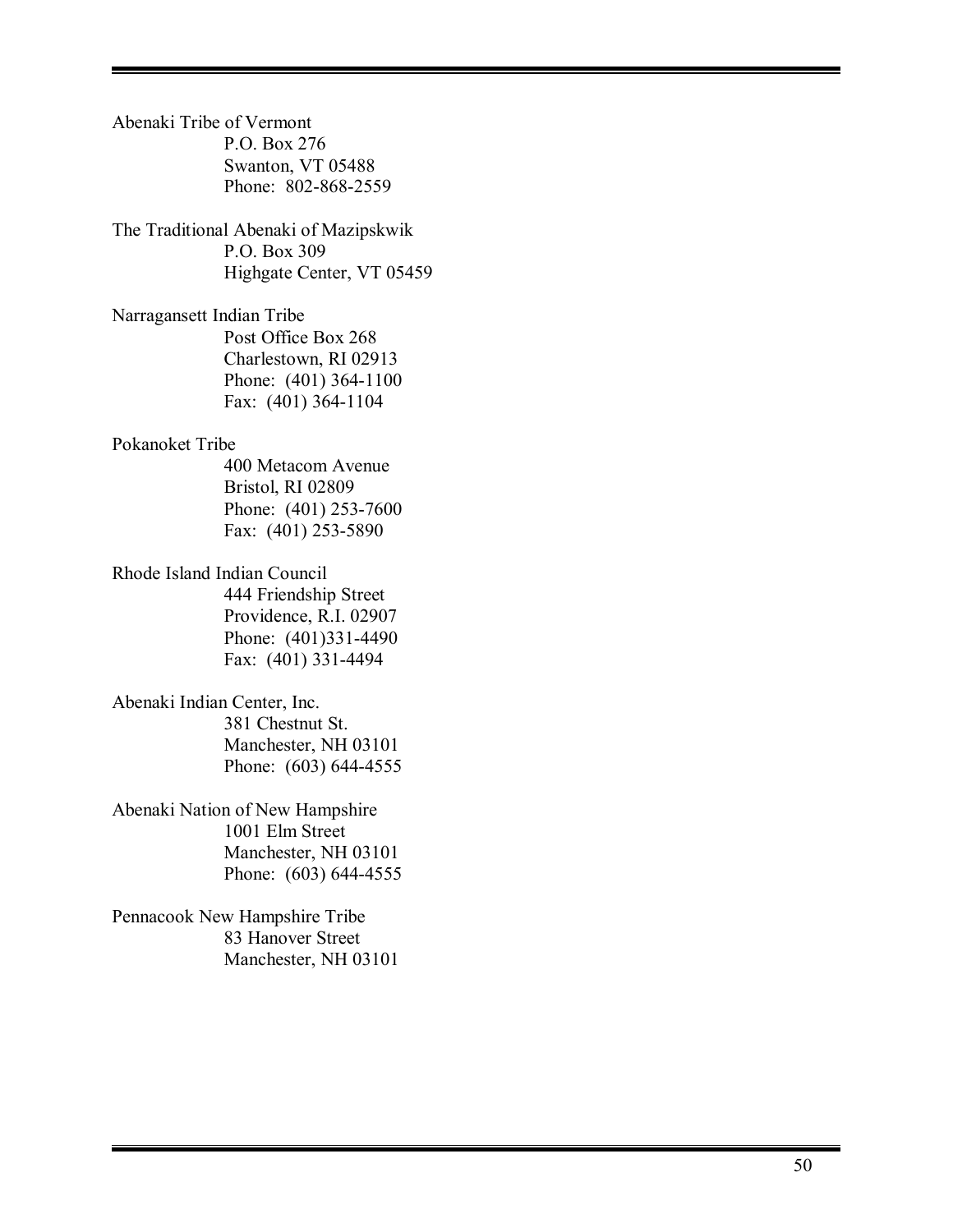Abenaki Tribe of Vermont
P.O. Box 276
Swanton, VT 05488
Phone: 802-868-2559

The Traditional Abenaki of Mazipskwik
P.O. Box 309
Highgate Center, VT 05459

Narragansett Indian Tribe
Post Office Box 268
Charlestown, RI 02913
Phone: (401) 364-1100
Fax: (401) 364-1104

Pokanoket Tribe
400 Metacom Avenue
Bristol, RI 02809
Phone: (401) 253-7600
Fax: (401) 253-5890

Rhode Island Indian Council
444 Friendship Street
Providence, R.I. 02907
Phone: (401)331-4490
Fax: (401) 331-4494

Abenaki Indian Center, Inc.
381 Chestnut St.
Manchester, NH 03101
Phone: (603) 644-4555

Abenaki Nation of New Hampshire
1001 Elm Street
Manchester, NH 03101
Phone: (603) 644-4555

Pennacook New Hampshire Tribe
83 Hanover Street
Manchester, NH 03101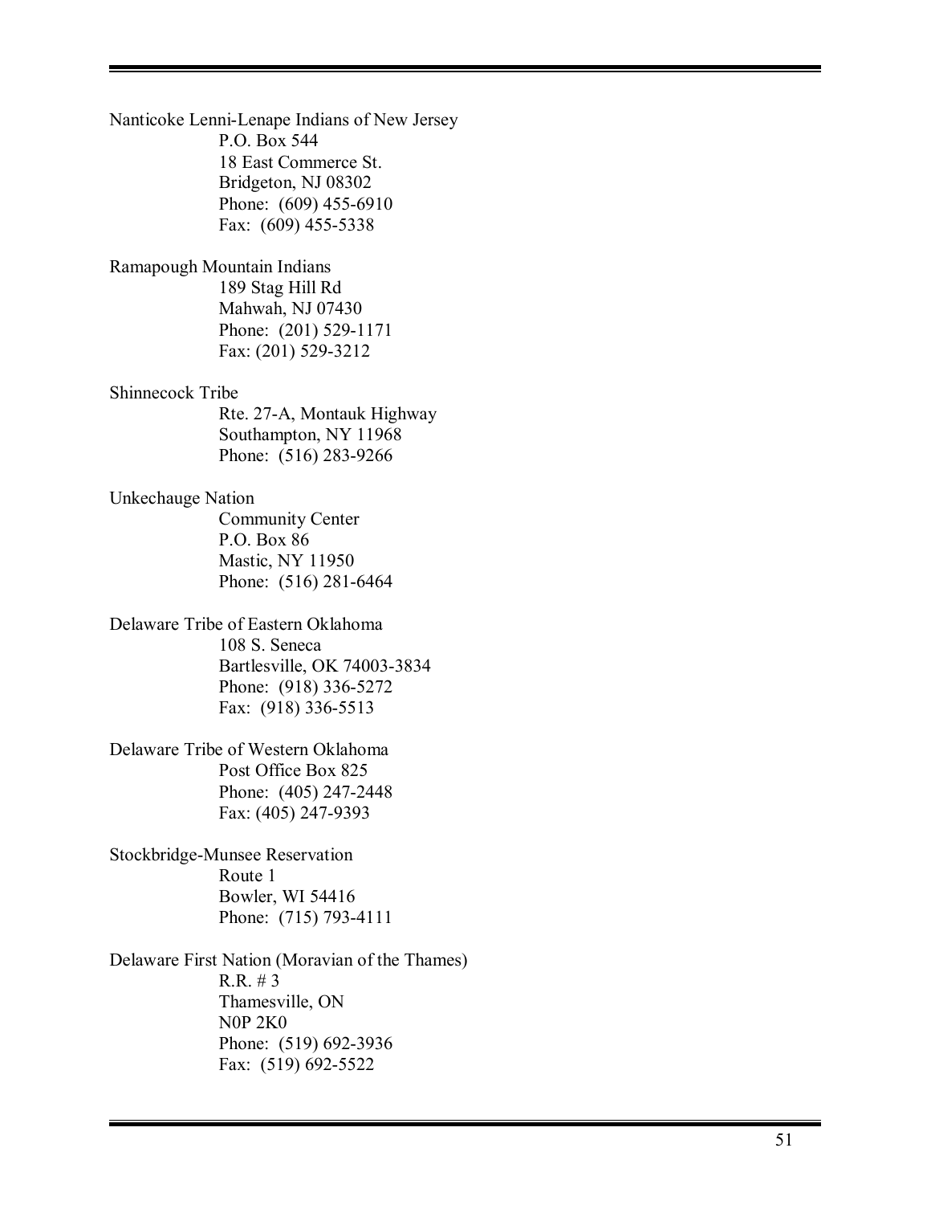Nanticoke Lenni-Lenape Indians of New Jersey
P.O. Box 544
18 East Commerce St.
Bridgeton, NJ 08302
Phone: (609) 455-6910
Fax: (609) 455-5338

Ramapough Mountain Indians
189 Stag Hill Rd
Mahwah, NJ 07430
Phone: (201) 529-1171
Fax: (201) 529-3212

Shinnecock Tribe
Rte. 27-A, Montauk Highway
Southampton, NY 11968
Phone: (516) 283-9266

Unkechauge Nation
Community Center
P.O. Box 86
Mastic, NY 11950
Phone: (516) 281-6464

Delaware Tribe of Eastern Oklahoma
108 S. Seneca
Bartlesville, OK 74003-3834
Phone: (918) 336-5272
Fax: (918) 336-5513

Delaware Tribe of Western Oklahoma
Post Office Box 825
Phone: (405) 247-2448
Fax: (405) 247-9393

Stockbridge-Munsee Reservation
Route 1
Bowler, WI 54416
Phone: (715) 793-4111

Delaware First Nation (Moravian of the Thames)
R.R. # 3
Thamesville, ON
N0P 2K0
Phone: (519) 692-3936
Fax: (519) 692-5522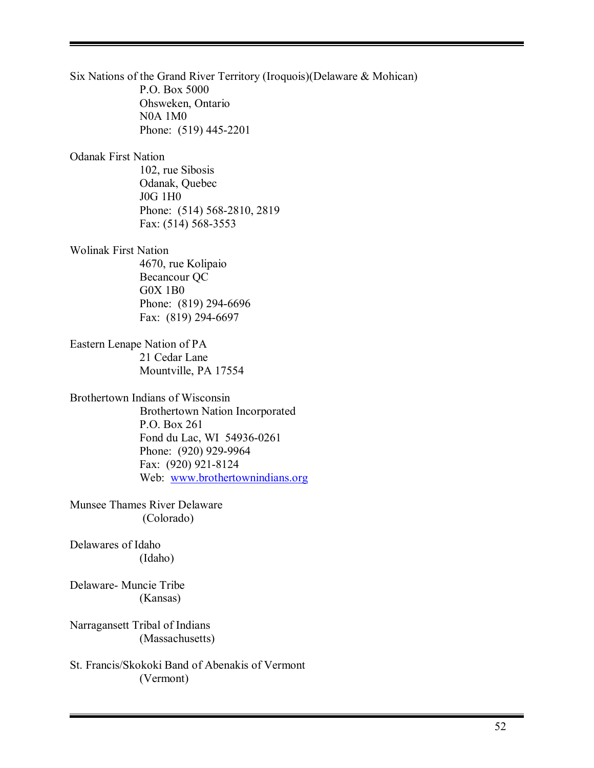Six Nations of the Grand River Territory (Iroquois)(Delaware & Mohican)
P.O. Box 5000
Ohsweken, Ontario
N0A 1M0
Phone: (519) 445-2201

Odanak First Nation
102, rue Sibosis
Odanak, Quebec
J0G 1H0
Phone: (514) 568-2810, 2819
Fax: (514) 568-3553

Wolinak First Nation
4670, rue Kolipaio
Becancour QC
G0X 1B0
Phone: (819) 294-6696
Fax: (819) 294-6697

Eastern Lenape Nation of PA
21 Cedar Lane
Mountville, PA 17554

Brothertown Indians of Wisconsin
Brothertown Nation Incorporated
P.O. Box 261
Fond du Lac, WI 54936-0261
Phone: (920) 929-9964
Fax: (920) 921-8124
Web: www.brothertownindians.org

Munsee Thames River Delaware
(Colorado)

Delawares of Idaho
(Idaho)

Delaware- Muncie Tribe
(Kansas)

Narragansett Tribal of Indians
(Massachusetts)

St. Francis/Skokoki Band of Abenakis of Vermont
(Vermont)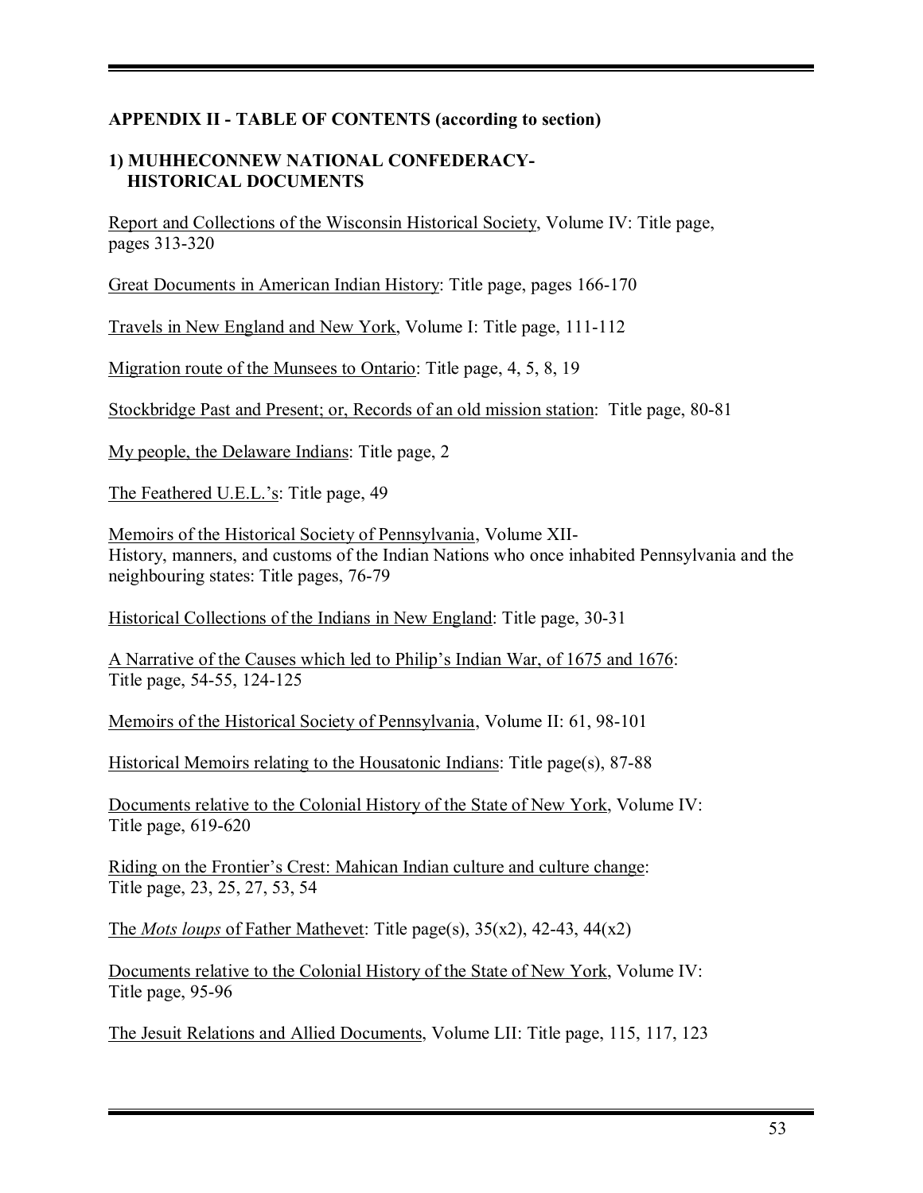## APPENDIX II - TABLE OF CONTENTS (according to section)

### 1) MUHHECONNEW NATIONAL CONFEDERACY- HISTORICAL DOCUMENTS

<u>Report and Collections of the Wisconsin Historical Society</u>, Volume IV: Title page, pages 313-320

<u>Great Documents in American Indian History</u>: Title page, pages 166-170

<u>Travels in New England and New York</u>, Volume I: Title page, 111-112

<u>Migration route of the Munsees to Ontario</u>: Title page, 4, 5, 8, 19

<u>Stockbridge Past and Present; or, Records of an old mission station</u>: Title page, 80-81

<u>My people, the Delaware Indians</u>: Title page, 2

<u>The Feathered U.E.L.'s</u>: Title page, 49

<u>Memoirs of the Historical Society of Pennsylvania</u>, Volume XII-
History, manners, and customs of the Indian Nations who once inhabited Pennsylvania and the neighbouring states: Title pages, 76-79

<u>Historical Collections of the Indians in New England</u>: Title page, 30-31

<u>A Narrative of the Causes which led to Philip's Indian War, of 1675 and 1676</u>:
Title page, 54-55, 124-125

<u>Memoirs of the Historical Society of Pennsylvania</u>, Volume II: 61, 98-101

<u>Historical Memoirs relating to the Housatonic Indians</u>: Title page(s), 87-88

<u>Documents relative to the Colonial History of the State of New York</u>, Volume IV:
Title page, 619-620

<u>Riding on the Frontier's Crest: Mahican Indian culture and culture change</u>:
Title page, 23, 25, 27, 53, 54

<u>The *Mots loups* of Father Mathevet</u>: Title page(s), 35(x2), 42-43, 44(x2)

<u>Documents relative to the Colonial History of the State of New York</u>, Volume IV:
Title page, 95-96

<u>The Jesuit Relations and Allied Documents</u>, Volume LII: Title page, 115, 117, 123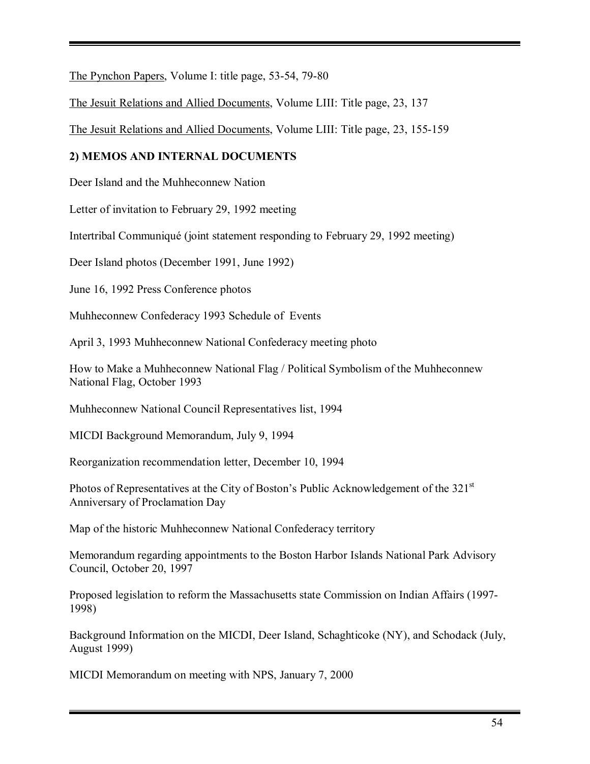The Pynchon Papers, Volume I: title page, 53-54, 79-80

The Jesuit Relations and Allied Documents, Volume LIII: Title page, 23, 137

The Jesuit Relations and Allied Documents, Volume LIII: Title page, 23, 155-159

**2) MEMOS AND INTERNAL DOCUMENTS**

Deer Island and the Muhheconnew Nation

Letter of invitation to February 29, 1992 meeting

Intertribal Communiqué (joint statement responding to February 29, 1992 meeting)

Deer Island photos (December 1991, June 1992)

June 16, 1992 Press Conference photos

Muhheconnew Confederacy 1993 Schedule of Events

April 3, 1993 Muhheconnew National Confederacy meeting photo

How to Make a Muhheconnew National Flag / Political Symbolism of the Muhheconnew National Flag, October 1993

Muhheconnew National Council Representatives list, 1994

MICDI Background Memorandum, July 9, 1994

Reorganization recommendation letter, December 10, 1994

Photos of Representatives at the City of Boston's Public Acknowledgement of the 321st Anniversary of Proclamation Day

Map of the historic Muhheconnew National Confederacy territory

Memorandum regarding appointments to the Boston Harbor Islands National Park Advisory Council, October 20, 1997

Proposed legislation to reform the Massachusetts state Commission on Indian Affairs (1997-1998)

Background Information on the MICDI, Deer Island, Schaghticoke (NY), and Schodack (July, August 1999)

MICDI Memorandum on meeting with NPS, January 7, 2000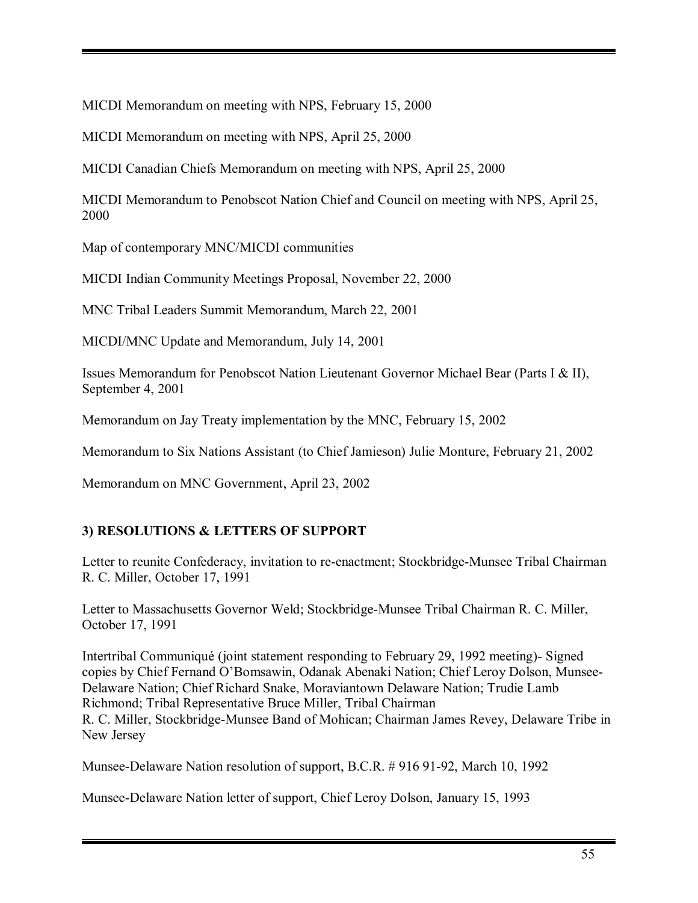MICDI Memorandum on meeting with NPS, February 15, 2000

MICDI Memorandum on meeting with NPS, April 25, 2000

MICDI Canadian Chiefs Memorandum on meeting with NPS, April 25, 2000

MICDI Memorandum to Penobscot Nation Chief and Council on meeting with NPS, April 25, 2000

Map of contemporary MNC/MICDI communities

MICDI Indian Community Meetings Proposal, November 22, 2000

MNC Tribal Leaders Summit Memorandum, March 22, 2001

MICDI/MNC Update and Memorandum, July 14, 2001

Issues Memorandum for Penobscot Nation Lieutenant Governor Michael Bear (Parts I & II), September 4, 2001

Memorandum on Jay Treaty implementation by the MNC, February 15, 2002

Memorandum to Six Nations Assistant (to Chief Jamieson) Julie Monture, February 21, 2002

Memorandum on MNC Government, April 23, 2002

**3) RESOLUTIONS & LETTERS OF SUPPORT**

Letter to reunite Confederacy, invitation to re-enactment; Stockbridge-Munsee Tribal Chairman R. C. Miller, October 17, 1991

Letter to Massachusetts Governor Weld; Stockbridge-Munsee Tribal Chairman R. C. Miller, October 17, 1991

Intertribal Communiqué (joint statement responding to February 29, 1992 meeting)- Signed copies by Chief Fernand O'Bomsawin, Odanak Abenaki Nation; Chief Leroy Dolson, Munsee-Delaware Nation; Chief Richard Snake, Moraviantown Delaware Nation; Trudie Lamb Richmond; Tribal Representative Bruce Miller, Tribal Chairman R. C. Miller, Stockbridge-Munsee Band of Mohican; Chairman James Revey, Delaware Tribe in New Jersey

Munsee-Delaware Nation resolution of support, B.C.R. # 916 91-92, March 10, 1992

Munsee-Delaware Nation letter of support, Chief Leroy Dolson, January 15, 1993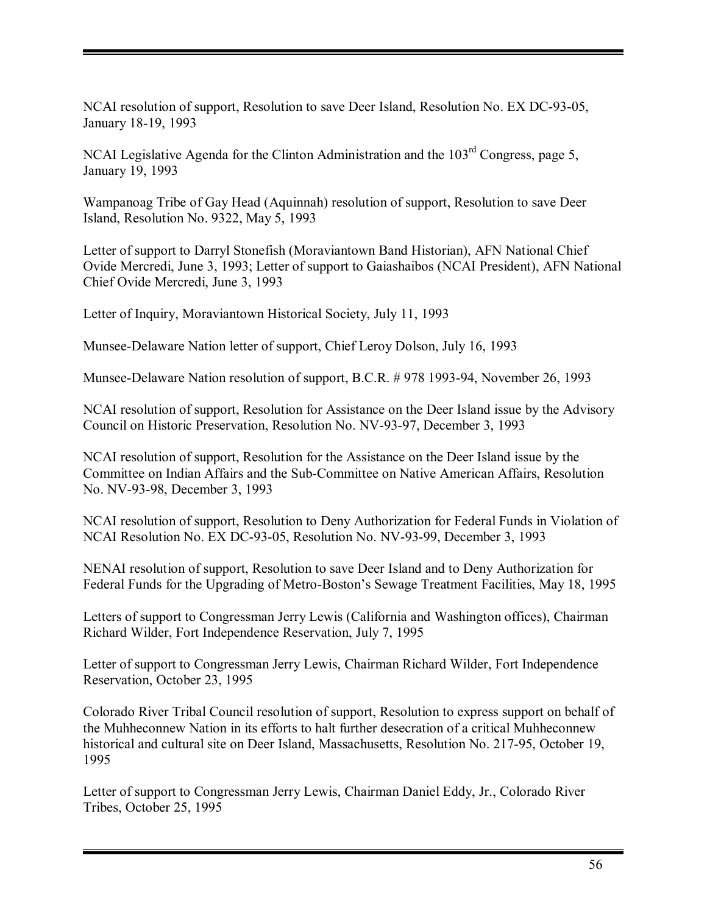NCAI resolution of support, Resolution to save Deer Island, Resolution No. EX DC-93-05, January 18-19, 1993

NCAI Legislative Agenda for the Clinton Administration and the 103rd Congress, page 5, January 19, 1993

Wampanoag Tribe of Gay Head (Aquinnah) resolution of support, Resolution to save Deer Island, Resolution No. 9322, May 5, 1993

Letter of support to Darryl Stonefish (Moraviantown Band Historian), AFN National Chief Ovide Mercredi, June 3, 1993; Letter of support to Gaiashaibos (NCAI President), AFN National Chief Ovide Mercredi, June 3, 1993

Letter of Inquiry, Moraviantown Historical Society, July 11, 1993

Munsee-Delaware Nation letter of support, Chief Leroy Dolson, July 16, 1993

Munsee-Delaware Nation resolution of support, B.C.R. # 978 1993-94, November 26, 1993

NCAI resolution of support, Resolution for Assistance on the Deer Island issue by the Advisory Council on Historic Preservation, Resolution No. NV-93-97, December 3, 1993

NCAI resolution of support, Resolution for the Assistance on the Deer Island issue by the Committee on Indian Affairs and the Sub-Committee on Native American Affairs, Resolution No. NV-93-98, December 3, 1993

NCAI resolution of support, Resolution to Deny Authorization for Federal Funds in Violation of NCAI Resolution No. EX DC-93-05, Resolution No. NV-93-99, December 3, 1993

NENAI resolution of support, Resolution to save Deer Island and to Deny Authorization for Federal Funds for the Upgrading of Metro-Boston's Sewage Treatment Facilities, May 18, 1995

Letters of support to Congressman Jerry Lewis (California and Washington offices), Chairman Richard Wilder, Fort Independence Reservation, July 7, 1995

Letter of support to Congressman Jerry Lewis, Chairman Richard Wilder, Fort Independence Reservation, October 23, 1995

Colorado River Tribal Council resolution of support, Resolution to express support on behalf of the Muhheconnew Nation in its efforts to halt further desecration of a critical Muhheconnew historical and cultural site on Deer Island, Massachusetts, Resolution No. 217-95, October 19, 1995

Letter of support to Congressman Jerry Lewis, Chairman Daniel Eddy, Jr., Colorado River Tribes, October 25, 1995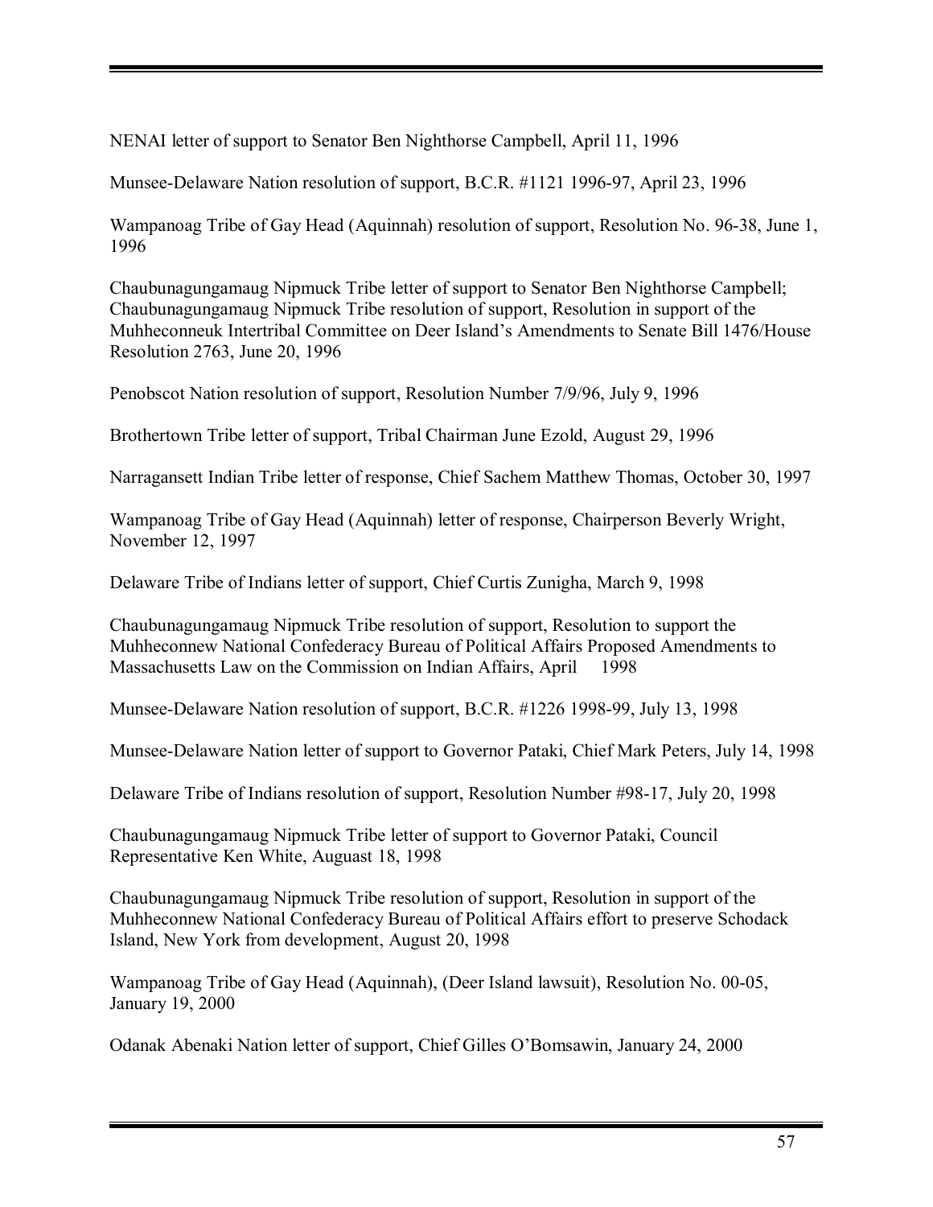NENAI letter of support to Senator Ben Nighthorse Campbell, April 11, 1996

Munsee-Delaware Nation resolution of support, B.C.R. #1121 1996-97, April 23, 1996

Wampanoag Tribe of Gay Head (Aquinnah) resolution of support, Resolution No. 96-38, June 1, 1996

Chaubunagungamaug Nipmuck Tribe letter of support to Senator Ben Nighthorse Campbell; Chaubunagungamaug Nipmuck Tribe resolution of support, Resolution in support of the Muhheconneuk Intertribal Committee on Deer Island's Amendments to Senate Bill 1476/House Resolution 2763, June 20, 1996

Penobscot Nation resolution of support, Resolution Number 7/9/96, July 9, 1996

Brothertown Tribe letter of support, Tribal Chairman June Ezold, August 29, 1996

Narragansett Indian Tribe letter of response, Chief Sachem Matthew Thomas, October 30, 1997

Wampanoag Tribe of Gay Head (Aquinnah) letter of response, Chairperson Beverly Wright, November 12, 1997

Delaware Tribe of Indians letter of support, Chief Curtis Zunigha, March 9, 1998

Chaubunagungamaug Nipmuck Tribe resolution of support, Resolution to support the Muhheconnew National Confederacy Bureau of Political Affairs Proposed Amendments to Massachusetts Law on the Commission on Indian Affairs, April 1998

Munsee-Delaware Nation resolution of support, B.C.R. #1226 1998-99, July 13, 1998

Munsee-Delaware Nation letter of support to Governor Pataki, Chief Mark Peters, July 14, 1998

Delaware Tribe of Indians resolution of support, Resolution Number #98-17, July 20, 1998

Chaubunagungamaug Nipmuck Tribe letter of support to Governor Pataki, Council Representative Ken White, Auguast 18, 1998

Chaubunagungamaug Nipmuck Tribe resolution of support, Resolution in support of the Muhheconnew National Confederacy Bureau of Political Affairs effort to preserve Schodack Island, New York from development, August 20, 1998

Wampanoag Tribe of Gay Head (Aquinnah), (Deer Island lawsuit), Resolution No. 00-05, January 19, 2000

Odanak Abenaki Nation letter of support, Chief Gilles O'Bomsawin, January 24, 2000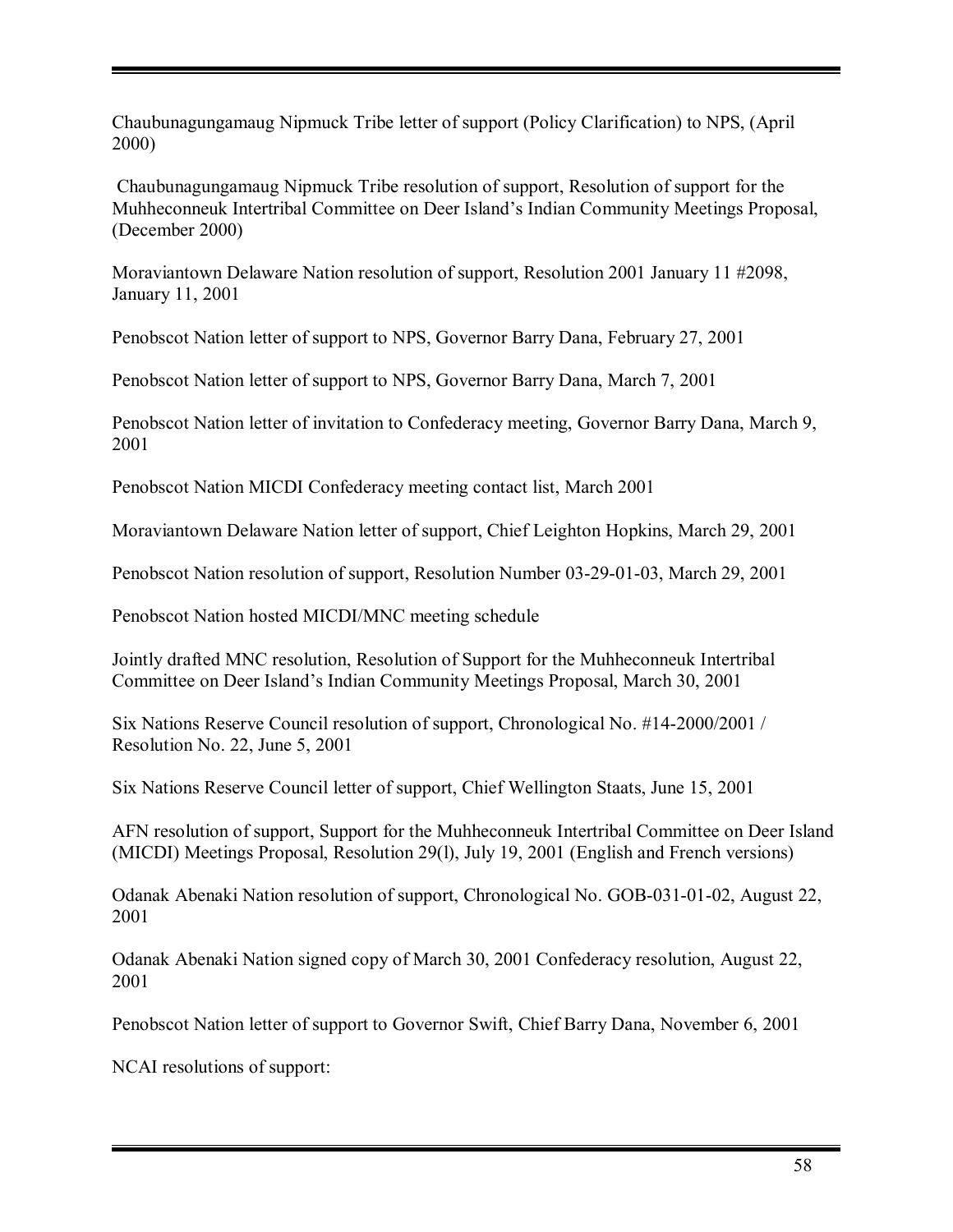Chaubunagungamaug Nipmuck Tribe letter of support (Policy Clarification) to NPS, (April 2000)

Chaubunagungamaug Nipmuck Tribe resolution of support, Resolution of support for the Muhheconneuk Intertribal Committee on Deer Island's Indian Community Meetings Proposal, (December 2000)

Moraviantown Delaware Nation resolution of support, Resolution 2001 January 11 #2098, January 11, 2001

Penobscot Nation letter of support to NPS, Governor Barry Dana, February 27, 2001

Penobscot Nation letter of support to NPS, Governor Barry Dana, March 7, 2001

Penobscot Nation letter of invitation to Confederacy meeting, Governor Barry Dana, March 9, 2001

Penobscot Nation MICDI Confederacy meeting contact list, March 2001

Moraviantown Delaware Nation letter of support, Chief Leighton Hopkins, March 29, 2001

Penobscot Nation resolution of support, Resolution Number 03-29-01-03, March 29, 2001

Penobscot Nation hosted MICDI/MNC meeting schedule

Jointly drafted MNC resolution, Resolution of Support for the Muhheconneuk Intertribal Committee on Deer Island's Indian Community Meetings Proposal, March 30, 2001

Six Nations Reserve Council resolution of support, Chronological No. #14-2000/2001 / Resolution No. 22, June 5, 2001

Six Nations Reserve Council letter of support, Chief Wellington Staats, June 15, 2001

AFN resolution of support, Support for the Muhheconneuk Intertribal Committee on Deer Island (MICDI) Meetings Proposal, Resolution 29(l), July 19, 2001 (English and French versions)

Odanak Abenaki Nation resolution of support, Chronological No. GOB-031-01-02, August 22, 2001

Odanak Abenaki Nation signed copy of March 30, 2001 Confederacy resolution, August 22, 2001

Penobscot Nation letter of support to Governor Swift, Chief Barry Dana, November 6, 2001

NCAI resolutions of support: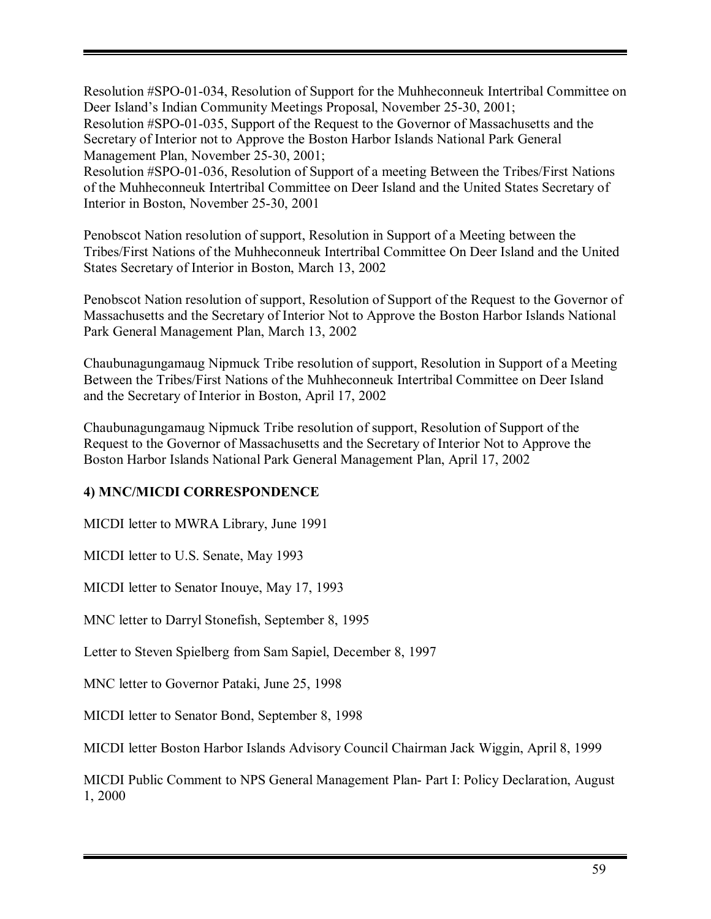Resolution #SPO-01-034, Resolution of Support for the Muhheconneuk Intertribal Committee on Deer Island's Indian Community Meetings Proposal, November 25-30, 2001;
Resolution #SPO-01-035, Support of the Request to the Governor of Massachusetts and the Secretary of Interior not to Approve the Boston Harbor Islands National Park General Management Plan, November 25-30, 2001;
Resolution #SPO-01-036, Resolution of Support of a meeting Between the Tribes/First Nations of the Muhheconneuk Intertribal Committee on Deer Island and the United States Secretary of Interior in Boston, November 25-30, 2001

Penobscot Nation resolution of support, Resolution in Support of a Meeting between the Tribes/First Nations of the Muhheconneuk Intertribal Committee On Deer Island and the United States Secretary of Interior in Boston, March 13, 2002

Penobscot Nation resolution of support, Resolution of Support of the Request to the Governor of Massachusetts and the Secretary of Interior Not to Approve the Boston Harbor Islands National Park General Management Plan, March 13, 2002

Chaubunagungamaug Nipmuck Tribe resolution of support, Resolution in Support of a Meeting Between the Tribes/First Nations of the Muhheconneuk Intertribal Committee on Deer Island and the Secretary of Interior in Boston, April 17, 2002

Chaubunagungamaug Nipmuck Tribe resolution of support, Resolution of Support of the Request to the Governor of Massachusetts and the Secretary of Interior Not to Approve the Boston Harbor Islands National Park General Management Plan, April 17, 2002

**4) MNC/MICDI CORRESPONDENCE**

MICDI letter to MWRA Library, June 1991

MICDI letter to U.S. Senate, May 1993

MICDI letter to Senator Inouye, May 17, 1993

MNC letter to Darryl Stonefish, September 8, 1995

Letter to Steven Spielberg from Sam Sapiel, December 8, 1997

MNC letter to Governor Pataki, June 25, 1998

MICDI letter to Senator Bond, September 8, 1998

MICDI letter Boston Harbor Islands Advisory Council Chairman Jack Wiggin, April 8, 1999

MICDI Public Comment to NPS General Management Plan- Part I: Policy Declaration, August 1, 2000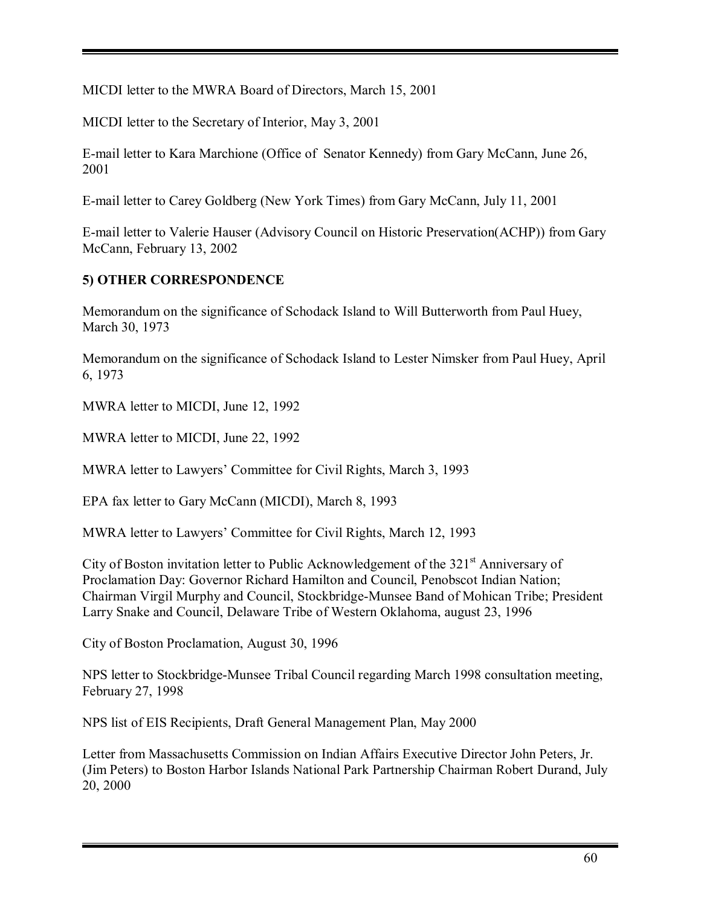MICDI letter to the MWRA Board of Directors, March 15, 2001

MICDI letter to the Secretary of Interior, May 3, 2001

E-mail letter to Kara Marchione (Office of Senator Kennedy) from Gary McCann, June 26, 2001

E-mail letter to Carey Goldberg (New York Times) from Gary McCann, July 11, 2001

E-mail letter to Valerie Hauser (Advisory Council on Historic Preservation(ACHP)) from Gary McCann, February 13, 2002

**5) OTHER CORRESPONDENCE**

Memorandum on the significance of Schodack Island to Will Butterworth from Paul Huey, March 30, 1973

Memorandum on the significance of Schodack Island to Lester Nimsker from Paul Huey, April 6, 1973

MWRA letter to MICDI, June 12, 1992

MWRA letter to MICDI, June 22, 1992

MWRA letter to Lawyers' Committee for Civil Rights, March 3, 1993

EPA fax letter to Gary McCann (MICDI), March 8, 1993

MWRA letter to Lawyers' Committee for Civil Rights, March 12, 1993

City of Boston invitation letter to Public Acknowledgement of the 321st Anniversary of Proclamation Day: Governor Richard Hamilton and Council, Penobscot Indian Nation; Chairman Virgil Murphy and Council, Stockbridge-Munsee Band of Mohican Tribe; President Larry Snake and Council, Delaware Tribe of Western Oklahoma, august 23, 1996

City of Boston Proclamation, August 30, 1996

NPS letter to Stockbridge-Munsee Tribal Council regarding March 1998 consultation meeting, February 27, 1998

NPS list of EIS Recipients, Draft General Management Plan, May 2000

Letter from Massachusetts Commission on Indian Affairs Executive Director John Peters, Jr. (Jim Peters) to Boston Harbor Islands National Park Partnership Chairman Robert Durand, July 20, 2000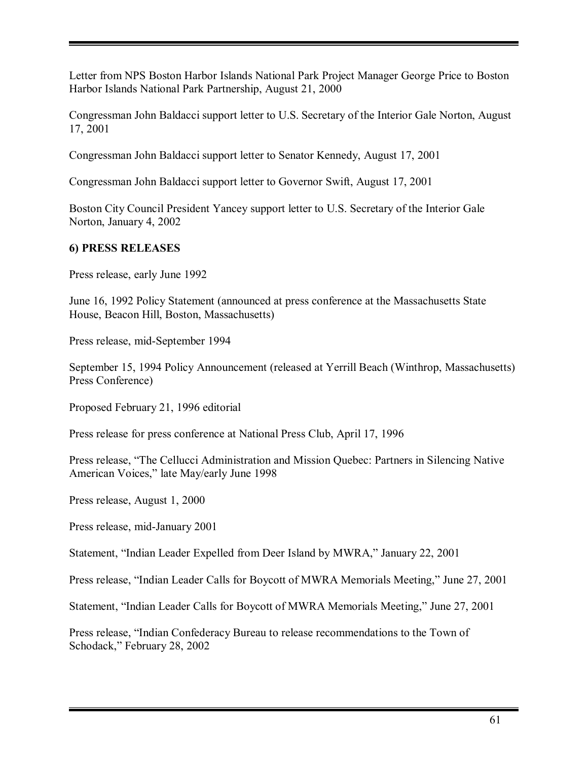Letter from NPS Boston Harbor Islands National Park Project Manager George Price to Boston Harbor Islands National Park Partnership, August 21, 2000

Congressman John Baldacci support letter to U.S. Secretary of the Interior Gale Norton, August 17, 2001

Congressman John Baldacci support letter to Senator Kennedy, August 17, 2001

Congressman John Baldacci support letter to Governor Swift, August 17, 2001

Boston City Council President Yancey support letter to U.S. Secretary of the Interior Gale Norton, January 4, 2002

**6) PRESS RELEASES**

Press release, early June 1992

June 16, 1992 Policy Statement (announced at press conference at the Massachusetts State House, Beacon Hill, Boston, Massachusetts)

Press release, mid-September 1994

September 15, 1994 Policy Announcement (released at Yerrill Beach (Winthrop, Massachusetts) Press Conference)

Proposed February 21, 1996 editorial

Press release for press conference at National Press Club, April 17, 1996

Press release, "The Cellucci Administration and Mission Quebec: Partners in Silencing Native American Voices," late May/early June 1998

Press release, August 1, 2000

Press release, mid-January 2001

Statement, "Indian Leader Expelled from Deer Island by MWRA," January 22, 2001

Press release, "Indian Leader Calls for Boycott of MWRA Memorials Meeting," June 27, 2001

Statement, "Indian Leader Calls for Boycott of MWRA Memorials Meeting," June 27, 2001

Press release, "Indian Confederacy Bureau to release recommendations to the Town of Schodack," February 28, 2002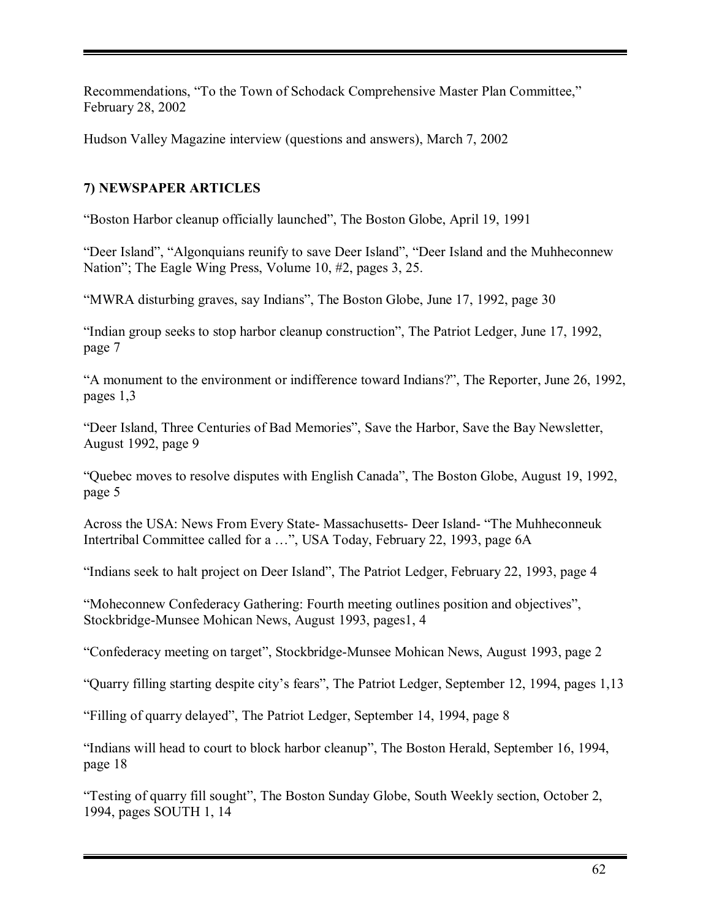Recommendations, “To the Town of Schodack Comprehensive Master Plan Committee,” February 28, 2002

Hudson Valley Magazine interview (questions and answers), March 7, 2002

### 7) NEWSPAPER ARTICLES

“Boston Harbor cleanup officially launched”, The Boston Globe, April 19, 1991

“Deer Island”, “Algonquians reunify to save Deer Island”, “Deer Island and the Muhheconnew Nation”; The Eagle Wing Press, Volume 10, #2, pages 3, 25.

“MWRA disturbing graves, say Indians”, The Boston Globe, June 17, 1992, page 30

“Indian group seeks to stop harbor cleanup construction”, The Patriot Ledger, June 17, 1992, page 7

“A monument to the environment or indifference toward Indians?”, The Reporter, June 26, 1992, pages 1,3

“Deer Island, Three Centuries of Bad Memories”, Save the Harbor, Save the Bay Newsletter, August 1992, page 9

“Quebec moves to resolve disputes with English Canada”, The Boston Globe, August 19, 1992, page 5

Across the USA: News From Every State- Massachusetts- Deer Island- “The Muhheconneuk Intertribal Committee called for a …”, USA Today, February 22, 1993, page 6A

“Indians seek to halt project on Deer Island”, The Patriot Ledger, February 22, 1993, page 4

“Moheconnew Confederacy Gathering: Fourth meeting outlines position and objectives”, Stockbridge-Munsee Mohican News, August 1993, pages1, 4

“Confederacy meeting on target”, Stockbridge-Munsee Mohican News, August 1993, page 2

“Quarry filling starting despite city’s fears”, The Patriot Ledger, September 12, 1994, pages 1,13

“Filling of quarry delayed”, The Patriot Ledger, September 14, 1994, page 8

“Indians will head to court to block harbor cleanup”, The Boston Herald, September 16, 1994, page 18

“Testing of quarry fill sought”, The Boston Sunday Globe, South Weekly section, October 2, 1994, pages SOUTH 1, 14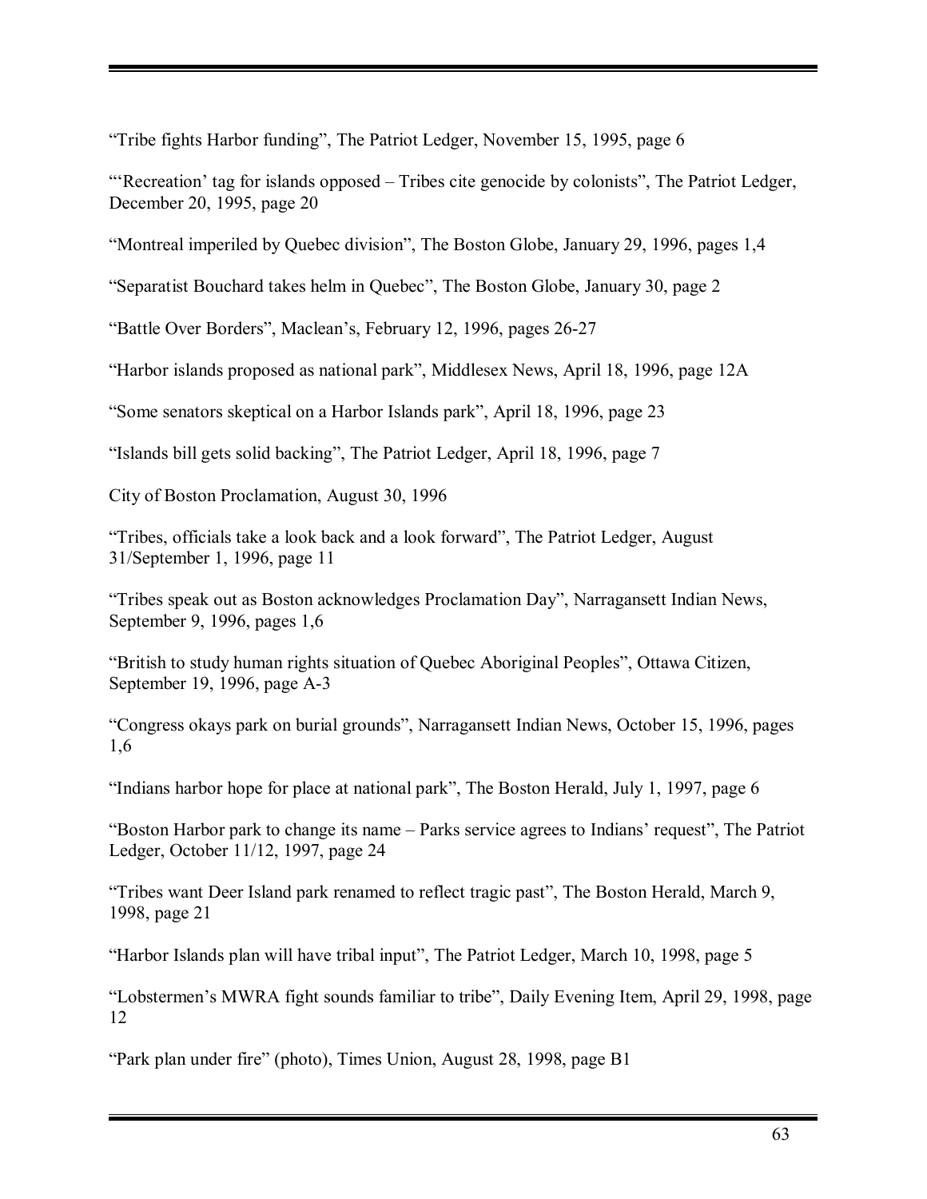"Tribe fights Harbor funding", The Patriot Ledger, November 15, 1995, page 6

"'Recreation' tag for islands opposed – Tribes cite genocide by colonists", The Patriot Ledger, December 20, 1995, page 20

"Montreal imperiled by Quebec division", The Boston Globe, January 29, 1996, pages 1,4

"Separatist Bouchard takes helm in Quebec", The Boston Globe, January 30, page 2

"Battle Over Borders", Maclean's, February 12, 1996, pages 26-27

"Harbor islands proposed as national park", Middlesex News, April 18, 1996, page 12A

"Some senators skeptical on a Harbor Islands park", April 18, 1996, page 23

"Islands bill gets solid backing", The Patriot Ledger, April 18, 1996, page 7

City of Boston Proclamation, August 30, 1996

"Tribes, officials take a look back and a look forward", The Patriot Ledger, August 31/September 1, 1996, page 11

"Tribes speak out as Boston acknowledges Proclamation Day", Narragansett Indian News, September 9, 1996, pages 1,6

"British to study human rights situation of Quebec Aboriginal Peoples", Ottawa Citizen, September 19, 1996, page A-3

"Congress okays park on burial grounds", Narragansett Indian News, October 15, 1996, pages 1,6

"Indians harbor hope for place at national park", The Boston Herald, July 1, 1997, page 6

"Boston Harbor park to change its name – Parks service agrees to Indians' request", The Patriot Ledger, October 11/12, 1997, page 24

"Tribes want Deer Island park renamed to reflect tragic past", The Boston Herald, March 9, 1998, page 21

"Harbor Islands plan will have tribal input", The Patriot Ledger, March 10, 1998, page 5

"Lobstermen's MWRA fight sounds familiar to tribe", Daily Evening Item, April 29, 1998, page 12

"Park plan under fire" (photo), Times Union, August 28, 1998, page B1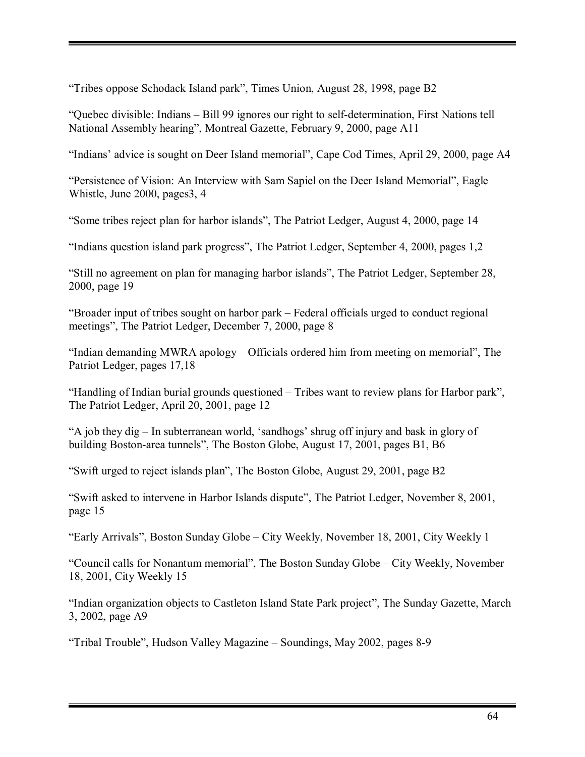“Tribes oppose Schodack Island park”, Times Union, August 28, 1998, page B2

“Quebec divisible: Indians – Bill 99 ignores our right to self-determination, First Nations tell National Assembly hearing”, Montreal Gazette, February 9, 2000, page A11

“Indians’ advice is sought on Deer Island memorial”, Cape Cod Times, April 29, 2000, page A4

“Persistence of Vision: An Interview with Sam Sapiel on the Deer Island Memorial”, Eagle Whistle, June 2000, pages3, 4

“Some tribes reject plan for harbor islands”, The Patriot Ledger, August 4, 2000, page 14

“Indians question island park progress”, The Patriot Ledger, September 4, 2000, pages 1,2

“Still no agreement on plan for managing harbor islands”, The Patriot Ledger, September 28, 2000, page 19

“Broader input of tribes sought on harbor park – Federal officials urged to conduct regional meetings”, The Patriot Ledger, December 7, 2000, page 8

“Indian demanding MWRA apology – Officials ordered him from meeting on memorial”, The Patriot Ledger, pages 17,18

“Handling of Indian burial grounds questioned – Tribes want to review plans for Harbor park”, The Patriot Ledger, April 20, 2001, page 12

“A job they dig – In subterranean world, ‘sandhogs’ shrug off injury and bask in glory of building Boston-area tunnels”, The Boston Globe, August 17, 2001, pages B1, B6

“Swift urged to reject islands plan”, The Boston Globe, August 29, 2001, page B2

“Swift asked to intervene in Harbor Islands dispute”, The Patriot Ledger, November 8, 2001, page 15

“Early Arrivals”, Boston Sunday Globe – City Weekly, November 18, 2001, City Weekly 1

“Council calls for Nonantum memorial”, The Boston Sunday Globe – City Weekly, November 18, 2001, City Weekly 15

“Indian organization objects to Castleton Island State Park project”, The Sunday Gazette, March 3, 2002, page A9

“Tribal Trouble”, Hudson Valley Magazine – Soundings, May 2002, pages 8-9